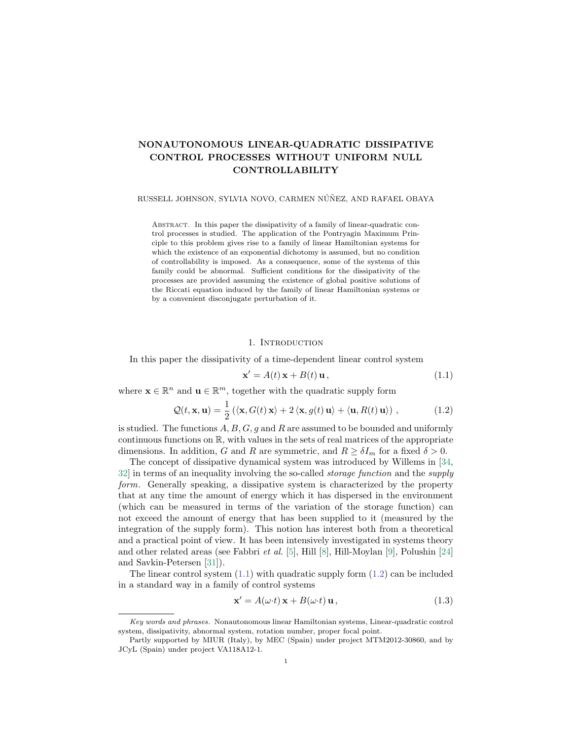# NONAUTONOMOUS LINEAR-QUADRATIC DISSIPATIVE CONTROL PROCESSES WITHOUT UNIFORM NULL CONTROLLABILITY

RUSSELL JOHNSON, SYLVIA NOVO, CARMEN NÚÑEZ, AND RAFAEL OBAYA

Abstract. In this paper the dissipativity of a family of linear-quadratic control processes is studied. The application of the Pontryagin Maximum Principle to this problem gives rise to a family of linear Hamiltonian systems for which the existence of an exponential dichotomy is assumed, but no condition of controllability is imposed. As a consequence, some of the systems of this family could be abnormal. Sufficient conditions for the dissipativity of the processes are provided assuming the existence of global positive solutions of the Riccati equation induced by the family of linear Hamiltonian systems or by a convenient disconjugate perturbation of it.

## 1. Introduction

In this paper the dissipativity of a time-dependent linear control system

$$\mathbf{x}' = A(t)\,\mathbf{x} + B(t)\,\mathbf{u}\,, \tag{1.1}$$

where $\mathbf{x} \in \mathbb{R}^n$ and $\mathbf{u} \in \mathbb{R}^m$, together with the quadratic supply form

$$\mathcal{Q}(t, \mathbf{x}, \mathbf{u}) = \frac{1}{2}\left(\langle \mathbf{x}, G(t)\,\mathbf{x}\rangle + 2\,\langle \mathbf{x}, g(t)\,\mathbf{u}\rangle + \langle \mathbf{u}, R(t)\,\mathbf{u}\rangle\right), \tag{1.2}$$

is studied. The functions $A, B, G, g$ and $R$ are assumed to be bounded and uniformly continuous functions on $\mathbb{R}$, with values in the sets of real matrices of the appropriate dimensions. In addition, $G$ and $R$ are symmetric, and $R \geq \delta I_m$ for a fixed $\delta > 0$.

The concept of dissipative dynamical system was introduced by Willems in [34, 32] in terms of an inequality involving the so-called *storage function* and the *supply form*. Generally speaking, a dissipative system is characterized by the property that at any time the amount of energy which it has dispersed in the environment (which can be measured in terms of the variation of the storage function) can not exceed the amount of energy that has been supplied to it (measured by the integration of the supply form). This notion has interest both from a theoretical and a practical point of view. It has been intensively investigated in systems theory and other related areas (see Fabbri *et al.* [5], Hill [8], Hill-Moylan [9], Polushin [24] and Savkin-Petersen [31]).

The linear control system (1.1) with quadratic supply form (1.2) can be included in a standard way in a family of control systems

$$\mathbf{x}' = A(\omega{\cdot}t)\,\mathbf{x} + B(\omega{\cdot}t)\,\mathbf{u}\,, \tag{1.3}$$

---

*Key words and phrases.* Nonautonomous linear Hamiltonian systems, Linear-quadratic control system, dissipativity, abnormal system, rotation number, proper focal point.

Partly supported by MIUR (Italy), by MEC (Spain) under project MTM2012-30860, and by JCyL (Spain) under project VA118A12-1.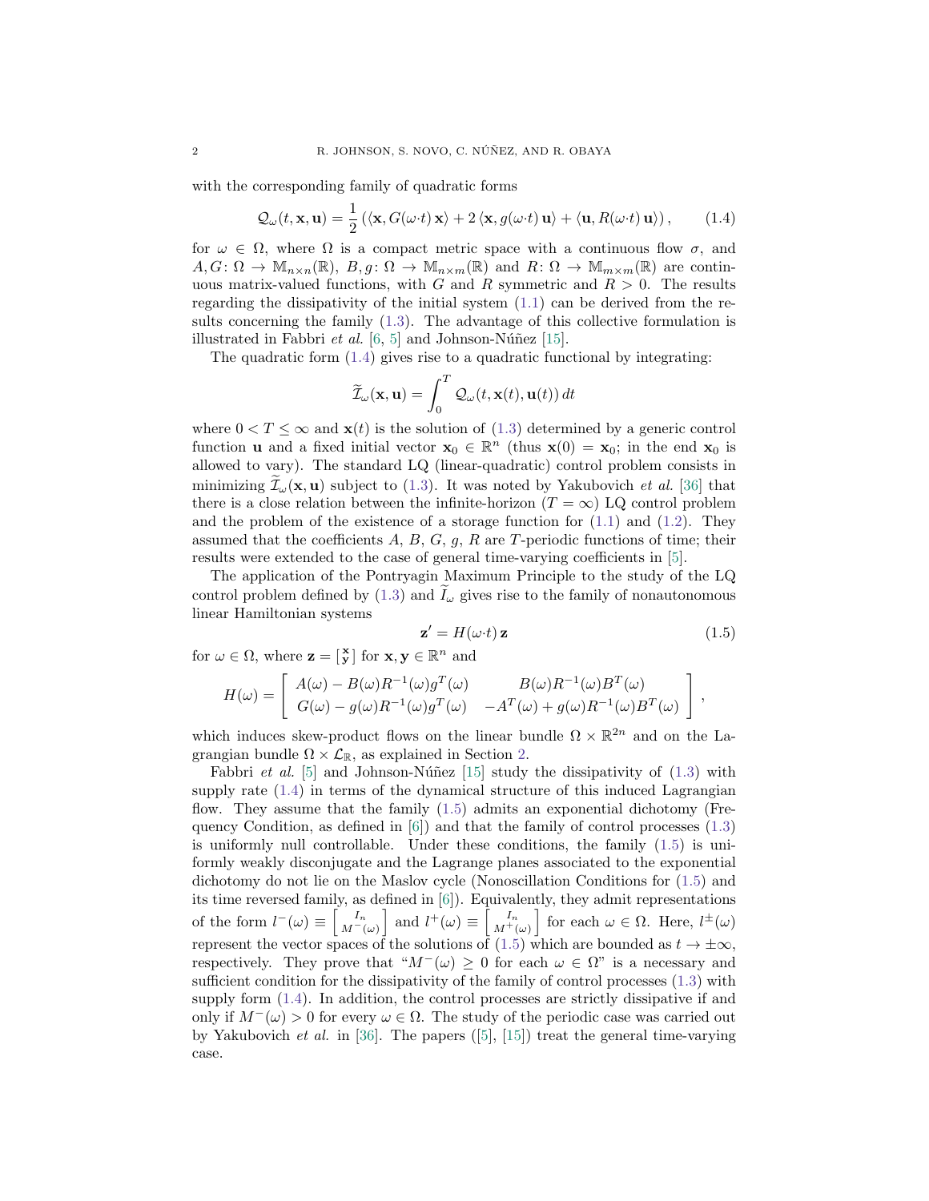with the corresponding family of quadratic forms

$$\mathcal{Q}_\omega(t, \mathbf{x}, \mathbf{u}) = \frac{1}{2}\left(\langle \mathbf{x}, G(\omega{\cdot}t)\,\mathbf{x}\rangle + 2\,\langle \mathbf{x}, g(\omega{\cdot}t)\,\mathbf{u}\rangle + \langle \mathbf{u}, R(\omega{\cdot}t)\,\mathbf{u}\rangle\right), \tag{1.4}$$

for $\omega \in \Omega$, where $\Omega$ is a compact metric space with a continuous flow $\sigma$, and $A, G\colon \Omega \to \mathbb{M}_{n\times n}(\mathbb{R})$, $B, g\colon \Omega \to \mathbb{M}_{n\times m}(\mathbb{R})$ and $R\colon \Omega \to \mathbb{M}_{m\times m}(\mathbb{R})$ are continuous matrix-valued functions, with $G$ and $R$ symmetric and $R > 0$. The results regarding the dissipativity of the initial system (1.1) can be derived from the results concerning the family (1.3). The advantage of this collective formulation is illustrated in Fabbri *et al.* [6, 5] and Johnson-Núñez [15].

The quadratic form (1.4) gives rise to a quadratic functional by integrating:

$$\widetilde{\mathcal{I}}_\omega(\mathbf{x}, \mathbf{u}) = \int_0^T \mathcal{Q}_\omega(t, \mathbf{x}(t), \mathbf{u}(t))\,dt$$

where $0 < T \le \infty$ and $\mathbf{x}(t)$ is the solution of (1.3) determined by a generic control function $\mathbf{u}$ and a fixed initial vector $\mathbf{x}_0 \in \mathbb{R}^n$ (thus $\mathbf{x}(0) = \mathbf{x}_0$; in the end $\mathbf{x}_0$ is allowed to vary). The standard LQ (linear-quadratic) control problem consists in minimizing $\widetilde{\mathcal{I}}_\omega(\mathbf{x}, \mathbf{u})$ subject to (1.3). It was noted by Yakubovich *et al.* [36] that there is a close relation between the infinite-horizon ($T = \infty$) LQ control problem and the problem of the existence of a storage function for (1.1) and (1.2). They assumed that the coefficients $A$, $B$, $G$, $g$, $R$ are $T$-periodic functions of time; their results were extended to the case of general time-varying coefficients in [5].

The application of the Pontryagin Maximum Principle to the study of the LQ control problem defined by (1.3) and $\widetilde{I}_\omega$ gives rise to the family of nonautonomous linear Hamiltonian systems

$$\mathbf{z}' = H(\omega{\cdot}t)\,\mathbf{z} \tag{1.5}$$

for $\omega \in \Omega$, where $\mathbf{z} = \left[\begin{smallmatrix}\mathbf{x}\\ \mathbf{y}\end{smallmatrix}\right]$ for $\mathbf{x}, \mathbf{y} \in \mathbb{R}^n$ and

$$H(\omega) = \left[\begin{array}{cc} A(\omega) - B(\omega)R^{-1}(\omega)g^T(\omega) & B(\omega)R^{-1}(\omega)B^T(\omega) \\ G(\omega) - g(\omega)R^{-1}(\omega)g^T(\omega) & -A^T(\omega) + g(\omega)R^{-1}(\omega)B^T(\omega) \end{array}\right],$$

which induces skew-product flows on the linear bundle $\Omega \times \mathbb{R}^{2n}$ and on the Lagrangian bundle $\Omega \times \mathcal{L}_\mathbb{R}$, as explained in Section 2.

Fabbri *et al.* [5] and Johnson-Núñez [15] study the dissipativity of (1.3) with supply rate (1.4) in terms of the dynamical structure of this induced Lagrangian flow. They assume that the family (1.5) admits an exponential dichotomy (Frequency Condition, as defined in [6]) and that the family of control processes (1.3) is uniformly null controllable. Under these conditions, the family (1.5) is uniformly weakly disconjugate and the Lagrange planes associated to the exponential dichotomy do not lie on the Maslov cycle (Nonoscillation Conditions for (1.5) and its time reversed family, as defined in [6]). Equivalently, they admit representations of the form $l^-(\omega) \equiv \left[\begin{smallmatrix} I_n \\ M^-(\omega)\end{smallmatrix}\right]$ and $l^+(\omega) \equiv \left[\begin{smallmatrix} I_n \\ M^+(\omega)\end{smallmatrix}\right]$ for each $\omega \in \Omega$. Here, $l^\pm(\omega)$ represent the vector spaces of the solutions of (1.5) which are bounded as $t \to \pm\infty$, respectively. They prove that "$M^-(\omega) \ge 0$ for each $\omega \in \Omega$" is a necessary and sufficient condition for the dissipativity of the family of control processes (1.3) with supply form (1.4). In addition, the control processes are strictly dissipative if and only if $M^-(\omega) > 0$ for every $\omega \in \Omega$. The study of the periodic case was carried out by Yakubovich *et al.* in [36]. The papers ([5], [15]) treat the general time-varying case.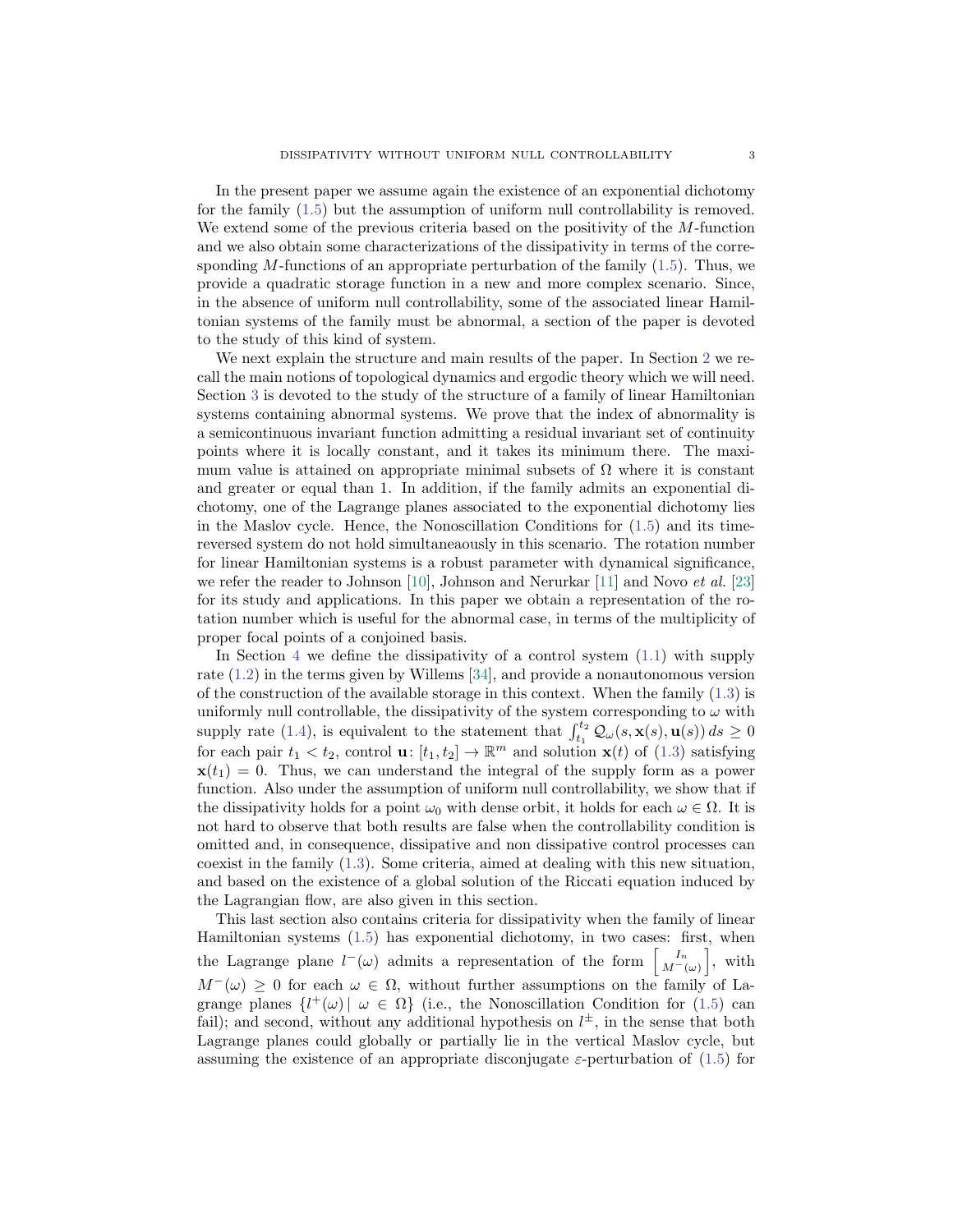In the present paper we assume again the existence of an exponential dichotomy for the family (1.5) but the assumption of uniform null controllability is removed. We extend some of the previous criteria based on the positivity of the $M$-function and we also obtain some characterizations of the dissipativity in terms of the corresponding $M$-functions of an appropriate perturbation of the family (1.5). Thus, we provide a quadratic storage function in a new and more complex scenario. Since, in the absence of uniform null controllability, some of the associated linear Hamiltonian systems of the family must be abnormal, a section of the paper is devoted to the study of this kind of system.

We next explain the structure and main results of the paper. In Section 2 we recall the main notions of topological dynamics and ergodic theory which we will need. Section 3 is devoted to the study of the structure of a family of linear Hamiltonian systems containing abnormal systems. We prove that the index of abnormality is a semicontinuous invariant function admitting a residual invariant set of continuity points where it is locally constant, and it takes its minimum there. The maximum value is attained on appropriate minimal subsets of $\Omega$ where it is constant and greater or equal than 1. In addition, if the family admits an exponential dichotomy, one of the Lagrange planes associated to the exponential dichotomy lies in the Maslov cycle. Hence, the Nonoscillation Conditions for (1.5) and its time-reversed system do not hold simultaneaously in this scenario. The rotation number for linear Hamiltonian systems is a robust parameter with dynamical significance, we refer the reader to Johnson [10], Johnson and Nerurkar [11] and Novo *et al.* [23] for its study and applications. In this paper we obtain a representation of the rotation number which is useful for the abnormal case, in terms of the multiplicity of proper focal points of a conjoined basis.

In Section 4 we define the dissipativity of a control system (1.1) with supply rate (1.2) in the terms given by Willems [34], and provide a nonautonomous version of the construction of the available storage in this context. When the family (1.3) is uniformly null controllable, the dissipativity of the system corresponding to $\omega$ with supply rate (1.4), is equivalent to the statement that $\int_{t_1}^{t_2} \mathcal{Q}_\omega(s, \mathbf{x}(s), \mathbf{u}(s))\, ds \geq 0$ for each pair $t_1 < t_2$, control $\mathbf{u}\colon [t_1, t_2] \to \mathbb{R}^m$ and solution $\mathbf{x}(t)$ of (1.3) satisfying $\mathbf{x}(t_1) = 0$. Thus, we can understand the integral of the supply form as a power function. Also under the assumption of uniform null controllability, we show that if the dissipativity holds for a point $\omega_0$ with dense orbit, it holds for each $\omega \in \Omega$. It is not hard to observe that both results are false when the controllability condition is omitted and, in consequence, dissipative and non dissipative control processes can coexist in the family (1.3). Some criteria, aimed at dealing with this new situation, and based on the existence of a global solution of the Riccati equation induced by the Lagrangian flow, are also given in this section.

This last section also contains criteria for dissipativity when the family of linear Hamiltonian systems (1.5) has exponential dichotomy, in two cases: first, when the Lagrange plane $l^-(\omega)$ admits a representation of the form $\left[\begin{smallmatrix} I_n \\ M^-(\omega) \end{smallmatrix}\right]$, with $M^-(\omega) \geq 0$ for each $\omega \in \Omega$, without further assumptions on the family of Lagrange planes $\{l^+(\omega) \mid \omega \in \Omega\}$ (i.e., the Nonoscillation Condition for (1.5) can fail); and second, without any additional hypothesis on $l^\pm$, in the sense that both Lagrange planes could globally or partially lie in the vertical Maslov cycle, but assuming the existence of an appropriate disconjugate $\varepsilon$-perturbation of (1.5) for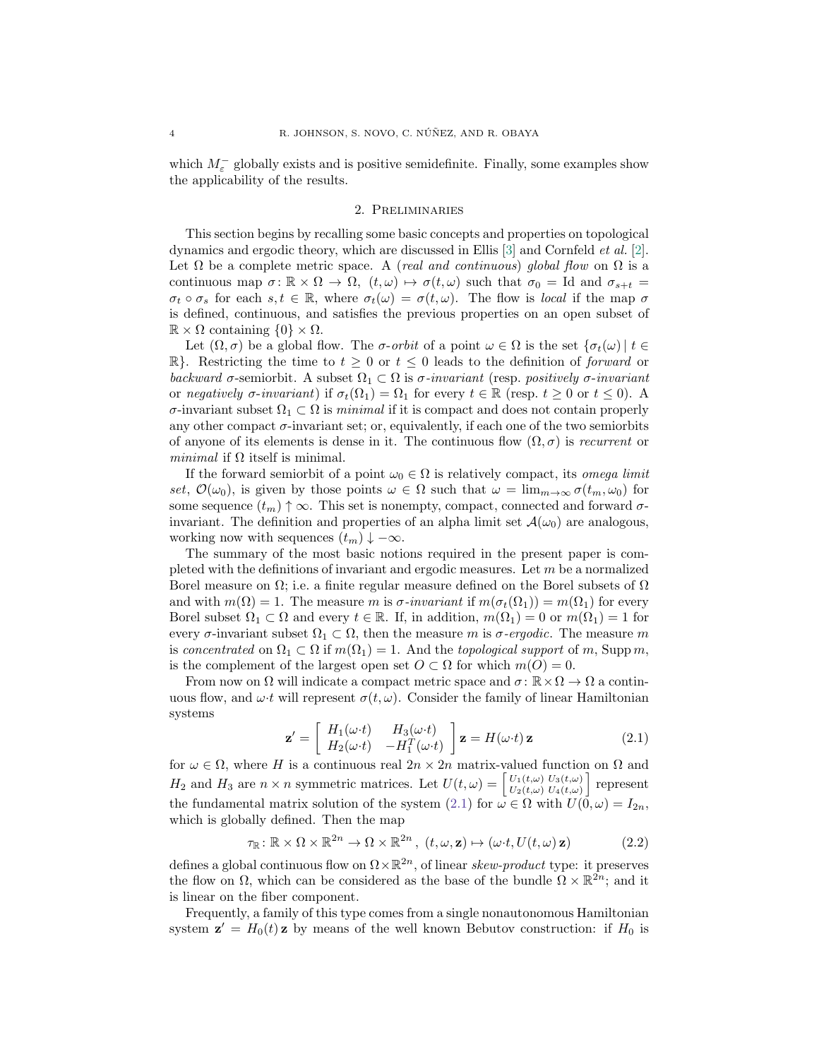which $M_\varepsilon^-$ globally exists and is positive semidefinite. Finally, some examples show the applicability of the results.

## 2. Preliminaries

This section begins by recalling some basic concepts and properties on topological dynamics and ergodic theory, which are discussed in Ellis [3] and Cornfeld *et al.* [2]. Let $\Omega$ be a complete metric space. A (*real and continuous*) *global flow* on $\Omega$ is a continuous map $\sigma\colon \mathbb{R}\times\Omega\to\Omega$, $(t,\omega)\mapsto\sigma(t,\omega)$ such that $\sigma_0=\mathrm{Id}$ and $\sigma_{s+t}=\sigma_t\circ\sigma_s$ for each $s,t\in\mathbb{R}$, where $\sigma_t(\omega)=\sigma(t,\omega)$. The flow is *local* if the map $\sigma$ is defined, continuous, and satisfies the previous properties on an open subset of $\mathbb{R}\times\Omega$ containing $\{0\}\times\Omega$.

Let $(\Omega,\sigma)$ be a global flow. The $\sigma$-*orbit* of a point $\omega\in\Omega$ is the set $\{\sigma_t(\omega)\,|\,t\in\mathbb{R}\}$. Restricting the time to $t\ge 0$ or $t\le 0$ leads to the definition of *forward* or *backward* $\sigma$-semiorbit. A subset $\Omega_1\subset\Omega$ is $\sigma$-*invariant* (resp. *positively $\sigma$-invariant* or *negatively $\sigma$-invariant*) if $\sigma_t(\Omega_1)=\Omega_1$ for every $t\in\mathbb{R}$ (resp. $t\ge 0$ or $t\le 0$). A $\sigma$-invariant subset $\Omega_1\subset\Omega$ is *minimal* if it is compact and does not contain properly any other compact $\sigma$-invariant set; or, equivalently, if each one of the two semiorbits of anyone of its elements is dense in it. The continuous flow $(\Omega,\sigma)$ is *recurrent* or *minimal* if $\Omega$ itself is minimal.

If the forward semiorbit of a point $\omega_0\in\Omega$ is relatively compact, its *omega limit set*, $\mathcal{O}(\omega_0)$, is given by those points $\omega\in\Omega$ such that $\omega=\lim_{m\to\infty}\sigma(t_m,\omega_0)$ for some sequence $(t_m)\uparrow\infty$. This set is nonempty, compact, connected and forward $\sigma$-invariant. The definition and properties of an alpha limit set $\mathcal{A}(\omega_0)$ are analogous, working now with sequences $(t_m)\downarrow-\infty$.

The summary of the most basic notions required in the present paper is completed with the definitions of invariant and ergodic measures. Let $m$ be a normalized Borel measure on $\Omega$; i.e. a finite regular measure defined on the Borel subsets of $\Omega$ and with $m(\Omega)=1$. The measure $m$ is $\sigma$-*invariant* if $m(\sigma_t(\Omega_1))=m(\Omega_1)$ for every Borel subset $\Omega_1\subset\Omega$ and every $t\in\mathbb{R}$. If, in addition, $m(\Omega_1)=0$ or $m(\Omega_1)=1$ for every $\sigma$-invariant subset $\Omega_1\subset\Omega$, then the measure $m$ is $\sigma$-*ergodic*. The measure $m$ is *concentrated* on $\Omega_1\subset\Omega$ if $m(\Omega_1)=1$. And the *topological support* of $m$, $\operatorname{Supp} m$, is the complement of the largest open set $O\subset\Omega$ for which $m(O)=0$.

From now on $\Omega$ will indicate a compact metric space and $\sigma\colon\mathbb{R}\times\Omega\to\Omega$ a continuous flow, and $\omega{\cdot}t$ will represent $\sigma(t,\omega)$. Consider the family of linear Hamiltonian systems

$$\mathbf{z}'=\begin{bmatrix} H_1(\omega{\cdot}t) & H_3(\omega{\cdot}t)\\ H_2(\omega{\cdot}t) & -H_1^T(\omega{\cdot}t)\end{bmatrix}\mathbf{z}=H(\omega{\cdot}t)\,\mathbf{z} \tag{2.1}$$

for $\omega\in\Omega$, where $H$ is a continuous real $2n\times 2n$ matrix-valued function on $\Omega$ and $H_2$ and $H_3$ are $n\times n$ symmetric matrices. Let $U(t,\omega)=\left[\begin{smallmatrix} U_1(t,\omega) & U_3(t,\omega)\\ U_2(t,\omega) & U_4(t,\omega)\end{smallmatrix}\right]$ represent the fundamental matrix solution of the system (2.1) for $\omega\in\Omega$ with $U(0,\omega)=I_{2n}$, which is globally defined. Then the map

$$\tau_{\mathbb{R}}\colon\mathbb{R}\times\Omega\times\mathbb{R}^{2n}\to\Omega\times\mathbb{R}^{2n}\,,\;(t,\omega,\mathbf{z})\mapsto(\omega{\cdot}t,U(t,\omega)\,\mathbf{z}) \tag{2.2}$$

defines a global continuous flow on $\Omega\times\mathbb{R}^{2n}$, of linear *skew-product* type: it preserves the flow on $\Omega$, which can be considered as the base of the bundle $\Omega\times\mathbb{R}^{2n}$; and it is linear on the fiber component.

Frequently, a family of this type comes from a single nonautonomous Hamiltonian system $\mathbf{z}'=H_0(t)\,\mathbf{z}$ by means of the well known Bebutov construction: if $H_0$ is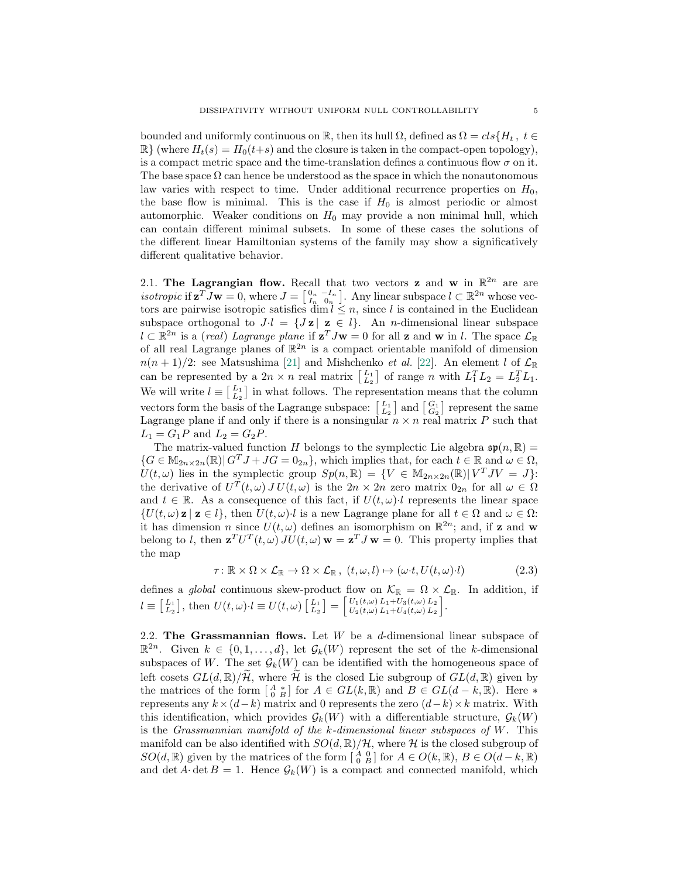bounded and uniformly continuous on $\mathbb{R}$, then its hull $\Omega$, defined as $\Omega = cls\{H_t\,,\ t \in \mathbb{R}\}$ (where $H_t(s) = H_0(t+s)$ and the closure is taken in the compact-open topology), is a compact metric space and the time-translation defines a continuous flow $\sigma$ on it. The base space $\Omega$ can hence be understood as the space in which the nonautonomous law varies with respect to time. Under additional recurrence properties on $H_0$, the base flow is minimal. This is the case if $H_0$ is almost periodic or almost automorphic. Weaker conditions on $H_0$ may provide a non minimal hull, which can contain different minimal subsets. In some of these cases the solutions of the different linear Hamiltonian systems of the family may show a significatively different qualitative behavior.

**2.1. The Lagrangian flow.** Recall that two vectors $\mathbf{z}$ and $\mathbf{w}$ in $\mathbb{R}^{2n}$ are are *isotropic* if $\mathbf{z}^T J\mathbf{w} = 0$, where $J = \left[\begin{smallmatrix} 0_n & -I_n \\ I_n & 0_n \end{smallmatrix}\right]$. Any linear subspace $l \subset \mathbb{R}^{2n}$ whose vectors are pairwise isotropic satisfies $\dim l \le n$, since $l$ is contained in the Euclidean subspace orthogonal to $J{\cdot}l = \{J\,\mathbf{z}\,|\ \mathbf{z} \in l\}$. An $n$-dimensional linear subspace $l \subset \mathbb{R}^{2n}$ is a *(real) Lagrange plane* if $\mathbf{z}^T J\mathbf{w} = 0$ for all $\mathbf{z}$ and $\mathbf{w}$ in $l$. The space $\mathcal{L}_\mathbb{R}$ of all real Lagrange planes of $\mathbb{R}^{2n}$ is a compact orientable manifold of dimension $n(n+1)/2$: see Matsushima [21] and Mishchenko *et al.* [22]. An element $l$ of $\mathcal{L}_\mathbb{R}$ can be represented by a $2n \times n$ real matrix $\left[\begin{smallmatrix} L_1 \\ L_2 \end{smallmatrix}\right]$ of range $n$ with $L_1^T L_2 = L_2^T L_1$. We will write $l \equiv \left[\begin{smallmatrix} L_1 \\ L_2 \end{smallmatrix}\right]$ in what follows. The representation means that the column vectors form the basis of the Lagrange subspace: $\left[\begin{smallmatrix} L_1 \\ L_2 \end{smallmatrix}\right]$ and $\left[\begin{smallmatrix} G_1 \\ G_2 \end{smallmatrix}\right]$ represent the same Lagrange plane if and only if there is a nonsingular $n \times n$ real matrix $P$ such that $L_1 = G_1 P$ and $L_2 = G_2 P$.

The matrix-valued function $H$ belongs to the symplectic Lie algebra $\mathfrak{sp}(n,\mathbb{R}) = \{G \in \mathbb{M}_{2n\times 2n}(\mathbb{R})|\, G^T J + JG = 0_{2n}\}$, which implies that, for each $t \in \mathbb{R}$ and $\omega \in \Omega$, $U(t,\omega)$ lies in the symplectic group $Sp(n,\mathbb{R}) = \{V \in \mathbb{M}_{2n\times 2n}(\mathbb{R})|\, V^T JV = J\}$: the derivative of $U^T(t,\omega)\,J\,U(t,\omega)$ is the $2n \times 2n$ zero matrix $0_{2n}$ for all $\omega \in \Omega$ and $t \in \mathbb{R}$. As a consequence of this fact, if $U(t,\omega){\cdot}l$ represents the linear space $\{U(t,\omega)\,\mathbf{z}\,|\,\mathbf{z} \in l\}$, then $U(t,\omega){\cdot}l$ is a new Lagrange plane for all $t \in \Omega$ and $\omega \in \Omega$: it has dimension $n$ since $U(t,\omega)$ defines an isomorphism on $\mathbb{R}^{2n}$; and, if $\mathbf{z}$ and $\mathbf{w}$ belong to $l$, then $\mathbf{z}^T U^T(t,\omega)\,JU(t,\omega)\,\mathbf{w} = \mathbf{z}^T J\,\mathbf{w} = 0$. This property implies that the map

$$\tau\colon \mathbb{R}\times\Omega\times\mathcal{L}_\mathbb{R} \to \Omega\times\mathcal{L}_\mathbb{R}\,,\ (t,\omega,l) \mapsto (\omega{\cdot}t, U(t,\omega){\cdot}l) \tag{2.3}$$

defines a *global* continuous skew-product flow on $\mathcal{K}_\mathbb{R} = \Omega\times\mathcal{L}_\mathbb{R}$. In addition, if $l \equiv \left[\begin{smallmatrix} L_1 \\ L_2 \end{smallmatrix}\right]$, then $U(t,\omega){\cdot}l \equiv U(t,\omega)\left[\begin{smallmatrix} L_1 \\ L_2 \end{smallmatrix}\right] = \left[\begin{smallmatrix} U_1(t,\omega)\,L_1 + U_3(t,\omega)\,L_2 \\ U_2(t,\omega)\,L_1 + U_4(t,\omega)\,L_2 \end{smallmatrix}\right]$.

**2.2. The Grassmannian flows.** Let $W$ be a $d$-dimensional linear subspace of $\mathbb{R}^{2n}$. Given $k \in \{0,1,\ldots,d\}$, let $\mathcal{G}_k(W)$ represent the set of the $k$-dimensional subspaces of $W$. The set $\mathcal{G}_k(W)$ can be identified with the homogeneous space of left cosets $GL(d,\mathbb{R})/\widetilde{\mathcal{H}}$, where $\widetilde{\mathcal{H}}$ is the closed Lie subgroup of $GL(d,\mathbb{R})$ given by the matrices of the form $\left[\begin{smallmatrix} A & * \\ 0 & B \end{smallmatrix}\right]$ for $A \in GL(k,\mathbb{R})$ and $B \in GL(d-k,\mathbb{R})$. Here $*$ represents any $k\times(d-k)$ matrix and 0 represents the zero $(d-k)\times k$ matrix. With this identification, which provides $\mathcal{G}_k(W)$ with a differentiable structure, $\mathcal{G}_k(W)$ is the *Grassmannian manifold of the $k$-dimensional linear subspaces of $W$*. This manifold can be also identified with $SO(d,\mathbb{R})/\mathcal{H}$, where $\mathcal{H}$ is the closed subgroup of $SO(d,\mathbb{R})$ given by the matrices of the form $\left[\begin{smallmatrix} A & 0 \\ 0 & B \end{smallmatrix}\right]$ for $A \in O(k,\mathbb{R})$, $B \in O(d-k,\mathbb{R})$ and $\det A{\cdot}\det B = 1$. Hence $\mathcal{G}_k(W)$ is a compact and connected manifold, which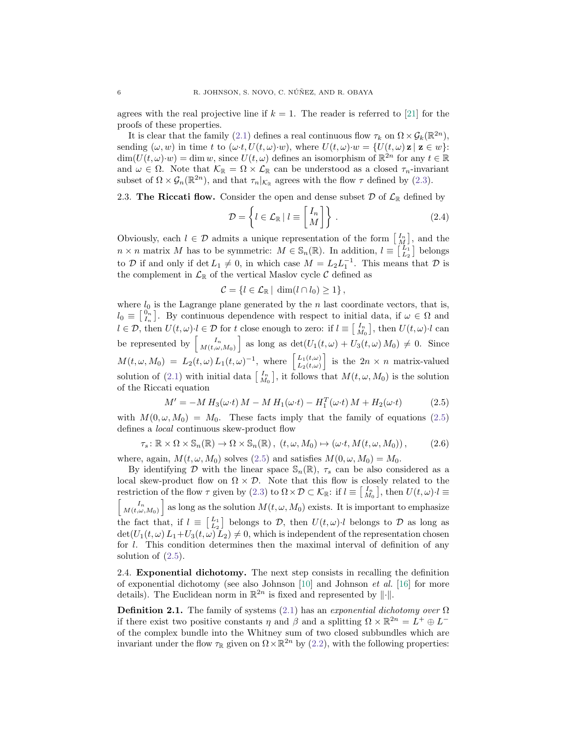agrees with the real projective line if $k = 1$. The reader is referred to [21] for the proofs of these properties.

It is clear that the family (2.1) defines a real continuous flow $\tau_k$ on $\Omega \times \mathcal{G}_k(\mathbb{R}^{2n})$, sending $(\omega, w)$ in time $t$ to $(\omega{\cdot}t, U(t,\omega){\cdot}w)$, where $U(t,\omega){\cdot}w = \{U(t,\omega)\,\mathbf{z} \mid \mathbf{z} \in w\}$: $\dim(U(t,\omega){\cdot}w) = \dim w$, since $U(t,\omega)$ defines an isomorphism of $\mathbb{R}^{2n}$ for any $t \in \mathbb{R}$ and $\omega \in \Omega$. Note that $\mathcal{K}_\mathbb{R} = \Omega \times \mathcal{L}_\mathbb{R}$ can be understood as a closed $\tau_n$-invariant subset of $\Omega \times \mathcal{G}_n(\mathbb{R}^{2n})$, and that $\tau_n|_{\mathcal{K}_\mathbb{R}}$ agrees with the flow $\tau$ defined by (2.3).

### 2.3. **The Riccati flow.**

Consider the open and dense subset $\mathcal{D}$ of $\mathcal{L}_\mathbb{R}$ defined by

$$\mathcal{D} = \left\{ l \in \mathcal{L}_\mathbb{R} \mid l \equiv \begin{bmatrix} I_n \\ M \end{bmatrix} \right\}. \tag{2.4}$$

Obviously, each $l \in \mathcal{D}$ admits a unique representation of the form $\left[\begin{smallmatrix} I_n \\ M \end{smallmatrix}\right]$, and the $n \times n$ matrix $M$ has to be symmetric: $M \in \mathbb{S}_n(\mathbb{R})$. In addition, $l \equiv \left[\begin{smallmatrix} L_1 \\ L_2 \end{smallmatrix}\right]$ belongs to $\mathcal{D}$ if and only if $\det L_1 \neq 0$, in which case $M = L_2 L_1^{-1}$. This means that $\mathcal{D}$ is the complement in $\mathcal{L}_\mathbb{R}$ of the vertical Maslov cycle $\mathcal{C}$ defined as

$$\mathcal{C} = \{ l \in \mathcal{L}_\mathbb{R} \mid \dim(l \cap l_0) \geq 1 \},$$

where $l_0$ is the Lagrange plane generated by the $n$ last coordinate vectors, that is, $l_0 \equiv \left[\begin{smallmatrix} 0_n \\ I_n \end{smallmatrix}\right]$. By continuous dependence with respect to initial data, if $\omega \in \Omega$ and $l \in \mathcal{D}$, then $U(t,\omega){\cdot}l \in \mathcal{D}$ for $t$ close enough to zero: if $l \equiv \left[\begin{smallmatrix} I_n \\ M_0 \end{smallmatrix}\right]$, then $U(t,\omega){\cdot}l$ can be represented by $\left[\begin{smallmatrix} I_n \\ M(t,\omega,M_0) \end{smallmatrix}\right]$ as long as $\det(U_1(t,\omega) + U_3(t,\omega)\,M_0) \neq 0$. Since $M(t,\omega,M_0) = L_2(t,\omega)\,L_1(t,\omega)^{-1}$, where $\left[\begin{smallmatrix} L_1(t,\omega) \\ L_2(t,\omega) \end{smallmatrix}\right]$ is the $2n \times n$ matrix-valued solution of (2.1) with initial data $\left[\begin{smallmatrix} I_n \\ M_0 \end{smallmatrix}\right]$, it follows that $M(t,\omega,M_0)$ is the solution of the Riccati equation

$$M' = -M\,H_3(\omega{\cdot}t)\,M - M\,H_1(\omega{\cdot}t) - H_1^T(\omega{\cdot}t)\,M + H_2(\omega{\cdot}t) \tag{2.5}$$

with $M(0,\omega,M_0) = M_0$. These facts imply that the family of equations (2.5) defines a *local* continuous skew-product flow

$$\tau_s\colon \mathbb{R} \times \Omega \times \mathbb{S}_n(\mathbb{R}) \to \Omega \times \mathbb{S}_n(\mathbb{R}),\ (t,\omega,M_0) \mapsto (\omega{\cdot}t, M(t,\omega,M_0)), \tag{2.6}$$

where, again, $M(t,\omega,M_0)$ solves (2.5) and satisfies $M(0,\omega,M_0) = M_0$.

By identifying $\mathcal{D}$ with the linear space $\mathbb{S}_n(\mathbb{R})$, $\tau_s$ can be also considered as a local skew-product flow on $\Omega \times \mathcal{D}$. Note that this flow is closely related to the restriction of the flow $\tau$ given by (2.3) to $\Omega \times \mathcal{D} \subset \mathcal{K}_\mathbb{R}$: if $l \equiv \left[\begin{smallmatrix} I_n \\ M_0 \end{smallmatrix}\right]$, then $U(t,\omega){\cdot}l \equiv \left[\begin{smallmatrix} I_n \\ M(t,\omega,M_0) \end{smallmatrix}\right]$ as long as the solution $M(t,\omega,M_0)$ exists. It is important to emphasize the fact that, if $l \equiv \left[\begin{smallmatrix} L_1 \\ L_2 \end{smallmatrix}\right]$ belongs to $\mathcal{D}$, then $U(t,\omega){\cdot}l$ belongs to $\mathcal{D}$ as long as $\det(U_1(t,\omega)\,L_1 + U_3(t,\omega)\,L_2) \neq 0$, which is independent of the representation chosen for $l$. This condition determines then the maximal interval of definition of any solution of (2.5).

### 2.4. **Exponential dichotomy.**

The next step consists in recalling the definition of exponential dichotomy (see also Johnson [10] and Johnson *et al.* [16] for more details). The Euclidean norm in $\mathbb{R}^{2n}$ is fixed and represented by $\|{\cdot}\|$.

**Definition 2.1.** The family of systems (2.1) has an *exponential dichotomy over* $\Omega$ if there exist two positive constants $\eta$ and $\beta$ and a splitting $\Omega \times \mathbb{R}^{2n} = L^+ \oplus L^-$ of the complex bundle into the Whitney sum of two closed subbundles which are invariant under the flow $\tau_\mathbb{R}$ given on $\Omega \times \mathbb{R}^{2n}$ by (2.2), with the following properties: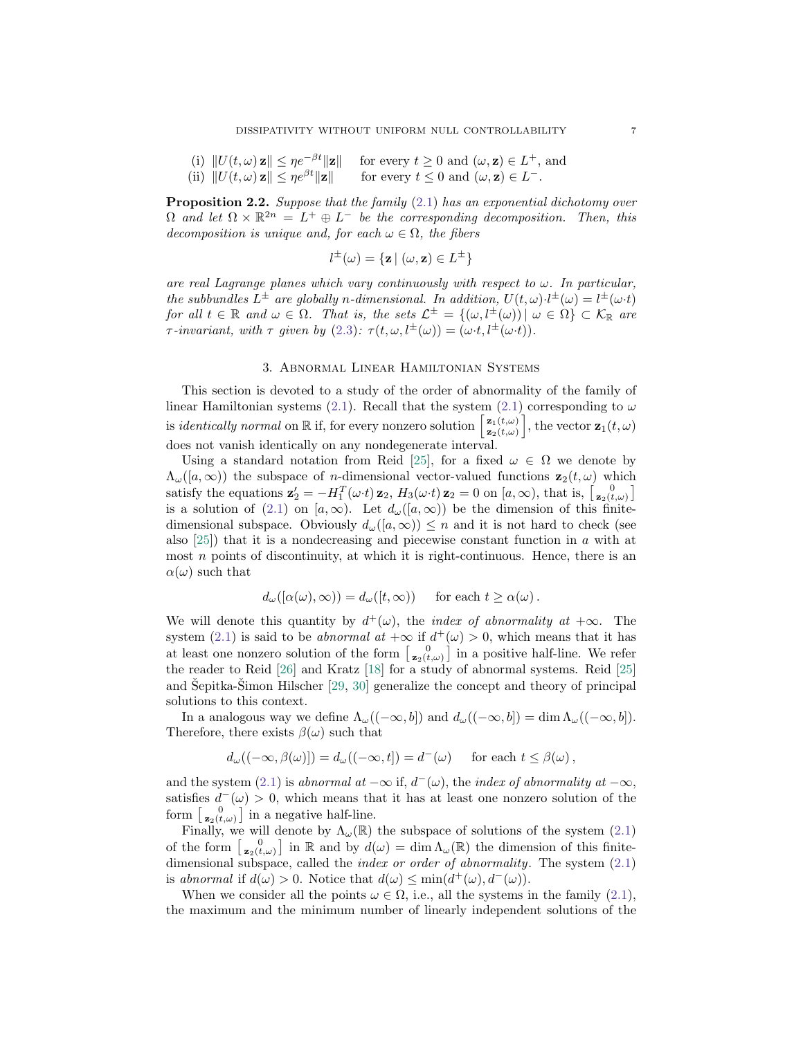(i) $\|U(t,\omega)\,\mathbf{z}\| \le \eta e^{-\beta t}\|\mathbf{z}\|$ for every $t \ge 0$ and $(\omega, \mathbf{z}) \in L^+$, and
(ii) $\|U(t,\omega)\,\mathbf{z}\| \le \eta e^{\beta t}\|\mathbf{z}\|$ for every $t \le 0$ and $(\omega, \mathbf{z}) \in L^-$.

**Proposition 2.2.** *Suppose that the family (2.1) has an exponential dichotomy over $\Omega$ and let $\Omega \times \mathbb{R}^{2n} = L^+ \oplus L^-$ be the corresponding decomposition. Then, this decomposition is unique and, for each $\omega \in \Omega$, the fibers*

$$l^{\pm}(\omega) = \{\mathbf{z} \mid (\omega, \mathbf{z}) \in L^{\pm}\}$$

*are real Lagrange planes which vary continuously with respect to $\omega$. In particular, the subbundles $L^{\pm}$ are globally $n$-dimensional. In addition, $U(t,\omega)\cdot l^{\pm}(\omega) = l^{\pm}(\omega{\cdot}t)$ for all $t \in \mathbb{R}$ and $\omega \in \Omega$. That is, the sets $\mathcal{L}^{\pm} = \{(\omega, l^{\pm}(\omega)) \mid \omega \in \Omega\} \subset \mathcal{K}_{\mathbb{R}}$ are $\tau$-invariant, with $\tau$ given by (2.3): $\tau(t, \omega, l^{\pm}(\omega)) = (\omega{\cdot}t, l^{\pm}(\omega{\cdot}t))$.*

## 3. Abnormal Linear Hamiltonian Systems

This section is devoted to a study of the order of abnormality of the family of linear Hamiltonian systems (2.1). Recall that the system (2.1) corresponding to $\omega$ is *identically normal* on $\mathbb{R}$ if, for every nonzero solution $\left[\begin{smallmatrix}\mathbf{z}_1(t,\omega)\\ \mathbf{z}_2(t,\omega)\end{smallmatrix}\right]$, the vector $\mathbf{z}_1(t,\omega)$ does not vanish identically on any nondegenerate interval.

Using a standard notation from Reid [25], for a fixed $\omega \in \Omega$ we denote by $\Lambda_\omega([a,\infty))$ the subspace of $n$-dimensional vector-valued functions $\mathbf{z}_2(t,\omega)$ which satisfy the equations $\mathbf{z}_2' = -H_1^T(\omega{\cdot}t)\,\mathbf{z}_2$, $H_3(\omega{\cdot}t)\,\mathbf{z}_2 = 0$ on $[a,\infty)$, that is, $\left[\begin{smallmatrix}0\\ \mathbf{z}_2(t,\omega)\end{smallmatrix}\right]$ is a solution of (2.1) on $[a,\infty)$. Let $d_\omega([a,\infty))$ be the dimension of this finite-dimensional subspace. Obviously $d_\omega([a,\infty)) \le n$ and it is not hard to check (see also [25]) that it is a nondecreasing and piecewise constant function in $a$ with at most $n$ points of discontinuity, at which it is right-continuous. Hence, there is an $\alpha(\omega)$ such that

$$d_\omega([\alpha(\omega),\infty)) = d_\omega([t,\infty)) \quad \text{ for each } t \ge \alpha(\omega)\,.$$

We will denote this quantity by $d^+(\omega)$, the *index of abnormality at $+\infty$*. The system (2.1) is said to be *abnormal at $+\infty$* if $d^+(\omega) > 0$, which means that it has at least one nonzero solution of the form $\left[\begin{smallmatrix}0\\ \mathbf{z}_2(t,\omega)\end{smallmatrix}\right]$ in a positive half-line. We refer the reader to Reid [26] and Kratz [18] for a study of abnormal systems. Reid [25] and Šepitka-Šimon Hilscher [29, 30] generalize the concept and theory of principal solutions to this context.

In a analogous way we define $\Lambda_\omega((-\infty,b])$ and $d_\omega((-\infty,b]) = \dim \Lambda_\omega((-\infty,b])$. Therefore, there exists $\beta(\omega)$ such that

$$d_\omega((-\infty,\beta(\omega)]) = d_\omega((-\infty,t]) = d^-(\omega) \quad \text{ for each } t \le \beta(\omega)\,,$$

and the system (2.1) is *abnormal at $-\infty$* if, $d^-(\omega)$, the *index of abnormality at $-\infty$*, satisfies $d^-(\omega) > 0$, which means that it has at least one nonzero solution of the form $\left[\begin{smallmatrix}0\\ \mathbf{z}_2(t,\omega)\end{smallmatrix}\right]$ in a negative half-line.

Finally, we will denote by $\Lambda_\omega(\mathbb{R})$ the subspace of solutions of the system (2.1) of the form $\left[\begin{smallmatrix}0\\ \mathbf{z}_2(t,\omega)\end{smallmatrix}\right]$ in $\mathbb{R}$ and by $d(\omega) = \dim \Lambda_\omega(\mathbb{R})$ the dimension of this finite-dimensional subspace, called the *index or order of abnormality*. The system (2.1) is *abnormal* if $d(\omega) > 0$. Notice that $d(\omega) \le \min(d^+(\omega), d^-(\omega))$.

When we consider all the points $\omega \in \Omega$, i.e., all the systems in the family (2.1), the maximum and the minimum number of linearly independent solutions of the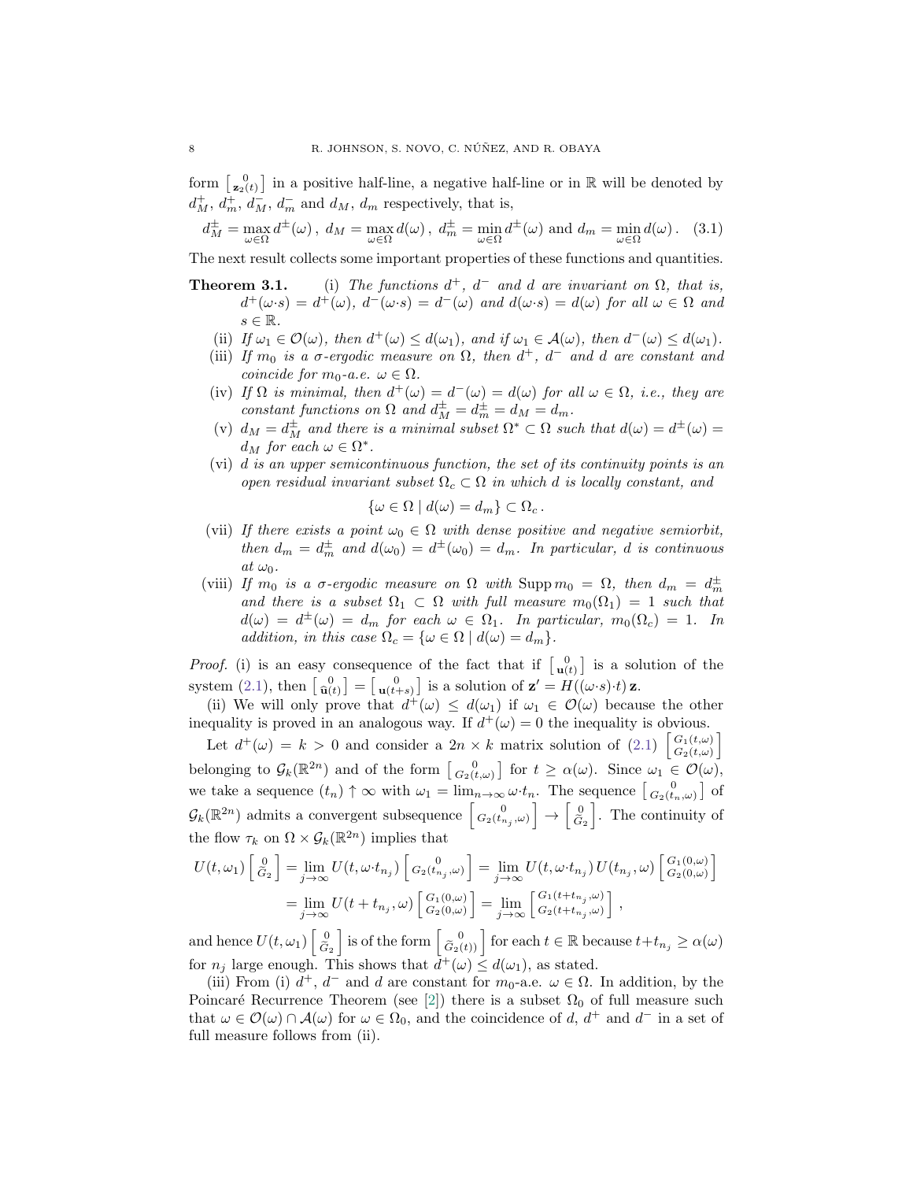form $\left[\begin{smallmatrix} 0 \\ \mathbf{z}_2(t) \end{smallmatrix}\right]$ in a positive half-line, a negative half-line or in $\mathbb{R}$ will be denoted by $d_M^+$, $d_m^+$, $d_M^-$, $d_m^-$ and $d_M$, $d_m$ respectively, that is,

$$d_M^{\pm} = \max_{\omega\in\Omega} d^{\pm}(\omega)\,,\; d_M = \max_{\omega\in\Omega} d(\omega)\,,\; d_m^{\pm} = \min_{\omega\in\Omega} d^{\pm}(\omega) \text{ and } d_m = \min_{\omega\in\Omega} d(\omega)\,. \quad (3.1)$$

The next result collects some important properties of these functions and quantities.

**Theorem 3.1.** (i) *The functions $d^+$, $d^-$ and $d$ are invariant on $\Omega$, that is, $d^+(\omega{\cdot}s) = d^+(\omega)$, $d^-(\omega{\cdot}s) = d^-(\omega)$ and $d(\omega{\cdot}s) = d(\omega)$ for all $\omega \in \Omega$ and $s \in \mathbb{R}$.*

(ii) *If $\omega_1 \in \mathcal{O}(\omega)$, then $d^+(\omega) \le d(\omega_1)$, and if $\omega_1 \in \mathcal{A}(\omega)$, then $d^-(\omega) \le d(\omega_1)$.*

(iii) *If $m_0$ is a $\sigma$-ergodic measure on $\Omega$, then $d^+$, $d^-$ and $d$ are constant and coincide for $m_0$-a.e. $\omega \in \Omega$.*

(iv) *If $\Omega$ is minimal, then $d^+(\omega) = d^-(\omega) = d(\omega)$ for all $\omega \in \Omega$, i.e., they are constant functions on $\Omega$ and $d_M^{\pm} = d_m^{\pm} = d_M = d_m$.*

(v) *$d_M = d_M^{\pm}$ and there is a minimal subset $\Omega^* \subset \Omega$ such that $d(\omega) = d^{\pm}(\omega) = d_M$ for each $\omega \in \Omega^*$.*

(vi) *$d$ is an upper semicontinuous function, the set of its continuity points is an open residual invariant subset $\Omega_c \subset \Omega$ in which $d$ is locally constant, and*

$$\{\omega \in \Omega \mid d(\omega) = d_m\} \subset \Omega_c\,.$$

(vii) *If there exists a point $\omega_0 \in \Omega$ with dense positive and negative semiorbit, then $d_m = d_m^{\pm}$ and $d(\omega_0) = d^{\pm}(\omega_0) = d_m$. In particular, $d$ is continuous at $\omega_0$.*

(viii) *If $m_0$ is a $\sigma$-ergodic measure on $\Omega$ with $\operatorname{Supp} m_0 = \Omega$, then $d_m = d_m^{\pm}$ and there is a subset $\Omega_1 \subset \Omega$ with full measure $m_0(\Omega_1) = 1$ such that $d(\omega) = d^{\pm}(\omega) = d_m$ for each $\omega \in \Omega_1$. In particular, $m_0(\Omega_c) = 1$. In addition, in this case $\Omega_c = \{\omega \in \Omega \mid d(\omega) = d_m\}$.*

*Proof.* (i) is an easy consequence of the fact that if $\left[\begin{smallmatrix} 0 \\ \mathbf{u}(t) \end{smallmatrix}\right]$ is a solution of the system (2.1), then $\left[\begin{smallmatrix} 0 \\ \widehat{\mathbf{u}}(t) \end{smallmatrix}\right] = \left[\begin{smallmatrix} 0 \\ \mathbf{u}(t+s) \end{smallmatrix}\right]$ is a solution of $\mathbf{z}' = H((\omega{\cdot}s){\cdot}t)\,\mathbf{z}$.

(ii) We will only prove that $d^+(\omega) \le d(\omega_1)$ if $\omega_1 \in \mathcal{O}(\omega)$ because the other inequality is proved in an analogous way. If $d^+(\omega) = 0$ the inequality is obvious.

Let $d^+(\omega) = k > 0$ and consider a $2n \times k$ matrix solution of (2.1) $\left[\begin{smallmatrix} G_1(t,\omega) \\ G_2(t,\omega) \end{smallmatrix}\right]$ belonging to $\mathcal{G}_k(\mathbb{R}^{2n})$ and of the form $\left[\begin{smallmatrix} 0 \\ G_2(t,\omega) \end{smallmatrix}\right]$ for $t \ge \alpha(\omega)$. Since $\omega_1 \in \mathcal{O}(\omega)$, we take a sequence $(t_n) \uparrow \infty$ with $\omega_1 = \lim_{n\to\infty} \omega{\cdot}t_n$. The sequence $\left[\begin{smallmatrix} 0 \\ G_2(t_n,\omega) \end{smallmatrix}\right]$ of $\mathcal{G}_k(\mathbb{R}^{2n})$ admits a convergent subsequence $\left[\begin{smallmatrix} 0 \\ G_2(t_{n_j},\omega) \end{smallmatrix}\right] \to \left[\begin{smallmatrix} 0 \\ \widetilde{G}_2 \end{smallmatrix}\right]$. The continuity of the flow $\tau_k$ on $\Omega \times \mathcal{G}_k(\mathbb{R}^{2n})$ implies that

$$\begin{aligned} U(t,\omega_1)\left[\begin{smallmatrix} 0 \\ \widetilde{G}_2 \end{smallmatrix}\right] &= \lim_{j\to\infty} U(t,\omega{\cdot}t_{n_j})\left[\begin{smallmatrix} 0 \\ G_2(t_{n_j},\omega) \end{smallmatrix}\right] = \lim_{j\to\infty} U(t,\omega{\cdot}t_{n_j})\,U(t_{n_j},\omega)\left[\begin{smallmatrix} G_1(0,\omega) \\ G_2(0,\omega) \end{smallmatrix}\right] \\ &= \lim_{j\to\infty} U(t+t_{n_j},\omega)\left[\begin{smallmatrix} G_1(0,\omega) \\ G_2(0,\omega) \end{smallmatrix}\right] = \lim_{j\to\infty} \left[\begin{smallmatrix} G_1(t+t_{n_j},\omega) \\ G_2(t+t_{n_j},\omega) \end{smallmatrix}\right], \end{aligned}$$

and hence $U(t,\omega_1)\left[\begin{smallmatrix} 0 \\ \widetilde{G}_2 \end{smallmatrix}\right]$ is of the form $\left[\begin{smallmatrix} 0 \\ \widetilde{G}_2(t)) \end{smallmatrix}\right]$ for each $t \in \mathbb{R}$ because $t+t_{n_j} \ge \alpha(\omega)$ for $n_j$ large enough. This shows that $d^+(\omega) \le d(\omega_1)$, as stated.

(iii) From (i) $d^+$, $d^-$ and $d$ are constant for $m_0$-a.e. $\omega \in \Omega$. In addition, by the Poincaré Recurrence Theorem (see [2]) there is a subset $\Omega_0$ of full measure such that $\omega \in \mathcal{O}(\omega) \cap \mathcal{A}(\omega)$ for $\omega \in \Omega_0$, and the coincidence of $d$, $d^+$ and $d^-$ in a set of full measure follows from (ii).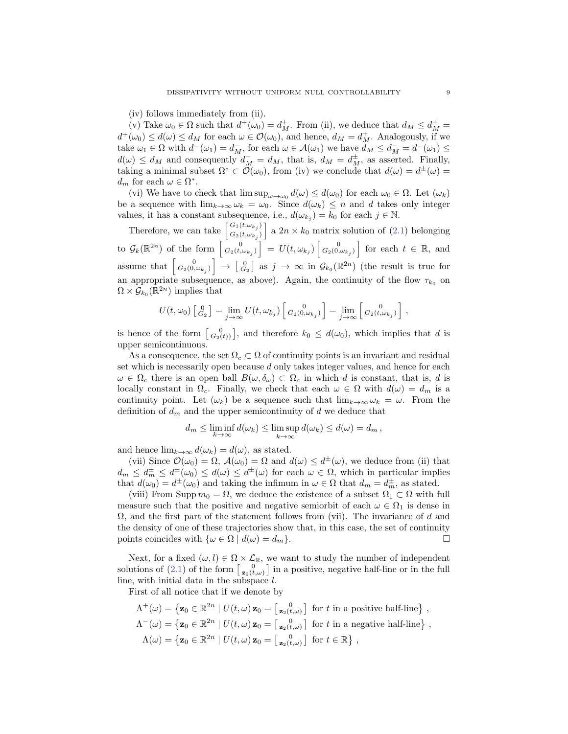(iv) follows immediately from (ii).

(v) Take $\omega_0 \in \Omega$ such that $d^+(\omega_0) = d_M^+$. From (ii), we deduce that $d_M \le d_M^+ = d^+(\omega_0) \le d(\omega) \le d_M$ for each $\omega \in \mathcal{O}(\omega_0)$, and hence, $d_M = d_M^+$. Analogously, if we take $\omega_1 \in \Omega$ with $d^-(\omega_1) = d_M^-$, for each $\omega \in \mathcal{A}(\omega_1)$ we have $d_M \le d_M^- = d^-(\omega_1) \le d(\omega) \le d_M$ and consequently $d_M^- = d_M$, that is, $d_M = d_M^\pm$, as asserted. Finally, taking a minimal subset $\Omega^* \subset \mathcal{O}(\omega_0)$, from (iv) we conclude that $d(\omega) = d^\pm(\omega) = d_m$ for each $\omega \in \Omega^*$.

(vi) We have to check that $\limsup_{\omega \to \omega_0} d(\omega) \le d(\omega_0)$ for each $\omega_0 \in \Omega$. Let $(\omega_k)$ be a sequence with $\lim_{k\to\infty} \omega_k = \omega_0$. Since $d(\omega_k) \le n$ and $d$ takes only integer values, it has a constant subsequence, i.e., $d(\omega_{k_j}) = k_0$ for each $j \in \mathbb{N}$.

Therefore, we can take $\left[\begin{smallmatrix} G_1(t,\omega_{k_j}) \\ G_2(t,\omega_{k_j}) \end{smallmatrix}\right]$ a $2n \times k_0$ matrix solution of (2.1) belonging to $\mathcal{G}_k(\mathbb{R}^{2n})$ of the form $\left[\begin{smallmatrix} 0 \\ G_2(t,\omega_{k_j}) \end{smallmatrix}\right] = U(t,\omega_{k_j}) \left[\begin{smallmatrix} 0 \\ G_2(0,\omega_{k_j}) \end{smallmatrix}\right]$ for each $t \in \mathbb{R}$, and assume that $\left[\begin{smallmatrix} 0 \\ G_2(0,\omega_{k_j}) \end{smallmatrix}\right] \to \left[\begin{smallmatrix} 0 \\ G_2 \end{smallmatrix}\right]$ as $j \to \infty$ in $\mathcal{G}_{k_0}(\mathbb{R}^{2n})$ (the result is true for an appropriate subsequence, as above). Again, the continuity of the flow $\tau_{k_0}$ on $\Omega \times \mathcal{G}_{k_0}(\mathbb{R}^{2n})$ implies that

$$U(t,\omega_0) \left[\begin{smallmatrix} 0 \\ G_2 \end{smallmatrix}\right] = \lim_{j\to\infty} U(t,\omega_{k_j}) \left[\begin{smallmatrix} 0 \\ G_2(0,\omega_{k_j}) \end{smallmatrix}\right] = \lim_{j\to\infty} \left[\begin{smallmatrix} 0 \\ G_2(t,\omega_{k_j}) \end{smallmatrix}\right],$$

is hence of the form $\left[\begin{smallmatrix} 0 \\ G_2(t)) \end{smallmatrix}\right]$, and therefore $k_0 \le d(\omega_0)$, which implies that $d$ is upper semicontinuous.

As a consequence, the set $\Omega_c \subset \Omega$ of continuity points is an invariant and residual set which is necessarily open because $d$ only takes integer values, and hence for each $\omega \in \Omega_c$ there is an open ball $B(\omega, \delta_\omega) \subset \Omega_c$ in which $d$ is constant, that is, $d$ is locally constant in $\Omega_c$. Finally, we check that each $\omega \in \Omega$ with $d(\omega) = d_m$ is a continuity point. Let $(\omega_k)$ be a sequence such that $\lim_{k\to\infty} \omega_k = \omega$. From the definition of $d_m$ and the upper semicontinuity of $d$ we deduce that

$$d_m \le \liminf_{k\to\infty} d(\omega_k) \le \limsup_{k\to\infty} d(\omega_k) \le d(\omega) = d_m\,,$$

and hence $\lim_{k\to\infty} d(\omega_k) = d(\omega)$, as stated.

(vii) Since $\mathcal{O}(\omega_0) = \Omega$, $\mathcal{A}(\omega_0) = \Omega$ and $d(\omega) \le d^\pm(\omega)$, we deduce from (ii) that $d_m \le d_m^\pm \le d^\pm(\omega_0) \le d(\omega) \le d^\pm(\omega)$ for each $\omega \in \Omega$, which in particular implies that $d(\omega_0) = d^\pm(\omega_0)$ and taking the infimum in $\omega \in \Omega$ that $d_m = d_m^\pm$, as stated.

(viii) From $\operatorname{Supp} m_0 = \Omega$, we deduce the existence of a subset $\Omega_1 \subset \Omega$ with full measure such that the positive and negative semiorbit of each $\omega \in \Omega_1$ is dense in $\Omega$, and the first part of the statement follows from (vii). The invariance of $d$ and the density of one of these trajectories show that, in this case, the set of continuity points coincides with $\{\omega \in \Omega \mid d(\omega) = d_m\}$. □

Next, for a fixed $(\omega, l) \in \Omega \times \mathcal{L}_\mathbb{R}$, we want to study the number of independent solutions of (2.1) of the form $\left[\begin{smallmatrix} 0 \\ \mathbf{z}_2(t,\omega) \end{smallmatrix}\right]$ in a positive, negative half-line or in the full line, with initial data in the subspace $l$.

First of all notice that if we denote by

$$\begin{aligned}
\Lambda^+(\omega) &= \left\{\mathbf{z}_0 \in \mathbb{R}^{2n} \mid U(t,\omega)\,\mathbf{z}_0 = \left[\begin{smallmatrix} 0 \\ \mathbf{z}_2(t,\omega) \end{smallmatrix}\right] \text{ for } t \text{ in a positive half-line}\right\}\,,\\
\Lambda^-(\omega) &= \left\{\mathbf{z}_0 \in \mathbb{R}^{2n} \mid U(t,\omega)\,\mathbf{z}_0 = \left[\begin{smallmatrix} 0 \\ \mathbf{z}_2(t,\omega) \end{smallmatrix}\right] \text{ for } t \text{ in a negative half-line}\right\}\,,\\
\Lambda(\omega) &= \left\{\mathbf{z}_0 \in \mathbb{R}^{2n} \mid U(t,\omega)\,\mathbf{z}_0 = \left[\begin{smallmatrix} 0 \\ \mathbf{z}_2(t,\omega) \end{smallmatrix}\right] \text{ for } t \in \mathbb{R}\right\}\,,
\end{aligned}$$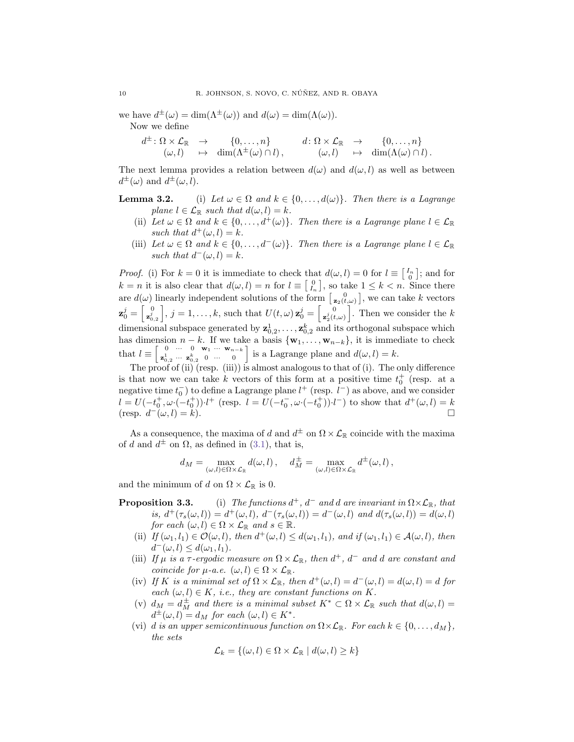we have $d^{\pm}(\omega) = \dim(\Lambda^{\pm}(\omega))$ and $d(\omega) = \dim(\Lambda(\omega))$.

Now we define

$$
\begin{array}{rcl} d^{\pm}\colon \Omega \times \mathcal{L}_{\mathbb{R}} & \to & \{0,\ldots,n\} \\ (\omega,l) & \mapsto & \dim(\Lambda^{\pm}(\omega)\cap l)\,, \end{array} \qquad \begin{array}{rcl} d\colon \Omega \times \mathcal{L}_{\mathbb{R}} & \to & \{0,\ldots,n\} \\ (\omega,l) & \mapsto & \dim(\Lambda(\omega)\cap l)\,. \end{array}
$$

The next lemma provides a relation between $d(\omega)$ and $d(\omega,l)$ as well as between $d^{\pm}(\omega)$ and $d^{\pm}(\omega,l)$.

**Lemma 3.2.** (i) *Let $\omega \in \Omega$ and $k \in \{0,\ldots,d(\omega)\}$. Then there is a Lagrange plane $l \in \mathcal{L}_{\mathbb{R}}$ such that $d(\omega,l) = k$.*

(ii) *Let $\omega \in \Omega$ and $k \in \{0,\ldots,d^{+}(\omega)\}$. Then there is a Lagrange plane $l \in \mathcal{L}_{\mathbb{R}}$ such that $d^{+}(\omega,l) = k$.*

(iii) *Let $\omega \in \Omega$ and $k \in \{0,\ldots,d^{-}(\omega)\}$. Then there is a Lagrange plane $l \in \mathcal{L}_{\mathbb{R}}$ such that $d^{-}(\omega,l) = k$.*

*Proof.* (i) For $k=0$ it is immediate to check that $d(\omega,l)=0$ for $l \equiv \left[\begin{smallmatrix} I_n \\ 0 \end{smallmatrix}\right]$; and for $k=n$ it is also clear that $d(\omega,l)=n$ for $l \equiv \left[\begin{smallmatrix} 0 \\ I_n \end{smallmatrix}\right]$, so take $1 \le k < n$. Since there are $d(\omega)$ linearly independent solutions of the form $\left[\begin{smallmatrix} 0 \\ \mathbf{z}_2(t,\omega) \end{smallmatrix}\right]$, we can take $k$ vectors $\mathbf{z}_0^j = \left[\begin{smallmatrix} 0 \\ \mathbf{z}_{0,2}^j \end{smallmatrix}\right]$, $j=1,\ldots,k$, such that $U(t,\omega)\,\mathbf{z}_0^j = \left[\begin{smallmatrix} 0 \\ \mathbf{z}_2^j(t,\omega) \end{smallmatrix}\right]$. Then we consider the $k$ dimensional subspace generated by $\mathbf{z}_{0,2}^1,\ldots,\mathbf{z}_{0,2}^k$ and its orthogonal subspace which has dimension $n-k$. If we take a basis $\{\mathbf{w}_1,\ldots,\mathbf{w}_{n-k}\}$, it is immediate to check that $l \equiv \left[\begin{smallmatrix} 0 & \cdots & 0 & \mathbf{w}_1 & \cdots & \mathbf{w}_{n-k} \\ \mathbf{z}_{0,2}^1 & \cdots & \mathbf{z}_{0,2}^k & 0 & \cdots & 0 \end{smallmatrix}\right]$ is a Lagrange plane and $d(\omega,l)=k$.

The proof of (ii) (resp. (iii)) is almost analogous to that of (i). The only difference is that now we can take $k$ vectors of this form at a positive time $t_0^+$ (resp. at a negative time $t_0^-$) to define a Lagrange plane $l^+$ (resp. $l^-$) as above, and we consider $l = U(-t_0^+,\omega{\cdot}(-t_0^+)){\cdot}l^+$ (resp. $l = U(-t_0^-,\omega{\cdot}(-t_0^+)){\cdot}l^-$) to show that $d^+(\omega,l)=k$ (resp. $d^-(\omega,l)=k$). $\square$

As a consequence, the maxima of $d$ and $d^{\pm}$ on $\Omega \times \mathcal{L}_{\mathbb{R}}$ coincide with the maxima of $d$ and $d^{\pm}$ on $\Omega$, as defined in (3.1), that is,

$$
d_M = \max_{(\omega,l)\in\Omega\times\mathcal{L}_{\mathbb{R}}} d(\omega,l)\,, \quad d_M^{\pm} = \max_{(\omega,l)\in\Omega\times\mathcal{L}_{\mathbb{R}}} d^{\pm}(\omega,l)\,,
$$

and the minimum of $d$ on $\Omega \times \mathcal{L}_{\mathbb{R}}$ is 0.

**Proposition 3.3.** (i) *The functions $d^+$, $d^-$ and $d$ are invariant in $\Omega\times\mathcal{L}_{\mathbb{R}}$, that is, $d^+(\tau_s(\omega,l)) = d^+(\omega,l)$, $d^-(\tau_s(\omega,l)) = d^-(\omega,l)$ and $d(\tau_s(\omega,l)) = d(\omega,l)$ for each $(\omega,l)\in\Omega\times\mathcal{L}_{\mathbb{R}}$ and $s\in\mathbb{R}$.*

(ii) *If $(\omega_1,l_1)\in\mathcal{O}(\omega,l)$, then $d^+(\omega,l)\le d(\omega_1,l_1)$, and if $(\omega_1,l_1)\in\mathcal{A}(\omega,l)$, then $d^-(\omega,l)\le d(\omega_1,l_1)$.*

(iii) *If $\mu$ is a $\tau$-ergodic measure on $\Omega\times\mathcal{L}_{\mathbb{R}}$, then $d^+$, $d^-$ and $d$ are constant and coincide for $\mu$-a.e. $(\omega,l)\in\Omega\times\mathcal{L}_{\mathbb{R}}$.*

(iv) *If $K$ is a minimal set of $\Omega\times\mathcal{L}_{\mathbb{R}}$, then $d^+(\omega,l) = d^-(\omega,l) = d(\omega,l) = d$ for each $(\omega,l)\in K$, i.e., they are constant functions on $K$.*

(v) *$d_M = d_M^{\pm}$ and there is a minimal subset $K^*\subset\Omega\times\mathcal{L}_{\mathbb{R}}$ such that $d(\omega,l) = d^{\pm}(\omega,l) = d_M$ for each $(\omega,l)\in K^*$.*

(vi) *$d$ is an upper semicontinuous function on $\Omega\times\mathcal{L}_{\mathbb{R}}$. For each $k\in\{0,\ldots,d_M\}$, the sets*

$$
\mathcal{L}_k = \{(\omega,l)\in\Omega\times\mathcal{L}_{\mathbb{R}} \mid d(\omega,l)\ge k\}
$$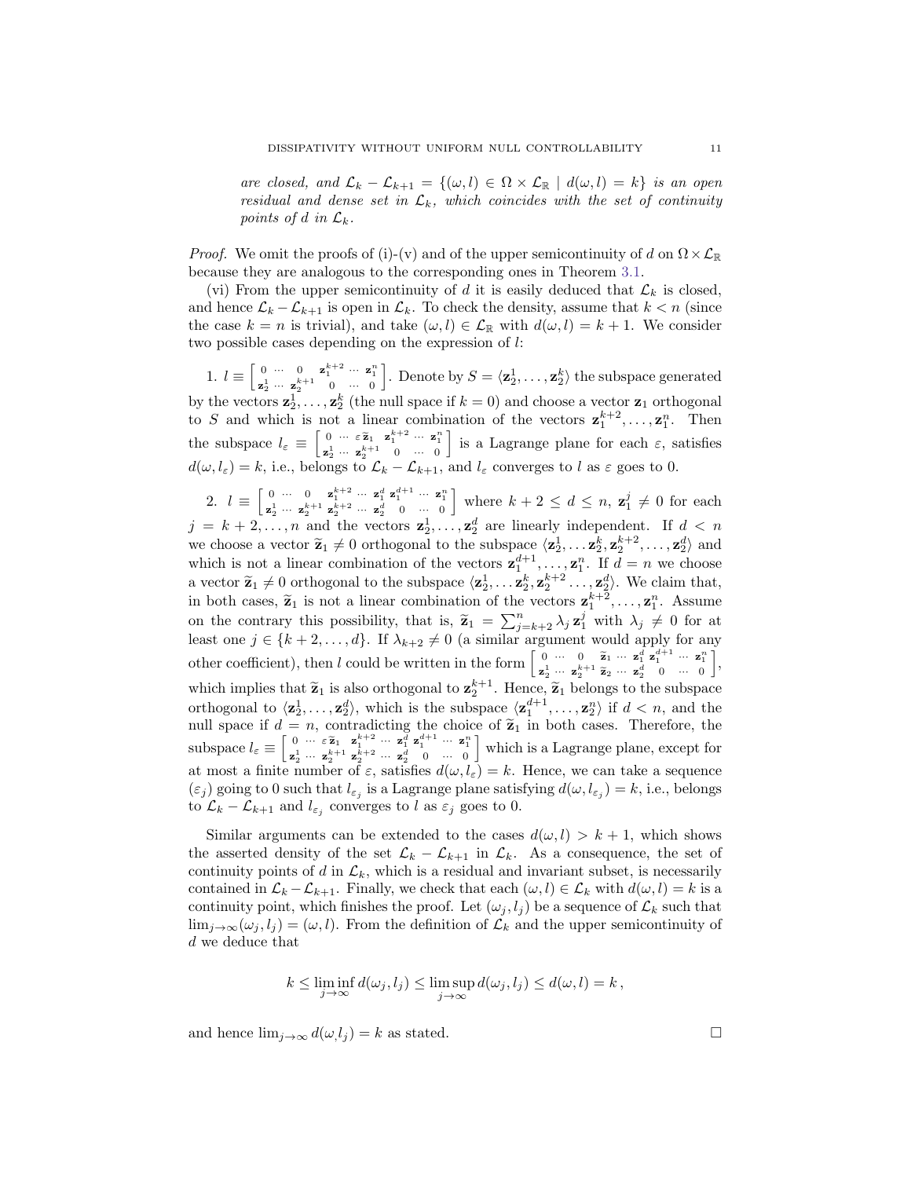*are closed, and* $\mathcal{L}_k - \mathcal{L}_{k+1} = \{(\omega, l) \in \Omega \times \mathcal{L}_\mathbb{R} \mid d(\omega, l) = k\}$ *is an open residual and dense set in* $\mathcal{L}_k$*, which coincides with the set of continuity points of* $d$ *in* $\mathcal{L}_k$*.*

*Proof.* We omit the proofs of (i)-(v) and of the upper semicontinuity of $d$ on $\Omega \times \mathcal{L}_\mathbb{R}$ because they are analogous to the corresponding ones in Theorem 3.1.

(vi) From the upper semicontinuity of $d$ it is easily deduced that $\mathcal{L}_k$ is closed, and hence $\mathcal{L}_k - \mathcal{L}_{k+1}$ is open in $\mathcal{L}_k$. To check the density, assume that $k < n$ (since the case $k = n$ is trivial), and take $(\omega, l) \in \mathcal{L}_\mathbb{R}$ with $d(\omega, l) = k + 1$. We consider two possible cases depending on the expression of $l$:

1. $l \equiv \left[\begin{smallmatrix} 0 & \cdots & 0 & \mathbf{z}_1^{k+2} & \cdots & \mathbf{z}_1^n \\ \mathbf{z}_2^1 & \cdots & \mathbf{z}_2^{k+1} & 0 & \cdots & 0 \end{smallmatrix}\right]$. Denote by $S = \langle \mathbf{z}_2^1, \ldots, \mathbf{z}_2^k \rangle$ the subspace generated by the vectors $\mathbf{z}_2^1, \ldots, \mathbf{z}_2^k$ (the null space if $k = 0$) and choose a vector $\mathbf{z}_1$ orthogonal to $S$ and which is not a linear combination of the vectors $\mathbf{z}_1^{k+2}, \ldots, \mathbf{z}_1^n$. Then the subspace $l_\varepsilon \equiv \left[\begin{smallmatrix} 0 & \cdots & \varepsilon\, \widetilde{\mathbf{z}}_1 & \mathbf{z}_1^{k+2} & \cdots & \mathbf{z}_1^n \\ \mathbf{z}_2^1 & \cdots & \mathbf{z}_2^{k+1} & 0 & \cdots & 0 \end{smallmatrix}\right]$ is a Lagrange plane for each $\varepsilon$, satisfies $d(\omega, l_\varepsilon) = k$, i.e., belongs to $\mathcal{L}_k - \mathcal{L}_{k+1}$, and $l_\varepsilon$ converges to $l$ as $\varepsilon$ goes to 0.

2. $l \equiv \left[\begin{smallmatrix} 0 & \cdots & 0 & \mathbf{z}_1^{k+2} & \cdots & \mathbf{z}_1^d & \mathbf{z}_1^{d+1} & \cdots & \mathbf{z}_1^n \\ \mathbf{z}_2^1 & \cdots & \mathbf{z}_2^{k+1} & \mathbf{z}_2^{k+2} & \cdots & \mathbf{z}_2^d & 0 & \cdots & 0 \end{smallmatrix}\right]$ where $k + 2 \le d \le n$, $\mathbf{z}_1^j \ne 0$ for each $j = k+2, \ldots, n$ and the vectors $\mathbf{z}_2^1, \ldots, \mathbf{z}_2^d$ are linearly independent. If $d < n$ we choose a vector $\widetilde{\mathbf{z}}_1 \ne 0$ orthogonal to the subspace $\langle \mathbf{z}_2^1, \ldots \mathbf{z}_2^k, \mathbf{z}_2^{k+2}, \ldots, \mathbf{z}_2^d \rangle$ and which is not a linear combination of the vectors $\mathbf{z}_1^{d+1}, \ldots, \mathbf{z}_1^n$. If $d = n$ we choose a vector $\widetilde{\mathbf{z}}_1 \ne 0$ orthogonal to the subspace $\langle \mathbf{z}_2^1, \ldots \mathbf{z}_2^k, \mathbf{z}_2^{k+2} \ldots, \mathbf{z}_2^d \rangle$. We claim that, in both cases, $\widetilde{\mathbf{z}}_1$ is not a linear combination of the vectors $\mathbf{z}_1^{k+2}, \ldots, \mathbf{z}_1^n$. Assume on the contrary this possibility, that is, $\widetilde{\mathbf{z}}_1 = \sum_{j=k+2}^n \lambda_j\, \mathbf{z}_1^j$ with $\lambda_j \ne 0$ for at least one $j \in \{k+2, \ldots, d\}$. If $\lambda_{k+2} \ne 0$ (a similar argument would apply for any other coefficient), then $l$ could be written in the form $\left[\begin{smallmatrix} 0 & \cdots & 0 & \widetilde{\mathbf{z}}_1 & \cdots & \mathbf{z}_1^d & \mathbf{z}_1^{d+1} & \cdots & \mathbf{z}_1^n \\ \mathbf{z}_2^1 & \cdots & \mathbf{z}_2^{k+1} & \widetilde{\mathbf{z}}_2 & \cdots & \mathbf{z}_2^d & 0 & \cdots & 0 \end{smallmatrix}\right]$, which implies that $\widetilde{\mathbf{z}}_1$ is also orthogonal to $\mathbf{z}_2^{k+1}$. Hence, $\widetilde{\mathbf{z}}_1$ belongs to the subspace orthogonal to $\langle \mathbf{z}_2^1, \ldots, \mathbf{z}_2^d \rangle$, which is the subspace $\langle \mathbf{z}_1^{d+1}, \ldots, \mathbf{z}_2^n \rangle$ if $d < n$, and the null space if $d = n$, contradicting the choice of $\widetilde{\mathbf{z}}_1$ in both cases. Therefore, the subspace $l_\varepsilon \equiv \left[\begin{smallmatrix} 0 & \cdots & \varepsilon\, \widetilde{\mathbf{z}}_1 & \mathbf{z}_1^{k+2} & \cdots & \mathbf{z}_1^d & \mathbf{z}_1^{d+1} & \cdots & \mathbf{z}_1^n \\ \mathbf{z}_2^1 & \cdots & \mathbf{z}_2^{k+1} & \mathbf{z}_2^{k+2} & \cdots & \mathbf{z}_2^d & 0 & \cdots & 0 \end{smallmatrix}\right]$ which is a Lagrange plane, except for at most a finite number of $\varepsilon$, satisfies $d(\omega, l_\varepsilon) = k$. Hence, we can take a sequence $(\varepsilon_j)$ going to 0 such that $l_{\varepsilon_j}$ is a Lagrange plane satisfying $d(\omega, l_{\varepsilon_j}) = k$, i.e., belongs to $\mathcal{L}_k - \mathcal{L}_{k+1}$ and $l_{\varepsilon_j}$ converges to $l$ as $\varepsilon_j$ goes to 0.

Similar arguments can be extended to the cases $d(\omega, l) > k + 1$, which shows the asserted density of the set $\mathcal{L}_k - \mathcal{L}_{k+1}$ in $\mathcal{L}_k$. As a consequence, the set of continuity points of $d$ in $\mathcal{L}_k$, which is a residual and invariant subset, is necessarily contained in $\mathcal{L}_k - \mathcal{L}_{k+1}$. Finally, we check that each $(\omega, l) \in \mathcal{L}_k$ with $d(\omega, l) = k$ is a continuity point, which finishes the proof. Let $(\omega_j, l_j)$ be a sequence of $\mathcal{L}_k$ such that $\lim_{j\to\infty} (\omega_j, l_j) = (\omega, l)$. From the definition of $\mathcal{L}_k$ and the upper semicontinuity of $d$ we deduce that

$$k \le \liminf_{j\to\infty} d(\omega_j, l_j) \le \limsup_{j\to\infty} d(\omega_j, l_j) \le d(\omega, l) = k\,,$$

and hence $\lim_{j\to\infty} d(\omega_, l_j) = k$ as stated. $\square$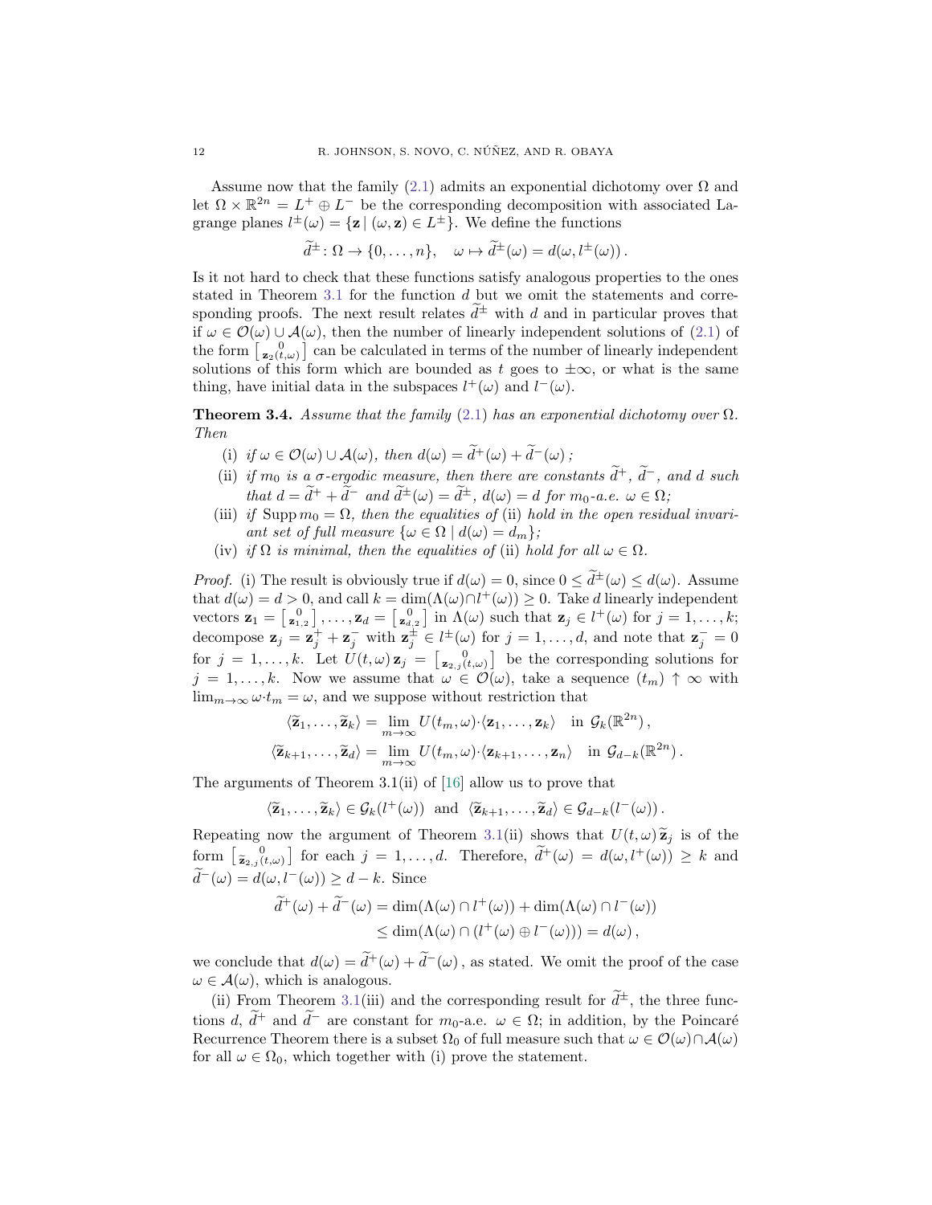Assume now that the family (2.1) admits an exponential dichotomy over $\Omega$ and let $\Omega\times\mathbb{R}^{2n}=L^+\oplus L^-$ be the corresponding decomposition with associated Lagrange planes $l^\pm(\omega)=\{\mathbf{z}\mid(\omega,\mathbf{z})\in L^\pm\}$. We define the functions

$$\widetilde{d}^\pm\colon\Omega\to\{0,\dots,n\},\quad \omega\mapsto\widetilde{d}^\pm(\omega)=d(\omega,l^\pm(\omega))\,.$$

Is it not hard to check that these functions satisfy analogous properties to the ones stated in Theorem 3.1 for the function $d$ but we omit the statements and corresponding proofs. The next result relates $\widetilde{d}^\pm$ with $d$ and in particular proves that if $\omega\in\mathcal{O}(\omega)\cup\mathcal{A}(\omega)$, then the number of linearly independent solutions of (2.1) of the form $\left[\begin{smallmatrix}0\\ \mathbf{z}_2(t,\omega)\end{smallmatrix}\right]$ can be calculated in terms of the number of linearly independent solutions of this form which are bounded as $t$ goes to $\pm\infty$, or what is the same thing, have initial data in the subspaces $l^+(\omega)$ and $l^-(\omega)$.

**Theorem 3.4.** *Assume that the family* (2.1) *has an exponential dichotomy over* $\Omega$*. Then*

(i) *if* $\omega\in\mathcal{O}(\omega)\cup\mathcal{A}(\omega)$*, then* $d(\omega)=\widetilde{d}^+(\omega)+\widetilde{d}^-(\omega)$ *;*

(ii) *if* $m_0$ *is a* $\sigma$*-ergodic measure, then there are constants* $\widetilde{d}^+$*,* $\widetilde{d}^-$*, and* $d$ *such that* $d=\widetilde{d}^++\widetilde{d}^-$ *and* $\widetilde{d}^\pm(\omega)=\widetilde{d}^\pm$*,* $d(\omega)=d$ *for* $m_0$*-a.e.* $\omega\in\Omega$*;*

(iii) *if* $\operatorname{Supp}m_0=\Omega$*, then the equalities of* (ii) *hold in the open residual invariant set of full measure* $\{\omega\in\Omega\mid d(\omega)=d_m\}$*;*

(iv) *if* $\Omega$ *is minimal, then the equalities of* (ii) *hold for all* $\omega\in\Omega$*.*

*Proof.* (i) The result is obviously true if $d(\omega)=0$, since $0\le\widetilde{d}^\pm(\omega)\le d(\omega)$. Assume that $d(\omega)=d>0$, and call $k=\dim(\Lambda(\omega)\cap l^+(\omega))\ge 0$. Take $d$ linearly independent vectors $\mathbf{z}_1=\left[\begin{smallmatrix}0\\ \mathbf{z}_{1,2}\end{smallmatrix}\right],\dots,\mathbf{z}_d=\left[\begin{smallmatrix}0\\ \mathbf{z}_{d,2}\end{smallmatrix}\right]$ in $\Lambda(\omega)$ such that $\mathbf{z}_j\in l^+(\omega)$ for $j=1,\dots,k$; decompose $\mathbf{z}_j=\mathbf{z}_j^++\mathbf{z}_j^-$ with $\mathbf{z}_j^\pm\in l^\pm(\omega)$ for $j=1,\dots,d$, and note that $\mathbf{z}_j^-=0$ for $j=1,\dots,k$. Let $U(t,\omega)\,\mathbf{z}_j=\left[\begin{smallmatrix}0\\ \mathbf{z}_{2,j}(t,\omega)\end{smallmatrix}\right]$ be the corresponding solutions for $j=1,\dots,k$. Now we assume that $\omega\in\mathcal{O}(\omega)$, take a sequence $(t_m)\uparrow\infty$ with $\lim_{m\to\infty}\omega{\cdot}t_m=\omega$, and we suppose without restriction that

$$\begin{aligned}
\langle\widetilde{\mathbf{z}}_1,\dots,\widetilde{\mathbf{z}}_k\rangle&=\lim_{m\to\infty}U(t_m,\omega){\cdot}\langle\mathbf{z}_1,\dots,\mathbf{z}_k\rangle\quad\text{in }\mathcal{G}_k(\mathbb{R}^{2n})\,,\\
\langle\widetilde{\mathbf{z}}_{k+1},\dots,\widetilde{\mathbf{z}}_d\rangle&=\lim_{m\to\infty}U(t_m,\omega){\cdot}\langle\mathbf{z}_{k+1},\dots,\mathbf{z}_n\rangle\quad\text{in }\mathcal{G}_{d-k}(\mathbb{R}^{2n})\,.
\end{aligned}$$

The arguments of Theorem 3.1(ii) of [16] allow us to prove that

$$\langle\widetilde{\mathbf{z}}_1,\dots,\widetilde{\mathbf{z}}_k\rangle\in\mathcal{G}_k(l^+(\omega))\ \text{ and }\ \langle\widetilde{\mathbf{z}}_{k+1},\dots,\widetilde{\mathbf{z}}_d\rangle\in\mathcal{G}_{d-k}(l^-(\omega))\,.$$

Repeating now the argument of Theorem 3.1(ii) shows that $U(t,\omega)\,\widetilde{\mathbf{z}}_j$ is of the form $\left[\begin{smallmatrix}0\\ \widetilde{\mathbf{z}}_{2,j}(t,\omega)\end{smallmatrix}\right]$ for each $j=1,\dots,d$. Therefore, $\widetilde{d}^+(\omega)=d(\omega,l^+(\omega))\ge k$ and $\widetilde{d}^-(\omega)=d(\omega,l^-(\omega))\ge d-k$. Since

$$\begin{aligned}
\widetilde{d}^+(\omega)+\widetilde{d}^-(\omega)&=\dim(\Lambda(\omega)\cap l^+(\omega))+\dim(\Lambda(\omega)\cap l^-(\omega))\\
&\le\dim(\Lambda(\omega)\cap(l^+(\omega)\oplus l^-(\omega)))=d(\omega)\,,
\end{aligned}$$

we conclude that $d(\omega)=\widetilde{d}^+(\omega)+\widetilde{d}^-(\omega)$ , as stated. We omit the proof of the case $\omega\in\mathcal{A}(\omega)$, which is analogous.

(ii) From Theorem 3.1(iii) and the corresponding result for $\widetilde{d}^\pm$, the three functions $d$, $\widetilde{d}^+$ and $\widetilde{d}^-$ are constant for $m_0$-a.e. $\omega\in\Omega$; in addition, by the Poincaré Recurrence Theorem there is a subset $\Omega_0$ of full measure such that $\omega\in\mathcal{O}(\omega)\cap\mathcal{A}(\omega)$ for all $\omega\in\Omega_0$, which together with (i) prove the statement.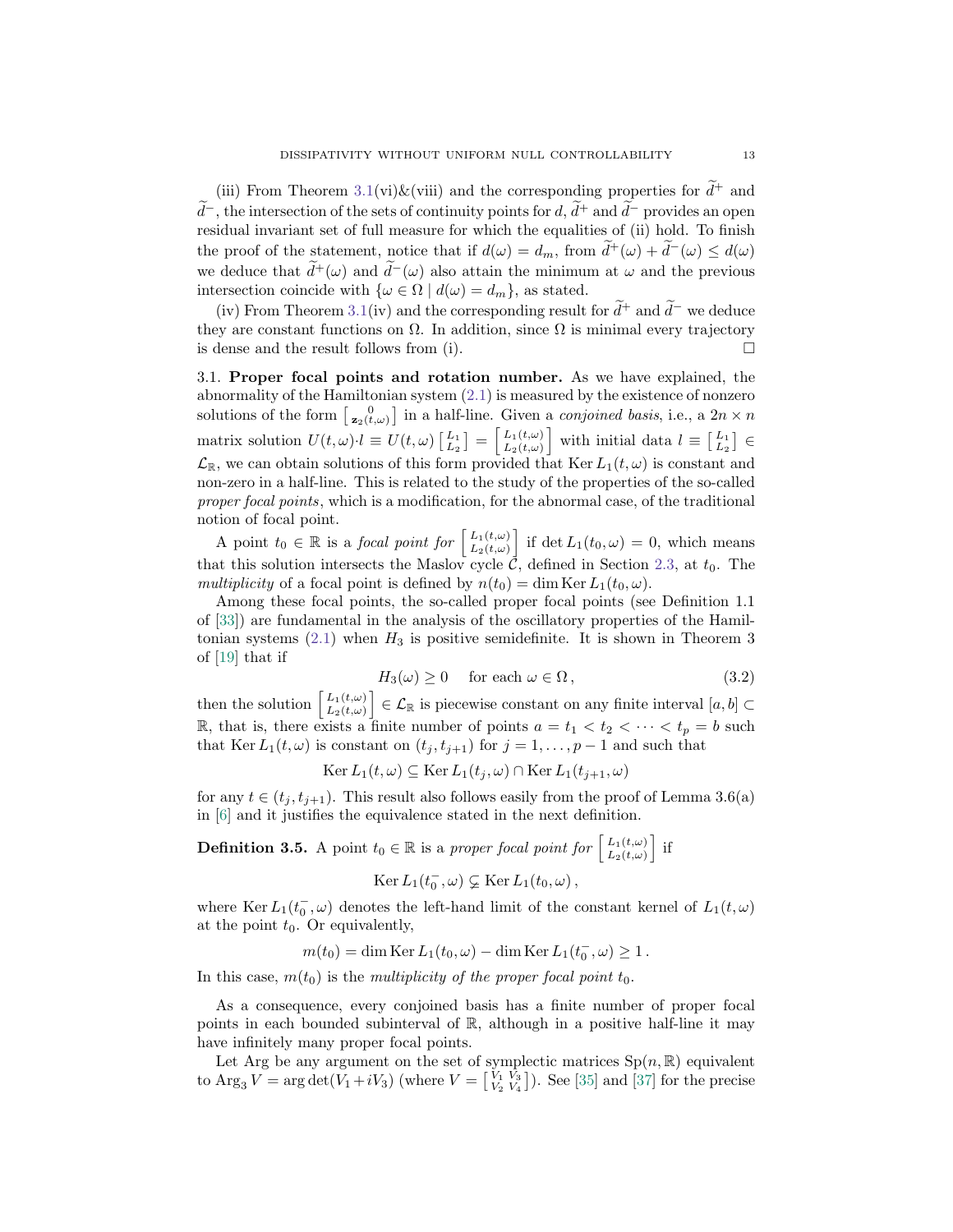(iii) From Theorem 3.1(vi)&(viii) and the corresponding properties for $\widetilde{d}^+$ and $\widetilde{d}^-$, the intersection of the sets of continuity points for $d$, $\widetilde{d}^+$ and $\widetilde{d}^-$ provides an open residual invariant set of full measure for which the equalities of (ii) hold. To finish the proof of the statement, notice that if $d(\omega) = d_m$, from $\widetilde{d}^+(\omega) + \widetilde{d}^-(\omega) \le d(\omega)$ we deduce that $\widetilde{d}^+(\omega)$ and $\widetilde{d}^-(\omega)$ also attain the minimum at $\omega$ and the previous intersection coincide with $\{\omega \in \Omega \mid d(\omega) = d_m\}$, as stated.

(iv) From Theorem 3.1(iv) and the corresponding result for $\widetilde{d}^+$ and $\widetilde{d}^-$ we deduce they are constant functions on $\Omega$. In addition, since $\Omega$ is minimal every trajectory is dense and the result follows from (i). $\square$

3.1. **Proper focal points and rotation number.** As we have explained, the abnormality of the Hamiltonian system (2.1) is measured by the existence of nonzero solutions of the form $\left[\begin{smallmatrix} 0 \\ \mathbf{z}_2(t,\omega) \end{smallmatrix}\right]$ in a half-line. Given a *conjoined basis*, i.e., a $2n \times n$ matrix solution $U(t,\omega)\cdot l \equiv U(t,\omega)\left[\begin{smallmatrix} L_1 \\ L_2 \end{smallmatrix}\right] = \left[\begin{smallmatrix} L_1(t,\omega) \\ L_2(t,\omega) \end{smallmatrix}\right]$ with initial data $l \equiv \left[\begin{smallmatrix} L_1 \\ L_2 \end{smallmatrix}\right] \in \mathcal{L}_{\mathbb{R}}$, we can obtain solutions of this form provided that $\operatorname{Ker} L_1(t,\omega)$ is constant and non-zero in a half-line. This is related to the study of the properties of the so-called *proper focal points*, which is a modification, for the abnormal case, of the traditional notion of focal point.

A point $t_0 \in \mathbb{R}$ is a *focal point for* $\left[\begin{smallmatrix} L_1(t,\omega) \\ L_2(t,\omega) \end{smallmatrix}\right]$ if $\det L_1(t_0,\omega) = 0$, which means that this solution intersects the Maslov cycle $\mathcal{C}$, defined in Section 2.3, at $t_0$. The *multiplicity* of a focal point is defined by $n(t_0) = \dim \operatorname{Ker} L_1(t_0,\omega)$.

Among these focal points, the so-called proper focal points (see Definition 1.1 of [33]) are fundamental in the analysis of the oscillatory properties of the Hamiltonian systems (2.1) when $H_3$ is positive semidefinite. It is shown in Theorem 3 of [19] that if

$$H_3(\omega) \ge 0 \quad \text{ for each } \omega \in \Omega\,, \tag{3.2}$$

then the solution $\left[\begin{smallmatrix} L_1(t,\omega) \\ L_2(t,\omega) \end{smallmatrix}\right] \in \mathcal{L}_{\mathbb{R}}$ is piecewise constant on any finite interval $[a,b] \subset \mathbb{R}$, that is, there exists a finite number of points $a = t_1 < t_2 < \cdots < t_p = b$ such that $\operatorname{Ker} L_1(t,\omega)$ is constant on $(t_j, t_{j+1})$ for $j = 1, \ldots, p-1$ and such that

$$\operatorname{Ker} L_1(t,\omega) \subseteq \operatorname{Ker} L_1(t_j,\omega) \cap \operatorname{Ker} L_1(t_{j+1},\omega)$$

for any $t \in (t_j, t_{j+1})$. This result also follows easily from the proof of Lemma 3.6(a) in [6] and it justifies the equivalence stated in the next definition.

**Definition 3.5.** A point $t_0 \in \mathbb{R}$ is a *proper focal point for* $\left[\begin{smallmatrix} L_1(t,\omega) \\ L_2(t,\omega) \end{smallmatrix}\right]$ if

$$\operatorname{Ker} L_1(t_0^-,\omega) \subsetneq \operatorname{Ker} L_1(t_0,\omega)\,,$$

where $\operatorname{Ker} L_1(t_0^-,\omega)$ denotes the left-hand limit of the constant kernel of $L_1(t,\omega)$ at the point $t_0$. Or equivalently,

$$m(t_0) = \dim \operatorname{Ker} L_1(t_0,\omega) - \dim \operatorname{Ker} L_1(t_0^-,\omega) \ge 1\,.$$

In this case, $m(t_0)$ is the *multiplicity of the proper focal point* $t_0$.

As a consequence, every conjoined basis has a finite number of proper focal points in each bounded subinterval of $\mathbb{R}$, although in a positive half-line it may have infinitely many proper focal points.

Let Arg be any argument on the set of symplectic matrices $\mathrm{Sp}(n,\mathbb{R})$ equivalent to $\operatorname{Arg}_3 V = \arg\det(V_1 + iV_3)$ (where $V = \left[\begin{smallmatrix} V_1 & V_3 \\ V_2 & V_4 \end{smallmatrix}\right]$). See [35] and [37] for the precise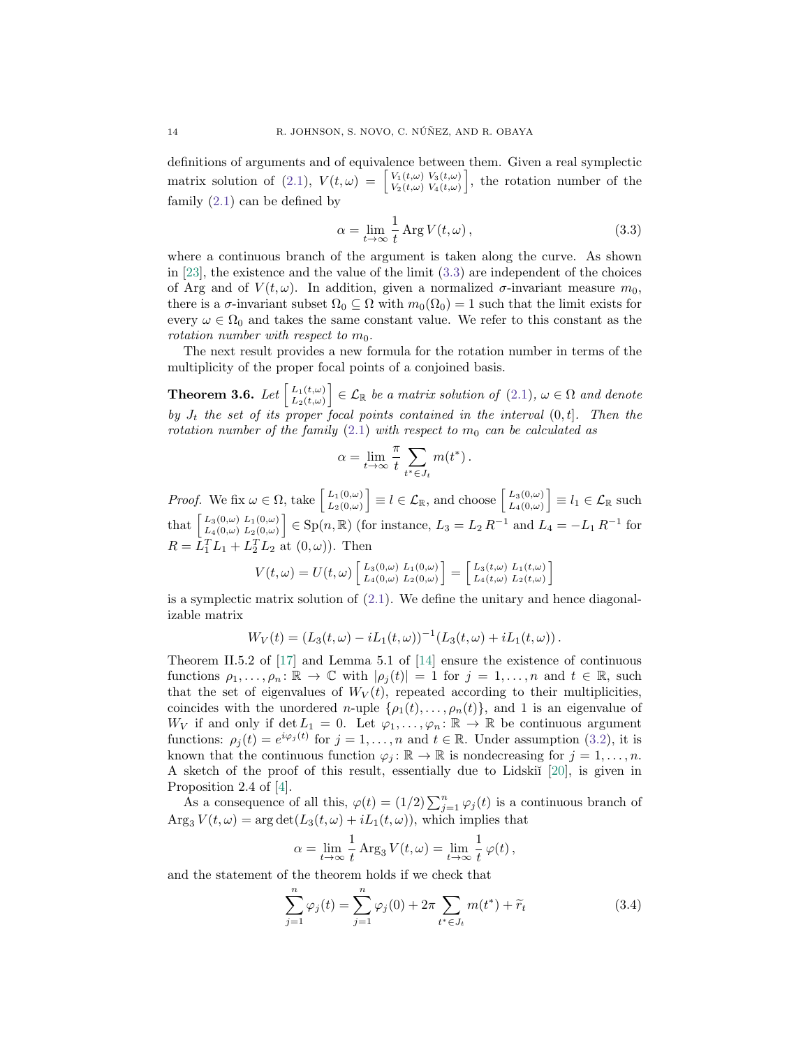definitions of arguments and of equivalence between them. Given a real symplectic matrix solution of (2.1), $V(t,\omega) = \left[\begin{smallmatrix} V_1(t,\omega) & V_3(t,\omega) \\ V_2(t,\omega) & V_4(t,\omega) \end{smallmatrix}\right]$, the rotation number of the family (2.1) can be defined by

$$\alpha = \lim_{t\to\infty} \frac{1}{t} \operatorname{Arg} V(t,\omega)\,, \tag{3.3}$$

where a continuous branch of the argument is taken along the curve. As shown in [23], the existence and the value of the limit (3.3) are independent of the choices of Arg and of $V(t,\omega)$. In addition, given a normalized $\sigma$-invariant measure $m_0$, there is a $\sigma$-invariant subset $\Omega_0 \subseteq \Omega$ with $m_0(\Omega_0) = 1$ such that the limit exists for every $\omega \in \Omega_0$ and takes the same constant value. We refer to this constant as the *rotation number with respect to* $m_0$.

The next result provides a new formula for the rotation number in terms of the multiplicity of the proper focal points of a conjoined basis.

**Theorem 3.6.** *Let $\left[\begin{smallmatrix} L_1(t,\omega) \\ L_2(t,\omega) \end{smallmatrix}\right] \in \mathcal{L}_{\mathbb{R}}$ be a matrix solution of (2.1), $\omega \in \Omega$ and denote by $J_t$ the set of its proper focal points contained in the interval $(0,t]$. Then the rotation number of the family (2.1) with respect to $m_0$ can be calculated as*

$$\alpha = \lim_{t\to\infty} \frac{\pi}{t} \sum_{t^*\in J_t} m(t^*)\,.$$

*Proof.* We fix $\omega \in \Omega$, take $\left[\begin{smallmatrix} L_1(0,\omega) \\ L_2(0,\omega) \end{smallmatrix}\right] \equiv l \in \mathcal{L}_{\mathbb{R}}$, and choose $\left[\begin{smallmatrix} L_3(0,\omega) \\ L_4(0,\omega) \end{smallmatrix}\right] \equiv l_1 \in \mathcal{L}_{\mathbb{R}}$ such that $\left[\begin{smallmatrix} L_3(0,\omega) & L_1(0,\omega) \\ L_4(0,\omega) & L_2(0,\omega) \end{smallmatrix}\right] \in Sp(n,\mathbb{R})$ (for instance, $L_3 = L_2\,R^{-1}$ and $L_4 = -L_1\,R^{-1}$ for $R = L_1^T L_1 + L_2^T L_2$ at $(0,\omega)$). Then

$$V(t,\omega) = U(t,\omega) \left[\begin{smallmatrix} L_3(0,\omega) & L_1(0,\omega) \\ L_4(0,\omega) & L_2(0,\omega) \end{smallmatrix}\right] = \left[\begin{smallmatrix} L_3(t,\omega) & L_1(t,\omega) \\ L_4(t,\omega) & L_2(t,\omega) \end{smallmatrix}\right]$$

is a symplectic matrix solution of (2.1). We define the unitary and hence diagonalizable matrix

$$W_V(t) = (L_3(t,\omega) - iL_1(t,\omega))^{-1}(L_3(t,\omega) + iL_1(t,\omega))\,.$$

Theorem II.5.2 of [17] and Lemma 5.1 of [14] ensure the existence of continuous functions $\rho_1,\ldots,\rho_n\colon \mathbb{R} \to \mathbb{C}$ with $|\rho_j(t)| = 1$ for $j = 1,\ldots,n$ and $t \in \mathbb{R}$, such that the set of eigenvalues of $W_V(t)$, repeated according to their multiplicities, coincides with the unordered $n$-uple $\{\rho_1(t),\ldots,\rho_n(t)\}$, and 1 is an eigenvalue of $W_V$ if and only if $\det L_1 = 0$. Let $\varphi_1,\ldots,\varphi_n\colon \mathbb{R} \to \mathbb{R}$ be continuous argument functions: $\rho_j(t) = e^{i\varphi_j(t)}$ for $j = 1,\ldots,n$ and $t \in \mathbb{R}$. Under assumption (3.2), it is known that the continuous function $\varphi_j\colon \mathbb{R} \to \mathbb{R}$ is nondecreasing for $j = 1,\ldots,n$. A sketch of the proof of this result, essentially due to Lidskiĭ [20], is given in Proposition 2.4 of [4].

As a consequence of all this, $\varphi(t) = (1/2)\sum_{j=1}^n \varphi_j(t)$ is a continuous branch of $\operatorname{Arg}_3 V(t,\omega) = \arg\det(L_3(t,\omega) + iL_1(t,\omega))$, which implies that

$$\alpha = \lim_{t\to\infty} \frac{1}{t} \operatorname{Arg}_3 V(t,\omega) = \lim_{t\to\infty} \frac{1}{t}\,\varphi(t)\,,$$

and the statement of the theorem holds if we check that

$$\sum_{j=1}^n \varphi_j(t) = \sum_{j=1}^n \varphi_j(0) + 2\pi \sum_{t^*\in J_t} m(t^*) + \widetilde{r}_t \tag{3.4}$$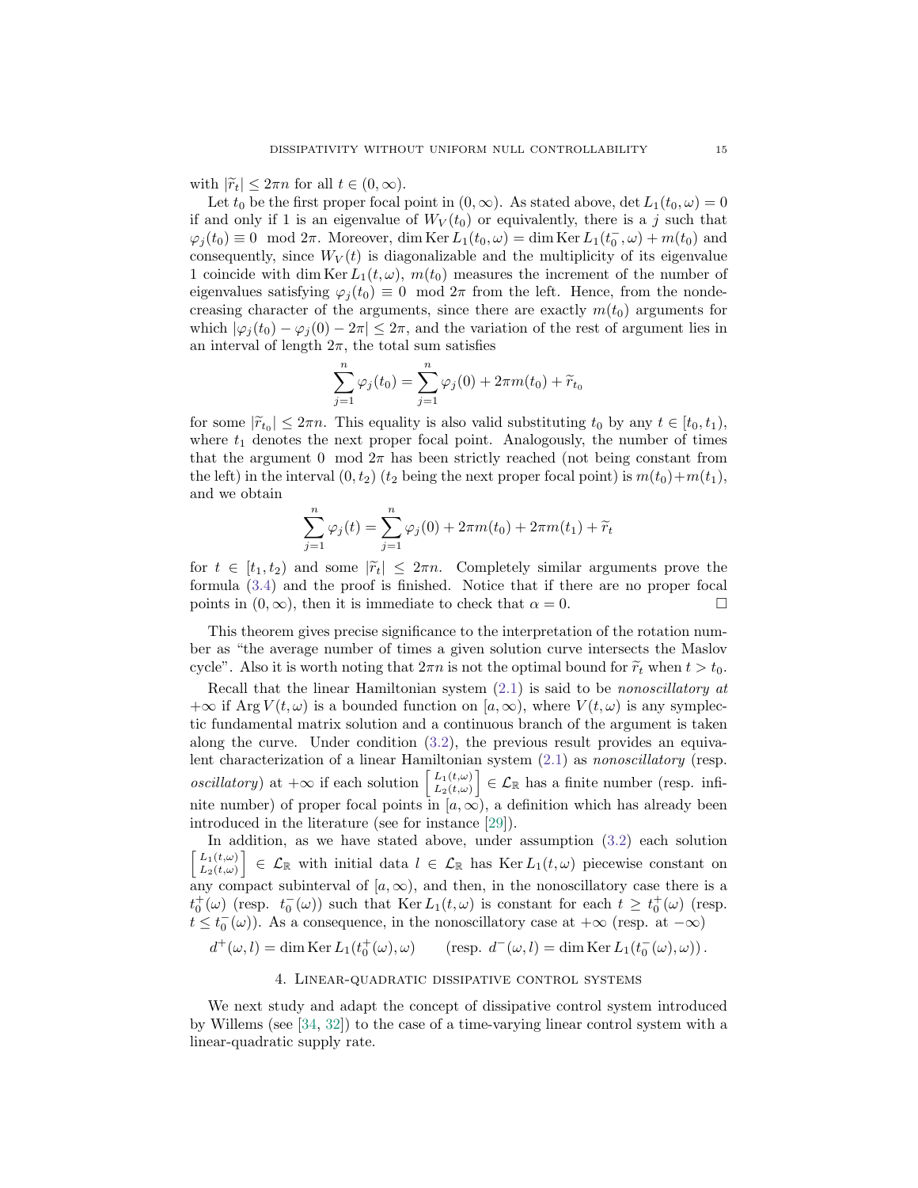with $|\widetilde{r}_t| \le 2\pi n$ for all $t \in (0,\infty)$.

Let $t_0$ be the first proper focal point in $(0,\infty)$. As stated above, $\det L_1(t_0,\omega) = 0$ if and only if 1 is an eigenvalue of $W_V(t_0)$ or equivalently, there is a $j$ such that $\varphi_j(t_0) \equiv 0 \mod 2\pi$. Moreover, $\dim \operatorname{Ker} L_1(t_0,\omega) = \dim \operatorname{Ker} L_1(t_0^-,\omega) + m(t_0)$ and consequently, since $W_V(t)$ is diagonalizable and the multiplicity of its eigenvalue 1 coincide with $\dim \operatorname{Ker} L_1(t,\omega)$, $m(t_0)$ measures the increment of the number of eigenvalues satisfying $\varphi_j(t_0) \equiv 0 \mod 2\pi$ from the left. Hence, from the nondecreasing character of the arguments, since there are exactly $m(t_0)$ arguments for which $|\varphi_j(t_0) - \varphi_j(0) - 2\pi| \le 2\pi$, and the variation of the rest of argument lies in an interval of length $2\pi$, the total sum satisfies

$$\sum_{j=1}^{n} \varphi_j(t_0) = \sum_{j=1}^{n} \varphi_j(0) + 2\pi m(t_0) + \widetilde{r}_{t_0}$$

for some $|\widetilde{r}_{t_0}| \le 2\pi n$. This equality is also valid substituting $t_0$ by any $t \in [t_0, t_1)$, where $t_1$ denotes the next proper focal point. Analogously, the number of times that the argument $0 \mod 2\pi$ has been strictly reached (not being constant from the left) in the interval $(0, t_2)$ ($t_2$ being the next proper focal point) is $m(t_0)+m(t_1)$, and we obtain

$$\sum_{j=1}^{n} \varphi_j(t) = \sum_{j=1}^{n} \varphi_j(0) + 2\pi m(t_0) + 2\pi m(t_1) + \widetilde{r}_t$$

for $t \in [t_1, t_2)$ and some $|\widetilde{r}_t| \le 2\pi n$. Completely similar arguments prove the formula (3.4) and the proof is finished. Notice that if there are no proper focal points in $(0,\infty)$, then it is immediate to check that $\alpha = 0$. $\square$

This theorem gives precise significance to the interpretation of the rotation number as "the average number of times a given solution curve intersects the Maslov cycle". Also it is worth noting that $2\pi n$ is not the optimal bound for $\widetilde{r}_t$ when $t > t_0$.

Recall that the linear Hamiltonian system (2.1) is said to be *nonoscillatory at* $+\infty$ if $\operatorname{Arg} V(t,\omega)$ is a bounded function on $[a,\infty)$, where $V(t,\omega)$ is any symplectic fundamental matrix solution and a continuous branch of the argument is taken along the curve. Under condition (3.2), the previous result provides an equivalent characterization of a linear Hamiltonian system (2.1) as *nonoscillatory* (resp. *oscillatory*) at $+\infty$ if each solution $\left[\begin{smallmatrix} L_1(t,\omega) \\ L_2(t,\omega) \end{smallmatrix}\right] \in \mathcal{L}_{\mathbb{R}}$ has a finite number (resp. infinite number) of proper focal points in $[a,\infty)$, a definition which has already been introduced in the literature (see for instance [29]).

In addition, as we have stated above, under assumption (3.2) each solution $\left[\begin{smallmatrix} L_1(t,\omega) \\ L_2(t,\omega) \end{smallmatrix}\right] \in \mathcal{L}_{\mathbb{R}}$ with initial data $l \in \mathcal{L}_{\mathbb{R}}$ has $\operatorname{Ker} L_1(t,\omega)$ piecewise constant on any compact subinterval of $[a,\infty)$, and then, in the nonoscillatory case there is a $t_0^+(\omega)$ (resp. $t_0^-(\omega)$) such that $\operatorname{Ker} L_1(t,\omega)$ is constant for each $t \ge t_0^+(\omega)$ (resp. $t \le t_0^-(\omega)$). As a consequence, in the nonoscillatory case at $+\infty$ (resp. at $-\infty$)

$$d^+(\omega, l) = \dim \operatorname{Ker} L_1(t_0^+(\omega),\omega) \qquad (\text{resp. } d^-(\omega,l) = \dim \operatorname{Ker} L_1(t_0^-(\omega),\omega))\,.$$

## 4. Linear-quadratic dissipative control systems

We next study and adapt the concept of dissipative control system introduced by Willems (see [34, 32]) to the case of a time-varying linear control system with a linear-quadratic supply rate.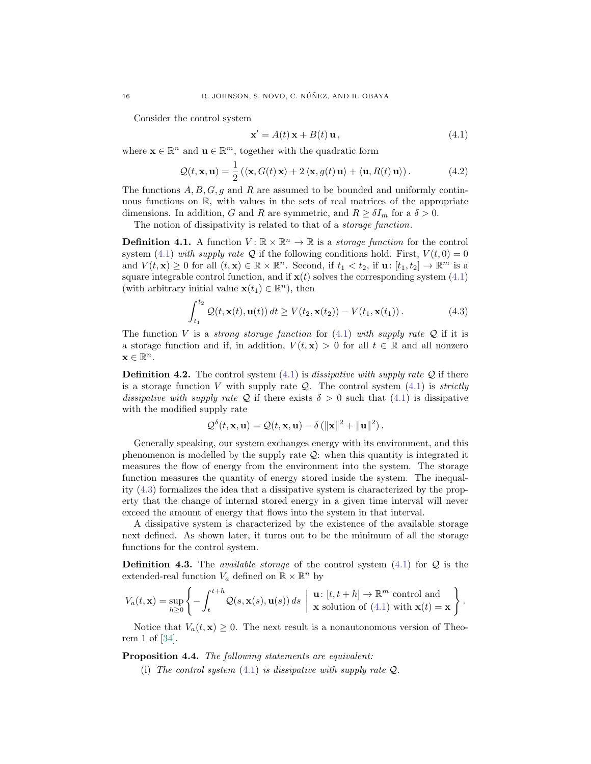Consider the control system

$$\mathbf{x}' = A(t)\,\mathbf{x} + B(t)\,\mathbf{u}\,, \tag{4.1}$$

where $\mathbf{x} \in \mathbb{R}^n$ and $\mathbf{u} \in \mathbb{R}^m$, together with the quadratic form

$$\mathcal{Q}(t, \mathbf{x}, \mathbf{u}) = \frac{1}{2}\left(\langle \mathbf{x}, G(t)\,\mathbf{x}\rangle + 2\,\langle \mathbf{x}, g(t)\,\mathbf{u}\rangle + \langle \mathbf{u}, R(t)\,\mathbf{u}\rangle\right). \tag{4.2}$$

The functions $A, B, G, g$ and $R$ are assumed to be bounded and uniformly continuous functions on $\mathbb{R}$, with values in the sets of real matrices of the appropriate dimensions. In addition, $G$ and $R$ are symmetric, and $R \geq \delta I_m$ for a $\delta > 0$.

The notion of dissipativity is related to that of a *storage function*.

**Definition 4.1.** A function $V: \mathbb{R} \times \mathbb{R}^n \to \mathbb{R}$ is a *storage function* for the control system (4.1) *with supply rate* $\mathcal{Q}$ if the following conditions hold. First, $V(t, 0) = 0$ and $V(t, \mathbf{x}) \geq 0$ for all $(t, \mathbf{x}) \in \mathbb{R} \times \mathbb{R}^n$. Second, if $t_1 < t_2$, if $\mathbf{u}: [t_1, t_2] \to \mathbb{R}^m$ is a square integrable control function, and if $\mathbf{x}(t)$ solves the corresponding system (4.1) (with arbitrary initial value $\mathbf{x}(t_1) \in \mathbb{R}^n$), then

$$\int_{t_1}^{t_2} \mathcal{Q}(t, \mathbf{x}(t), \mathbf{u}(t))\,dt \geq V(t_2, \mathbf{x}(t_2)) - V(t_1, \mathbf{x}(t_1))\,. \tag{4.3}$$

The function $V$ is a *strong storage function* for (4.1) *with supply rate* $\mathcal{Q}$ if it is a storage function and if, in addition, $V(t, \mathbf{x}) > 0$ for all $t \in \mathbb{R}$ and all nonzero $\mathbf{x} \in \mathbb{R}^n$.

**Definition 4.2.** The control system (4.1) is *dissipative with supply rate* $\mathcal{Q}$ if there is a storage function $V$ with supply rate $\mathcal{Q}$. The control system (4.1) is *strictly dissipative with supply rate* $\mathcal{Q}$ if there exists $\delta > 0$ such that (4.1) is dissipative with the modified supply rate

$$\mathcal{Q}^\delta(t, \mathbf{x}, \mathbf{u}) = \mathcal{Q}(t, \mathbf{x}, \mathbf{u}) - \delta\,(\|\mathbf{x}\|^2 + \|\mathbf{u}\|^2)\,.$$

Generally speaking, our system exchanges energy with its environment, and this phenomenon is modelled by the supply rate $\mathcal{Q}$: when this quantity is integrated it measures the flow of energy from the environment into the system. The storage function measures the quantity of energy stored inside the system. The inequality (4.3) formalizes the idea that a dissipative system is characterized by the property that the change of internal stored energy in a given time interval will never exceed the amount of energy that flows into the system in that interval.

A dissipative system is characterized by the existence of the available storage next defined. As shown later, it turns out to be the minimum of all the storage functions for the control system.

**Definition 4.3.** The *available storage* of the control system (4.1) for $\mathcal{Q}$ is the extended-real function $V_a$ defined on $\mathbb{R} \times \mathbb{R}^n$ by

$$V_a(t, \mathbf{x}) = \sup_{h \geq 0} \left\{ -\int_t^{t+h} \mathcal{Q}(s, \mathbf{x}(s), \mathbf{u}(s))\,ds \;\middle|\; \begin{array}{l} \mathbf{u}: [t, t+h] \to \mathbb{R}^m \text{ control and} \\ \mathbf{x} \text{ solution of (4.1) with } \mathbf{x}(t) = \mathbf{x} \end{array} \right\}.$$

Notice that $V_a(t, \mathbf{x}) \geq 0$. The next result is a nonautonomous version of Theorem 1 of [34].

**Proposition 4.4.** *The following statements are equivalent:*

(i) *The control system* (4.1) *is dissipative with supply rate* $\mathcal{Q}$.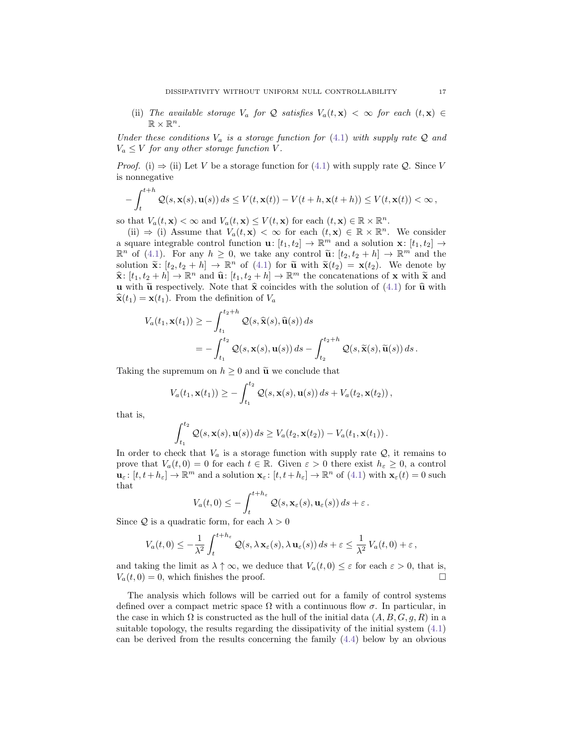(ii) *The available storage $V_a$ for $\mathcal{Q}$ satisfies $V_a(t,\mathbf{x}) < \infty$ for each $(t,\mathbf{x}) \in \mathbb{R}\times\mathbb{R}^n$.*

*Under these conditions $V_a$ is a storage function for (4.1) with supply rate $\mathcal{Q}$ and $V_a \le V$ for any other storage function $V$.*

*Proof.* (i) $\Rightarrow$ (ii) Let $V$ be a storage function for (4.1) with supply rate $\mathcal{Q}$. Since $V$ is nonnegative

$$-\int_t^{t+h} \mathcal{Q}(s,\mathbf{x}(s),\mathbf{u}(s))\,ds \le V(t,\mathbf{x}(t)) - V(t+h,\mathbf{x}(t+h)) \le V(t,\mathbf{x}(t)) < \infty\,,$$

so that $V_a(t,\mathbf{x}) < \infty$ and $V_a(t,\mathbf{x}) \le V(t,\mathbf{x})$ for each $(t,\mathbf{x}) \in \mathbb{R}\times\mathbb{R}^n$.

(ii) $\Rightarrow$ (i) Assume that $V_a(t,\mathbf{x}) < \infty$ for each $(t,\mathbf{x}) \in \mathbb{R}\times\mathbb{R}^n$. We consider a square integrable control function $\mathbf{u}\colon [t_1,t_2] \to \mathbb{R}^m$ and a solution $\mathbf{x}\colon [t_1,t_2] \to \mathbb{R}^n$ of (4.1). For any $h \ge 0$, we take any control $\widetilde{\mathbf{u}}\colon [t_2,t_2+h] \to \mathbb{R}^m$ and the solution $\widetilde{\mathbf{x}}\colon [t_2,t_2+h] \to \mathbb{R}^n$ of (4.1) for $\widetilde{\mathbf{u}}$ with $\widetilde{\mathbf{x}}(t_2) = \mathbf{x}(t_2)$. We denote by $\widehat{\mathbf{x}}\colon [t_1,t_2+h] \to \mathbb{R}^n$ and $\widehat{\mathbf{u}}\colon [t_1,t_2+h] \to \mathbb{R}^m$ the concatenations of $\mathbf{x}$ with $\widetilde{\mathbf{x}}$ and $\mathbf{u}$ with $\widetilde{\mathbf{u}}$ respectively. Note that $\widehat{\mathbf{x}}$ coincides with the solution of (4.1) for $\widehat{\mathbf{u}}$ with $\widehat{\mathbf{x}}(t_1) = \mathbf{x}(t_1)$. From the definition of $V_a$

$$\begin{aligned}
V_a(t_1,\mathbf{x}(t_1)) &\ge -\int_{t_1}^{t_2+h} \mathcal{Q}(s,\widehat{\mathbf{x}}(s),\widehat{\mathbf{u}}(s))\,ds \\
&= -\int_{t_1}^{t_2} \mathcal{Q}(s,\mathbf{x}(s),\mathbf{u}(s))\,ds - \int_{t_2}^{t_2+h} \mathcal{Q}(s,\widetilde{\mathbf{x}}(s),\widetilde{\mathbf{u}}(s))\,ds\,.
\end{aligned}$$

Taking the supremum on $h \ge 0$ and $\widetilde{\mathbf{u}}$ we conclude that

$$V_a(t_1,\mathbf{x}(t_1)) \ge -\int_{t_1}^{t_2} \mathcal{Q}(s,\mathbf{x}(s),\mathbf{u}(s))\,ds + V_a(t_2,\mathbf{x}(t_2))\,,$$

that is,

$$\int_{t_1}^{t_2} \mathcal{Q}(s,\mathbf{x}(s),\mathbf{u}(s))\,ds \ge V_a(t_2,\mathbf{x}(t_2)) - V_a(t_1,\mathbf{x}(t_1))\,.$$

In order to check that $V_a$ is a storage function with supply rate $\mathcal{Q}$, it remains to prove that $V_a(t,0) = 0$ for each $t \in \mathbb{R}$. Given $\varepsilon > 0$ there exist $h_\varepsilon \ge 0$, a control $\mathbf{u}_\varepsilon\colon [t,t+h_\varepsilon] \to \mathbb{R}^m$ and a solution $\mathbf{x}_\varepsilon\colon [t,t+h_\varepsilon] \to \mathbb{R}^n$ of (4.1) with $\mathbf{x}_\varepsilon(t) = 0$ such that

$$V_a(t,0) \le -\int_t^{t+h_\varepsilon} \mathcal{Q}(s,\mathbf{x}_\varepsilon(s),\mathbf{u}_\varepsilon(s))\,ds + \varepsilon\,.$$

Since $\mathcal{Q}$ is a quadratic form, for each $\lambda > 0$

$$V_a(t,0) \le -\frac{1}{\lambda^2}\int_t^{t+h_\varepsilon} \mathcal{Q}(s,\lambda\,\mathbf{x}_\varepsilon(s),\lambda\,\mathbf{u}_\varepsilon(s))\,ds + \varepsilon \le \frac{1}{\lambda^2}\,V_a(t,0) + \varepsilon\,,$$

and taking the limit as $\lambda \uparrow \infty$, we deduce that $V_a(t,0) \le \varepsilon$ for each $\varepsilon > 0$, that is, $V_a(t,0) = 0$, which finishes the proof. $\square$

The analysis which follows will be carried out for a family of control systems defined over a compact metric space $\Omega$ with a continuous flow $\sigma$. In particular, in the case in which $\Omega$ is constructed as the hull of the initial data $(A,B,G,g,R)$ in a suitable topology, the results regarding the dissipativity of the initial system (4.1) can be derived from the results concerning the family (4.4) below by an obvious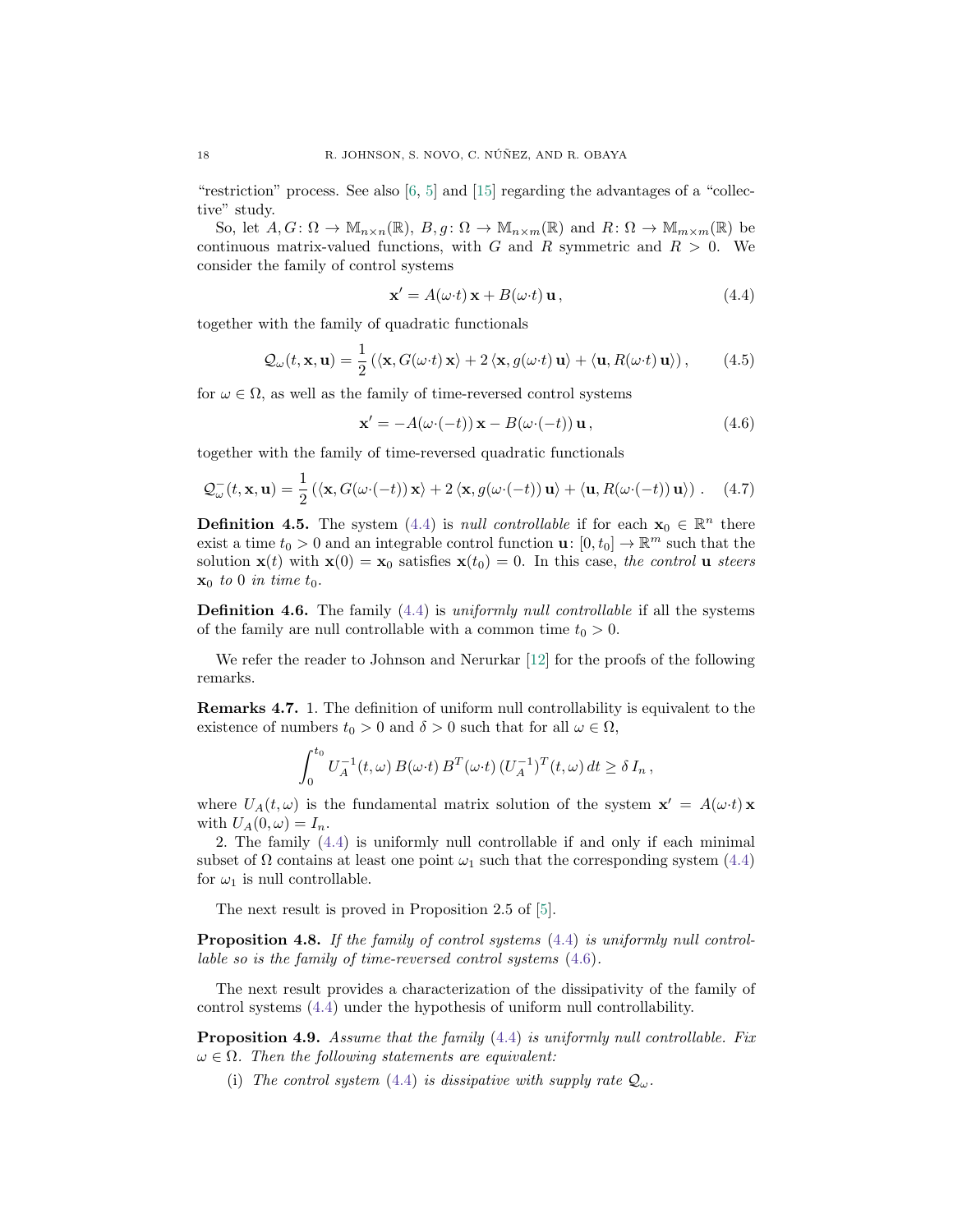"restriction" process. See also [6, 5] and [15] regarding the advantages of a "collective" study.

So, let $A, G\colon \Omega \to \mathbb{M}_{n\times n}(\mathbb{R})$, $B, g\colon \Omega \to \mathbb{M}_{n\times m}(\mathbb{R})$ and $R\colon \Omega \to \mathbb{M}_{m\times m}(\mathbb{R})$ be continuous matrix-valued functions, with $G$ and $R$ symmetric and $R > 0$. We consider the family of control systems

$$\mathbf{x}' = A(\omega{\cdot}t)\,\mathbf{x} + B(\omega{\cdot}t)\,\mathbf{u}\,, \tag{4.4}$$

together with the family of quadratic functionals

$$\mathcal{Q}_\omega(t, \mathbf{x}, \mathbf{u}) = \frac{1}{2}\left(\langle \mathbf{x}, G(\omega{\cdot}t)\,\mathbf{x}\rangle + 2\,\langle \mathbf{x}, g(\omega{\cdot}t)\,\mathbf{u}\rangle + \langle \mathbf{u}, R(\omega{\cdot}t)\,\mathbf{u}\rangle\right), \tag{4.5}$$

for $\omega \in \Omega$, as well as the family of time-reversed control systems

$$\mathbf{x}' = -A(\omega{\cdot}(-t))\,\mathbf{x} - B(\omega{\cdot}(-t))\,\mathbf{u}\,, \tag{4.6}$$

together with the family of time-reversed quadratic functionals

$$\mathcal{Q}^-_\omega(t, \mathbf{x}, \mathbf{u}) = \frac{1}{2}\left(\langle \mathbf{x}, G(\omega{\cdot}(-t))\,\mathbf{x}\rangle + 2\,\langle \mathbf{x}, g(\omega{\cdot}(-t))\,\mathbf{u}\rangle + \langle \mathbf{u}, R(\omega{\cdot}(-t))\,\mathbf{u}\rangle\right). \tag{4.7}$$

**Definition 4.5.** The system (4.4) is *null controllable* if for each $\mathbf{x}_0 \in \mathbb{R}^n$ there exist a time $t_0 > 0$ and an integrable control function $\mathbf{u}\colon [0, t_0] \to \mathbb{R}^m$ such that the solution $\mathbf{x}(t)$ with $\mathbf{x}(0) = \mathbf{x}_0$ satisfies $\mathbf{x}(t_0) = 0$. In this case, *the control* $\mathbf{u}$ *steers* $\mathbf{x}_0$ *to* $0$ *in time* $t_0$.

**Definition 4.6.** The family (4.4) is *uniformly null controllable* if all the systems of the family are null controllable with a common time $t_0 > 0$.

We refer the reader to Johnson and Nerurkar [12] for the proofs of the following remarks.

**Remarks 4.7.** 1. The definition of uniform null controllability is equivalent to the existence of numbers $t_0 > 0$ and $\delta > 0$ such that for all $\omega \in \Omega$,

$$\int_0^{t_0} U_A^{-1}(t, \omega)\, B(\omega{\cdot}t)\, B^T(\omega{\cdot}t)\, (U_A^{-1})^T(t, \omega)\, dt \geq \delta\, I_n\,,$$

where $U_A(t, \omega)$ is the fundamental matrix solution of the system $\mathbf{x}' = A(\omega{\cdot}t)\,\mathbf{x}$ with $U_A(0, \omega) = I_n$.

2. The family (4.4) is uniformly null controllable if and only if each minimal subset of $\Omega$ contains at least one point $\omega_1$ such that the corresponding system (4.4) for $\omega_1$ is null controllable.

The next result is proved in Proposition 2.5 of [5].

**Proposition 4.8.** *If the family of control systems* (4.4) *is uniformly null controllable so is the family of time-reversed control systems* (4.6).

The next result provides a characterization of the dissipativity of the family of control systems (4.4) under the hypothesis of uniform null controllability.

**Proposition 4.9.** *Assume that the family* (4.4) *is uniformly null controllable. Fix* $\omega \in \Omega$. *Then the following statements are equivalent:*

(i) *The control system* (4.4) *is dissipative with supply rate* $\mathcal{Q}_\omega$.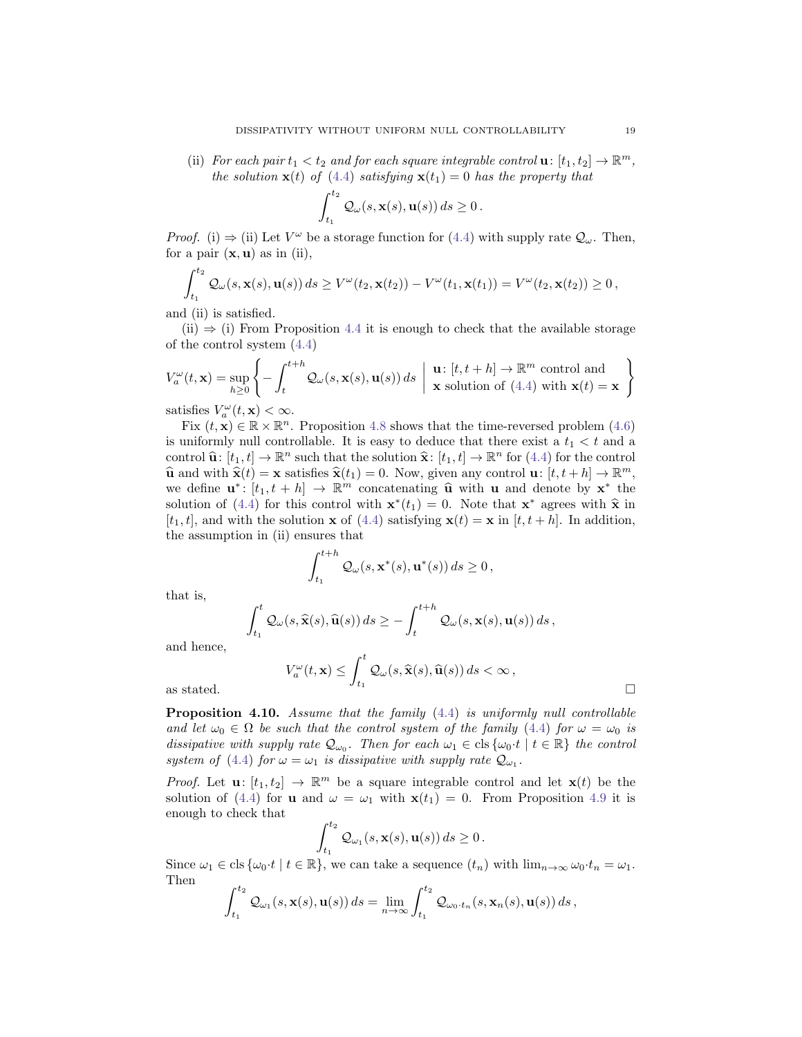(ii) *For each pair $t_1 < t_2$ and for each square integrable control $\mathbf{u}\colon [t_1, t_2] \to \mathbb{R}^m$, the solution $\mathbf{x}(t)$ of (4.4) satisfying $\mathbf{x}(t_1) = 0$ has the property that*

$$\int_{t_1}^{t_2} \mathcal{Q}_\omega(s, \mathbf{x}(s), \mathbf{u}(s))\, ds \geq 0\,.$$

*Proof.* (i) $\Rightarrow$ (ii) Let $V^\omega$ be a storage function for (4.4) with supply rate $\mathcal{Q}_\omega$. Then, for a pair $(\mathbf{x}, \mathbf{u})$ as in (ii),

$$\int_{t_1}^{t_2} \mathcal{Q}_\omega(s, \mathbf{x}(s), \mathbf{u}(s))\, ds \geq V^\omega(t_2, \mathbf{x}(t_2)) - V^\omega(t_1, \mathbf{x}(t_1)) = V^\omega(t_2, \mathbf{x}(t_2)) \geq 0\,,$$

and (ii) is satisfied.

(ii) $\Rightarrow$ (i) From Proposition 4.4 it is enough to check that the available storage of the control system (4.4)

$$V_a^\omega(t, \mathbf{x}) = \sup_{h \geq 0} \left\{ -\int_t^{t+h} \mathcal{Q}_\omega(s, \mathbf{x}(s), \mathbf{u}(s))\, ds \;\middle|\; \begin{array}{l} \mathbf{u}\colon [t, t+h] \to \mathbb{R}^m \text{ control and} \\ \mathbf{x} \text{ solution of (4.4) with } \mathbf{x}(t) = \mathbf{x} \end{array} \right\}$$

satisfies $V_a^\omega(t, \mathbf{x}) < \infty$.

Fix $(t, \mathbf{x}) \in \mathbb{R} \times \mathbb{R}^n$. Proposition 4.8 shows that the time-reversed problem (4.6) is uniformly null controllable. It is easy to deduce that there exist a $t_1 < t$ and a control $\widehat{\mathbf{u}}\colon [t_1, t] \to \mathbb{R}^n$ such that the solution $\widehat{\mathbf{x}}\colon [t_1, t] \to \mathbb{R}^n$ for (4.4) for the control $\widehat{\mathbf{u}}$ and with $\widehat{\mathbf{x}}(t) = \mathbf{x}$ satisfies $\widehat{\mathbf{x}}(t_1) = 0$. Now, given any control $\mathbf{u}\colon [t, t+h] \to \mathbb{R}^m$, we define $\mathbf{u}^*\colon [t_1, t+h] \to \mathbb{R}^m$ concatenating $\widehat{\mathbf{u}}$ with $\mathbf{u}$ and denote by $\mathbf{x}^*$ the solution of (4.4) for this control with $\mathbf{x}^*(t_1) = 0$. Note that $\mathbf{x}^*$ agrees with $\widehat{\mathbf{x}}$ in $[t_1, t]$, and with the solution $\mathbf{x}$ of (4.4) satisfying $\mathbf{x}(t) = \mathbf{x}$ in $[t, t+h]$. In addition, the assumption in (ii) ensures that

$$\int_{t_1}^{t+h} \mathcal{Q}_\omega(s, \mathbf{x}^*(s), \mathbf{u}^*(s))\, ds \geq 0\,,$$

that is,

$$\int_{t_1}^{t} \mathcal{Q}_\omega(s, \widehat{\mathbf{x}}(s), \widehat{\mathbf{u}}(s))\, ds \geq -\int_t^{t+h} \mathcal{Q}_\omega(s, \mathbf{x}(s), \mathbf{u}(s))\, ds\,,$$

and hence,

$$V_a^\omega(t, \mathbf{x}) \leq \int_{t_1}^{t} \mathcal{Q}_\omega(s, \widehat{\mathbf{x}}(s), \widehat{\mathbf{u}}(s))\, ds < \infty\,,$$

as stated. $\square$

**Proposition 4.10.** *Assume that the family (4.4) is uniformly null controllable and let $\omega_0 \in \Omega$ be such that the control system of the family (4.4) for $\omega = \omega_0$ is dissipative with supply rate $\mathcal{Q}_{\omega_0}$. Then for each $\omega_1 \in \operatorname{cls}\{\omega_0{\cdot}t \mid t \in \mathbb{R}\}$ the control system of (4.4) for $\omega = \omega_1$ is dissipative with supply rate $\mathcal{Q}_{\omega_1}$.*

*Proof.* Let $\mathbf{u}\colon [t_1, t_2] \to \mathbb{R}^m$ be a square integrable control and let $\mathbf{x}(t)$ be the solution of (4.4) for $\mathbf{u}$ and $\omega = \omega_1$ with $\mathbf{x}(t_1) = 0$. From Proposition 4.9 it is enough to check that

$$\int_{t_1}^{t_2} \mathcal{Q}_{\omega_1}(s, \mathbf{x}(s), \mathbf{u}(s))\, ds \geq 0\,.$$

Since $\omega_1 \in \operatorname{cls}\{\omega_0{\cdot}t \mid t \in \mathbb{R}\}$, we can take a sequence $(t_n)$ with $\lim_{n\to\infty} \omega_0{\cdot}t_n = \omega_1$. Then

$$\int_{t_1}^{t_2} \mathcal{Q}_{\omega_1}(s, \mathbf{x}(s), \mathbf{u}(s))\, ds = \lim_{n\to\infty} \int_{t_1}^{t_2} \mathcal{Q}_{\omega_0{\cdot}t_n}(s, \mathbf{x}_n(s), \mathbf{u}(s))\, ds\,,$$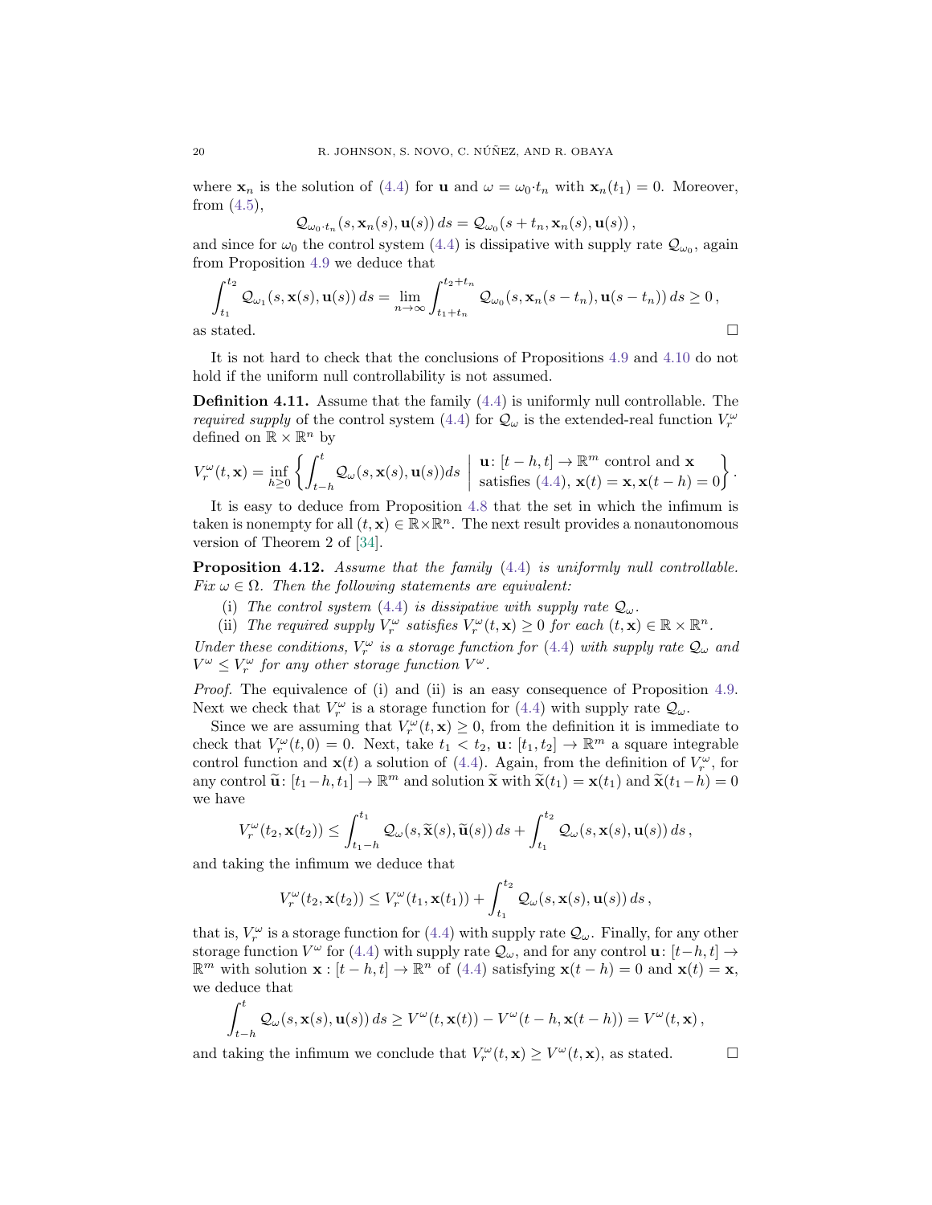where $\mathbf{x}_n$ is the solution of (4.4) for $\mathbf{u}$ and $\omega = \omega_0{\cdot}t_n$ with $\mathbf{x}_n(t_1) = 0$. Moreover, from (4.5),

$$\mathcal{Q}_{\omega_0\cdot t_n}(s, \mathbf{x}_n(s), \mathbf{u}(s))\, ds = \mathcal{Q}_{\omega_0}(s + t_n, \mathbf{x}_n(s), \mathbf{u}(s))\,,$$

and since for $\omega_0$ the control system (4.4) is dissipative with supply rate $\mathcal{Q}_{\omega_0}$, again from Proposition 4.9 we deduce that

$$\int_{t_1}^{t_2} \mathcal{Q}_{\omega_1}(s, \mathbf{x}(s), \mathbf{u}(s))\, ds = \lim_{n\to\infty} \int_{t_1+t_n}^{t_2+t_n} \mathcal{Q}_{\omega_0}(s, \mathbf{x}_n(s-t_n), \mathbf{u}(s-t_n))\, ds \geq 0\,,$$

as stated. □

It is not hard to check that the conclusions of Propositions 4.9 and 4.10 do not hold if the uniform null controllability is not assumed.

**Definition 4.11.** Assume that the family (4.4) is uniformly null controllable. The *required supply* of the control system (4.4) for $\mathcal{Q}_\omega$ is the extended-real function $V_r^\omega$ defined on $\mathbb{R}\times\mathbb{R}^n$ by

$$V_r^\omega(t, \mathbf{x}) = \inf_{h\geq 0} \left\{ \int_{t-h}^{t} \mathcal{Q}_\omega(s, \mathbf{x}(s), \mathbf{u}(s)) ds \;\middle|\; \begin{array}{l} \mathbf{u}\colon [t-h, t] \to \mathbb{R}^m \text{ control and } \mathbf{x} \\ \text{satisfies (4.4), } \mathbf{x}(t) = \mathbf{x}, \mathbf{x}(t-h) = 0 \end{array} \right\}.$$

It is easy to deduce from Proposition 4.8 that the set in which the infimum is taken is nonempty for all $(t, \mathbf{x}) \in \mathbb{R}\times\mathbb{R}^n$. The next result provides a nonautonomous version of Theorem 2 of [34].

**Proposition 4.12.** *Assume that the family (4.4) is uniformly null controllable. Fix $\omega \in \Omega$. Then the following statements are equivalent:*

(i) *The control system (4.4) is dissipative with supply rate $\mathcal{Q}_\omega$.*

(ii) *The required supply $V_r^\omega$ satisfies $V_r^\omega(t, \mathbf{x}) \geq 0$ for each $(t, \mathbf{x}) \in \mathbb{R}\times\mathbb{R}^n$.*

*Under these conditions, $V_r^\omega$ is a storage function for (4.4) with supply rate $\mathcal{Q}_\omega$ and $V^\omega \leq V_r^\omega$ for any other storage function $V^\omega$.*

*Proof.* The equivalence of (i) and (ii) is an easy consequence of Proposition 4.9. Next we check that $V_r^\omega$ is a storage function for (4.4) with supply rate $\mathcal{Q}_\omega$.

Since we are assuming that $V_r^\omega(t, \mathbf{x}) \geq 0$, from the definition it is immediate to check that $V_r^\omega(t, 0) = 0$. Next, take $t_1 < t_2$, $\mathbf{u}\colon [t_1, t_2] \to \mathbb{R}^m$ a square integrable control function and $\mathbf{x}(t)$ a solution of (4.4). Again, from the definition of $V_r^\omega$, for any control $\widetilde{\mathbf{u}}\colon [t_1-h, t_1] \to \mathbb{R}^m$ and solution $\widetilde{\mathbf{x}}$ with $\widetilde{\mathbf{x}}(t_1) = \mathbf{x}(t_1)$ and $\widetilde{\mathbf{x}}(t_1-h) = 0$ we have

$$V_r^\omega(t_2, \mathbf{x}(t_2)) \leq \int_{t_1-h}^{t_1} \mathcal{Q}_\omega(s, \widetilde{\mathbf{x}}(s), \widetilde{\mathbf{u}}(s))\, ds + \int_{t_1}^{t_2} \mathcal{Q}_\omega(s, \mathbf{x}(s), \mathbf{u}(s))\, ds\,,$$

and taking the infimum we deduce that

$$V_r^\omega(t_2, \mathbf{x}(t_2)) \leq V_r^\omega(t_1, \mathbf{x}(t_1)) + \int_{t_1}^{t_2} \mathcal{Q}_\omega(s, \mathbf{x}(s), \mathbf{u}(s))\, ds\,,$$

that is, $V_r^\omega$ is a storage function for (4.4) with supply rate $\mathcal{Q}_\omega$. Finally, for any other storage function $V^\omega$ for (4.4) with supply rate $\mathcal{Q}_\omega$, and for any control $\mathbf{u}\colon [t-h, t] \to \mathbb{R}^m$ with solution $\mathbf{x} : [t-h, t] \to \mathbb{R}^n$ of (4.4) satisfying $\mathbf{x}(t-h) = 0$ and $\mathbf{x}(t) = \mathbf{x}$, we deduce that

$$\int_{t-h}^{t} \mathcal{Q}_\omega(s, \mathbf{x}(s), \mathbf{u}(s))\, ds \geq V^\omega(t, \mathbf{x}(t)) - V^\omega(t-h, \mathbf{x}(t-h)) = V^\omega(t, \mathbf{x})\,,$$

and taking the infimum we conclude that $V_r^\omega(t, \mathbf{x}) \geq V^\omega(t, \mathbf{x})$, as stated. □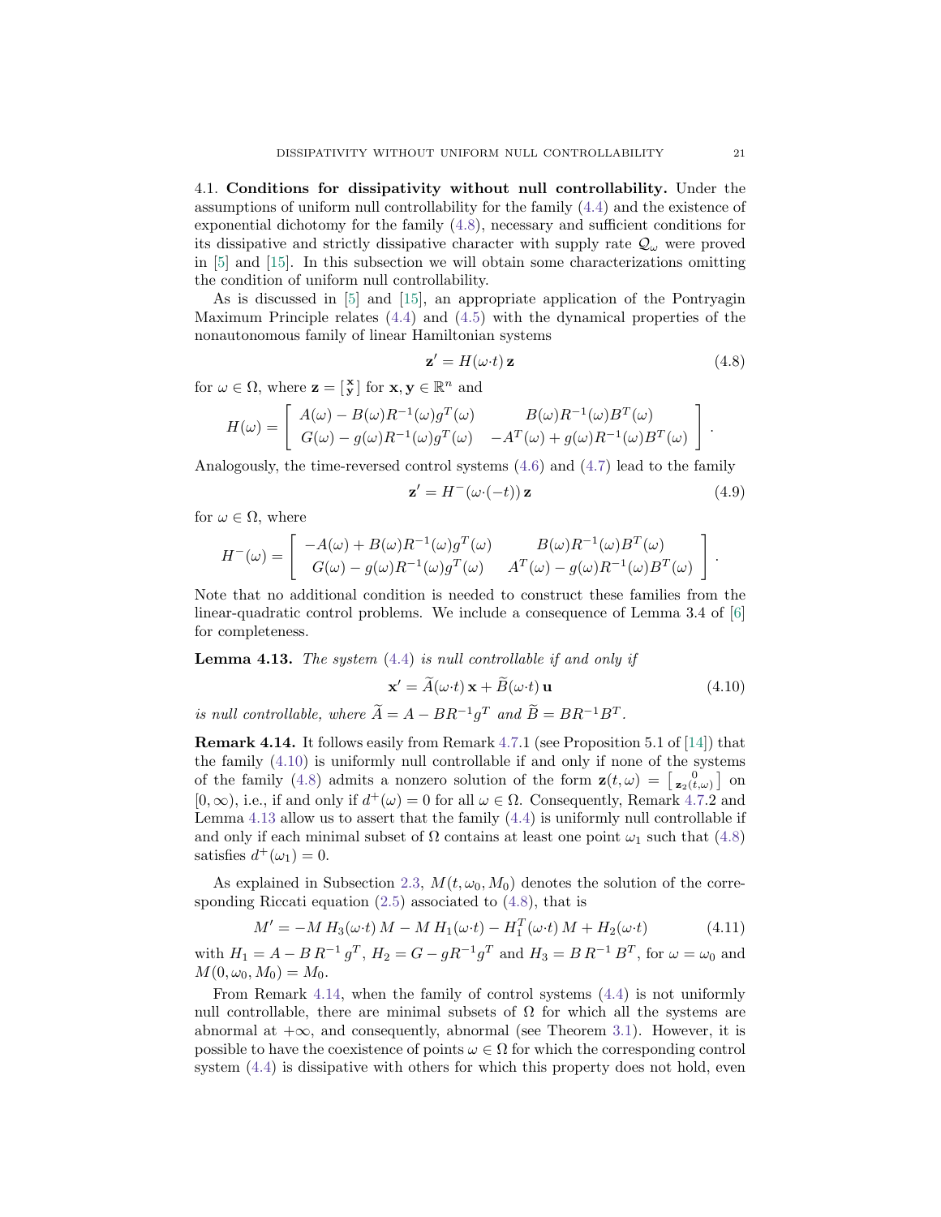4.1. **Conditions for dissipativity without null controllability.** Under the assumptions of uniform null controllability for the family (4.4) and the existence of exponential dichotomy for the family (4.8), necessary and sufficient conditions for its dissipative and strictly dissipative character with supply rate $\mathcal{Q}_\omega$ were proved in [5] and [15]. In this subsection we will obtain some characterizations omitting the condition of uniform null controllability.

As is discussed in [5] and [15], an appropriate application of the Pontryagin Maximum Principle relates (4.4) and (4.5) with the dynamical properties of the nonautonomous family of linear Hamiltonian systems

$$\mathbf{z}' = H(\omega{\cdot}t)\,\mathbf{z} \tag{4.8}$$

for $\omega \in \Omega$, where $\mathbf{z} = \left[\begin{smallmatrix}\mathbf{x}\\ \mathbf{y}\end{smallmatrix}\right]$ for $\mathbf{x}, \mathbf{y} \in \mathbb{R}^n$ and

$$H(\omega) = \left[\begin{array}{cc} A(\omega) - B(\omega)R^{-1}(\omega)g^T(\omega) & B(\omega)R^{-1}(\omega)B^T(\omega) \\ G(\omega) - g(\omega)R^{-1}(\omega)g^T(\omega) & -A^T(\omega) + g(\omega)R^{-1}(\omega)B^T(\omega) \end{array}\right].$$

Analogously, the time-reversed control systems (4.6) and (4.7) lead to the family

$$\mathbf{z}' = H^-(\omega{\cdot}(-t))\,\mathbf{z} \tag{4.9}$$

for $\omega \in \Omega$, where

$$H^-(\omega) = \left[\begin{array}{cc} -A(\omega) + B(\omega)R^{-1}(\omega)g^T(\omega) & B(\omega)R^{-1}(\omega)B^T(\omega) \\ G(\omega) - g(\omega)R^{-1}(\omega)g^T(\omega) & A^T(\omega) - g(\omega)R^{-1}(\omega)B^T(\omega) \end{array}\right].$$

Note that no additional condition is needed to construct these families from the linear-quadratic control problems. We include a consequence of Lemma 3.4 of [6] for completeness.

**Lemma 4.13.** *The system (4.4) is null controllable if and only if*

$$\mathbf{x}' = \widetilde{A}(\omega{\cdot}t)\,\mathbf{x} + \widetilde{B}(\omega{\cdot}t)\,\mathbf{u} \tag{4.10}$$

*is null controllable, where $\widetilde{A} = A - BR^{-1}g^T$ and $\widetilde{B} = BR^{-1}B^T$.*

**Remark 4.14.** It follows easily from Remark 4.7.1 (see Proposition 5.1 of [14]) that the family (4.10) is uniformly null controllable if and only if none of the systems of the family (4.8) admits a nonzero solution of the form $\mathbf{z}(t,\omega) = \left[\begin{smallmatrix}0\\ \mathbf{z}_2(t,\omega)\end{smallmatrix}\right]$ on $[0,\infty)$, i.e., if and only if $d^+(\omega) = 0$ for all $\omega \in \Omega$. Consequently, Remark 4.7.2 and Lemma 4.13 allow us to assert that the family (4.4) is uniformly null controllable if and only if each minimal subset of $\Omega$ contains at least one point $\omega_1$ such that (4.8) satisfies $d^+(\omega_1) = 0$.

As explained in Subsection 2.3, $M(t,\omega_0,M_0)$ denotes the solution of the corresponding Riccati equation (2.5) associated to (4.8), that is

$$M' = -M\,H_3(\omega{\cdot}t)\,M - M\,H_1(\omega{\cdot}t) - H_1^T(\omega{\cdot}t)\,M + H_2(\omega{\cdot}t) \tag{4.11}$$

with $H_1 = A - B\,R^{-1}\,g^T$, $H_2 = G - gR^{-1}g^T$ and $H_3 = B\,R^{-1}\,B^T$, for $\omega = \omega_0$ and $M(0,\omega_0,M_0) = M_0$.

From Remark 4.14, when the family of control systems (4.4) is not uniformly null controllable, there are minimal subsets of $\Omega$ for which all the systems are abnormal at $+\infty$, and consequently, abnormal (see Theorem 3.1). However, it is possible to have the coexistence of points $\omega \in \Omega$ for which the corresponding control system (4.4) is dissipative with others for which this property does not hold, even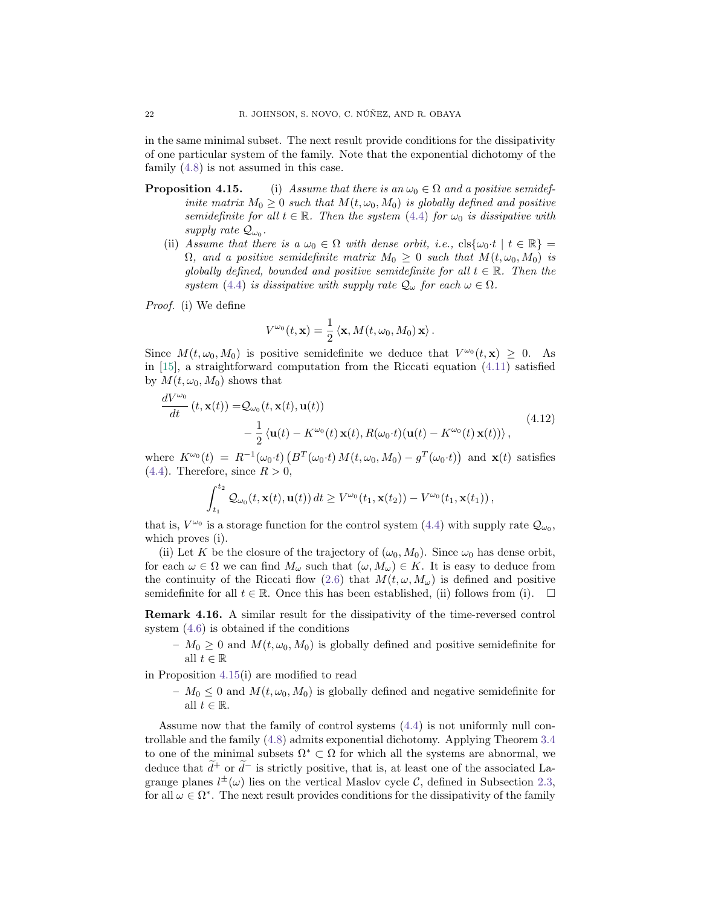in the same minimal subset. The next result provide conditions for the dissipativity of one particular system of the family. Note that the exponential dichotomy of the family (4.8) is not assumed in this case.

**Proposition 4.15.** (i) *Assume that there is an $\omega_0 \in \Omega$ and a positive semidefinite matrix $M_0 \geq 0$ such that $M(t, \omega_0, M_0)$ is globally defined and positive semidefinite for all $t \in \mathbb{R}$. Then the system (4.4) for $\omega_0$ is dissipative with supply rate $\mathcal{Q}_{\omega_0}$.*

(ii) *Assume that there is a $\omega_0 \in \Omega$ with dense orbit, i.e., $\mathrm{cls}\{\omega_0{\cdot}t \mid t \in \mathbb{R}\} = \Omega$, and a positive semidefinite matrix $M_0 \geq 0$ such that $M(t, \omega_0, M_0)$ is globally defined, bounded and positive semidefinite for all $t \in \mathbb{R}$. Then the system (4.4) is dissipative with supply $\mathcal{Q}_\omega$ for each $\omega \in \Omega$.*

*Proof.* (i) We define

$$V^{\omega_0}(t, \mathbf{x}) = \frac{1}{2} \langle \mathbf{x}, M(t, \omega_0, M_0)\, \mathbf{x} \rangle .$$

Since $M(t, \omega_0, M_0)$ is positive semidefinite we deduce that $V^{\omega_0}(t, \mathbf{x}) \geq 0$. As in [15], a straightforward computation from the Riccati equation (4.11) satisfied by $M(t, \omega_0, M_0)$ shows that

$$\begin{aligned} \frac{dV^{\omega_0}}{dt}\,(t, \mathbf{x}(t)) = &\mathcal{Q}_{\omega_0}(t, \mathbf{x}(t), \mathbf{u}(t)) \\ &- \frac{1}{2} \left\langle \mathbf{u}(t) - K^{\omega_0}(t)\, \mathbf{x}(t), R(\omega_0{\cdot}t)(\mathbf{u}(t) - K^{\omega_0}(t)\, \mathbf{x}(t)) \right\rangle , \end{aligned} \tag{4.12}$$

where $K^{\omega_0}(t) = R^{-1}(\omega_0{\cdot}t) \left( B^T(\omega_0{\cdot}t)\, M(t, \omega_0, M_0) - g^T(\omega_0{\cdot}t) \right)$ and $\mathbf{x}(t)$ satisfies (4.4). Therefore, since $R > 0$,

$$\int_{t_1}^{t_2} \mathcal{Q}_{\omega_0}(t, \mathbf{x}(t), \mathbf{u}(t))\, dt \geq V^{\omega_0}(t_1, \mathbf{x}(t_2)) - V^{\omega_0}(t_1, \mathbf{x}(t_1)) ,$$

that is, $V^{\omega_0}$ is a storage function for the control system (4.4) with supply rate $\mathcal{Q}_{\omega_0}$, which proves (i).

(ii) Let $K$ be the closure of the trajectory of $(\omega_0, M_0)$. Since $\omega_0$ has dense orbit, for each $\omega \in \Omega$ we can find $M_\omega$ such that $(\omega, M_\omega) \in K$. It is easy to deduce from the continuity of the Riccati flow (2.6) that $M(t, \omega, M_\omega)$ is defined and positive semidefinite for all $t \in \mathbb{R}$. Once this has been established, (ii) follows from (i). $\square$

**Remark 4.16.** A similar result for the dissipativity of the time-reversed control system (4.6) is obtained if the conditions

– $M_0 \geq 0$ and $M(t, \omega_0, M_0)$ is globally defined and positive semidefinite for all $t \in \mathbb{R}$

in Proposition 4.15(i) are modified to read

– $M_0 \leq 0$ and $M(t, \omega_0, M_0)$ is globally defined and negative semidefinite for all $t \in \mathbb{R}$.

Assume now that the family of control systems (4.4) is not uniformly null controllable and the family (4.8) admits exponential dichotomy. Applying Theorem 3.4 to one of the minimal subsets $\Omega^* \subset \Omega$ for which all the systems are abnormal, we deduce that $\widetilde{d}^+$ or $\widetilde{d}^-$ is strictly positive, that is, at least one of the associated Lagrange planes $l^\pm(\omega)$ lies on the vertical Maslov cycle $\mathcal{C}$, defined in Subsection 2.3, for all $\omega \in \Omega^*$. The next result provides conditions for the dissipativity of the family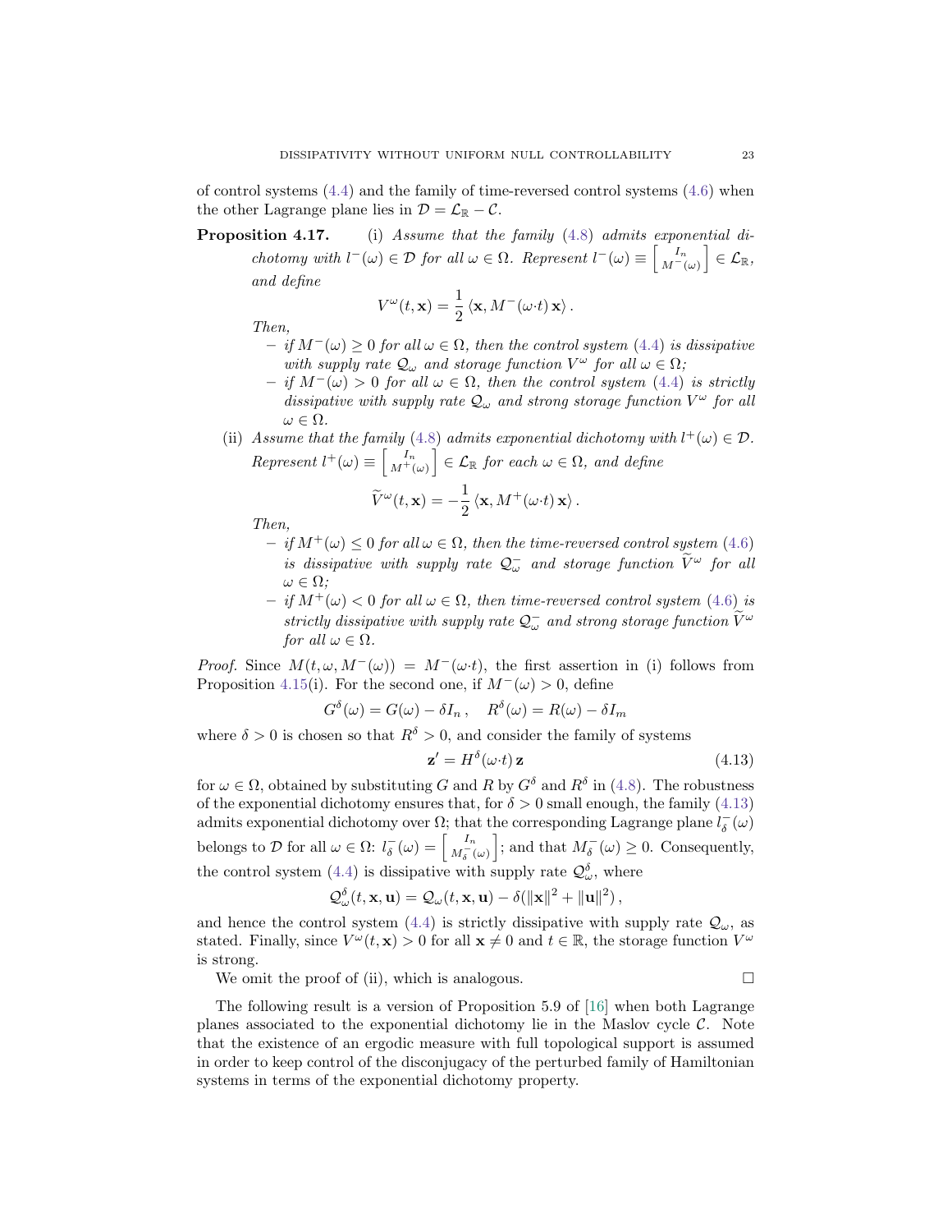of control systems (4.4) and the family of time-reversed control systems (4.6) when the other Lagrange plane lies in $\mathcal{D} = \mathcal{L}_\mathbb{R} - \mathcal{C}$.

**Proposition 4.17.** (i) *Assume that the family (4.8) admits exponential dichotomy with $l^-(\omega) \in \mathcal{D}$ for all $\omega \in \Omega$. Represent $l^-(\omega) \equiv \left[\begin{smallmatrix} I_n \\ M^-(\omega) \end{smallmatrix}\right] \in \mathcal{L}_\mathbb{R}$, and define*

$$V^\omega(t, \mathbf{x}) = \frac{1}{2}\left\langle \mathbf{x}, M^-(\omega{\cdot}t)\,\mathbf{x}\right\rangle .$$

*Then,*

- *if $M^-(\omega) \geq 0$ for all $\omega \in \Omega$, then the control system (4.4) is dissipative with supply rate $\mathcal{Q}_\omega$ and storage function $V^\omega$ for all $\omega \in \Omega$;*
- *if $M^-(\omega) > 0$ for all $\omega \in \Omega$, then the control system (4.4) is strictly dissipative with supply rate $\mathcal{Q}_\omega$ and strong storage function $V^\omega$ for all $\omega \in \Omega$.*

(ii) *Assume that the family (4.8) admits exponential dichotomy with $l^+(\omega) \in \mathcal{D}$. Represent $l^+(\omega) \equiv \left[\begin{smallmatrix} I_n \\ M^+(\omega) \end{smallmatrix}\right] \in \mathcal{L}_\mathbb{R}$ for each $\omega \in \Omega$, and define*

$$\widetilde{V}^\omega(t, \mathbf{x}) = -\frac{1}{2}\left\langle \mathbf{x}, M^+(\omega{\cdot}t)\,\mathbf{x}\right\rangle .$$

*Then,*

- *if $M^+(\omega) \leq 0$ for all $\omega \in \Omega$, then the time-reversed control system (4.6) is dissipative with supply rate $\mathcal{Q}^-_\omega$ and storage function $\widetilde{V}^\omega$ for all $\omega \in \Omega$;*
- *if $M^+(\omega) < 0$ for all $\omega \in \Omega$, then time-reversed control system (4.6) is strictly dissipative with supply rate $\mathcal{Q}^-_\omega$ and strong storage function $\widetilde{V}^\omega$ for all $\omega \in \Omega$.*

*Proof.* Since $M(t, \omega, M^-(\omega)) = M^-(\omega{\cdot}t)$, the first assertion in (i) follows from Proposition 4.15(i). For the second one, if $M^-(\omega) > 0$, define

$$G^\delta(\omega) = G(\omega) - \delta I_n\,, \quad R^\delta(\omega) = R(\omega) - \delta I_m$$

where $\delta > 0$ is chosen so that $R^\delta > 0$, and consider the family of systems

$$\mathbf{z}' = H^\delta(\omega{\cdot}t)\,\mathbf{z} \tag{4.13}$$

for $\omega \in \Omega$, obtained by substituting $G$ and $R$ by $G^\delta$ and $R^\delta$ in (4.8). The robustness of the exponential dichotomy ensures that, for $\delta > 0$ small enough, the family (4.13) admits exponential dichotomy over $\Omega$; that the corresponding Lagrange plane $l^-_\delta(\omega)$ belongs to $\mathcal{D}$ for all $\omega \in \Omega$: $l^-_\delta(\omega) = \left[\begin{smallmatrix} I_n \\ M^-_\delta(\omega) \end{smallmatrix}\right]$; and that $M^-_\delta(\omega) \geq 0$. Consequently, the control system (4.4) is dissipative with supply rate $\mathcal{Q}^\delta_\omega$, where

$$\mathcal{Q}^\delta_\omega(t, \mathbf{x}, \mathbf{u}) = \mathcal{Q}_\omega(t, \mathbf{x}, \mathbf{u}) - \delta(\|\mathbf{x}\|^2 + \|\mathbf{u}\|^2)\,,$$

and hence the control system (4.4) is strictly dissipative with supply rate $\mathcal{Q}_\omega$, as stated. Finally, since $V^\omega(t, \mathbf{x}) > 0$ for all $\mathbf{x} \neq 0$ and $t \in \mathbb{R}$, the storage function $V^\omega$ is strong.

We omit the proof of (ii), which is analogous. $\square$

The following result is a version of Proposition 5.9 of [16] when both Lagrange planes associated to the exponential dichotomy lie in the Maslov cycle $\mathcal{C}$. Note that the existence of an ergodic measure with full topological support is assumed in order to keep control of the disconjugacy of the perturbed family of Hamiltonian systems in terms of the exponential dichotomy property.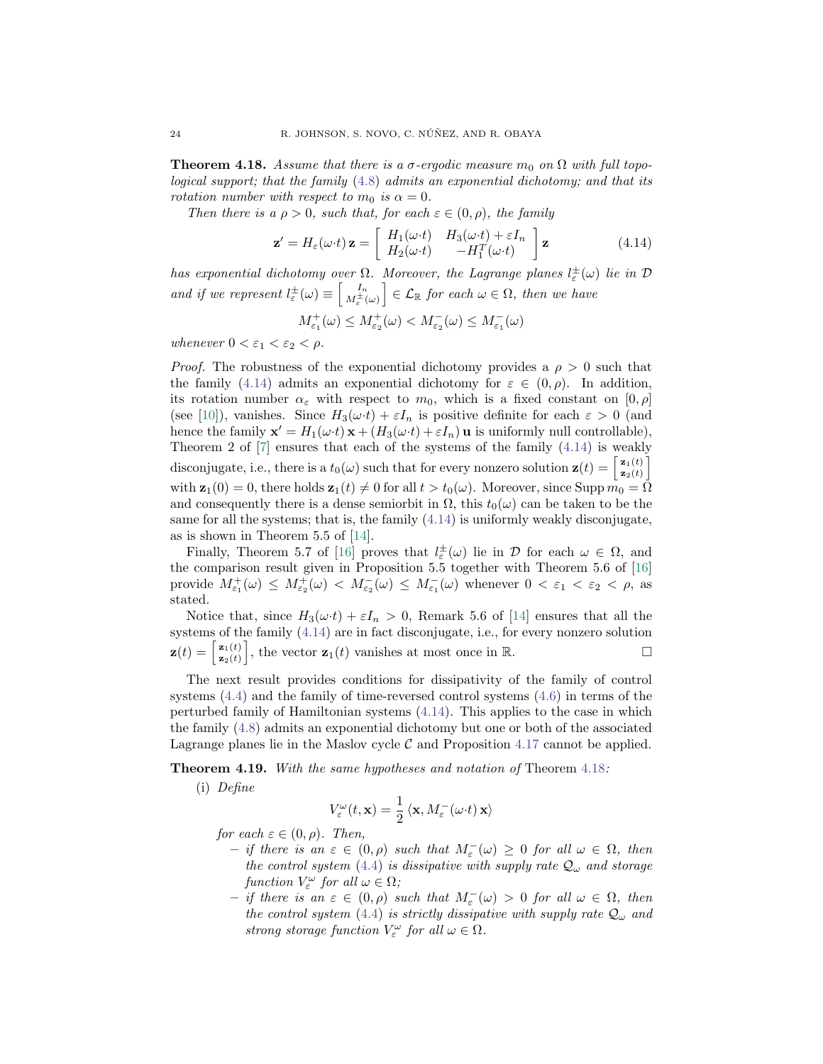**Theorem 4.18.** *Assume that there is a $\sigma$-ergodic measure $m_0$ on $\Omega$ with full topological support; that the family (4.8) admits an exponential dichotomy; and that its rotation number with respect to $m_0$ is $\alpha = 0$.*

*Then there is a $\rho > 0$, such that, for each $\varepsilon \in (0, \rho)$, the family*

$$\mathbf{z}' = H_\varepsilon(\omega{\cdot}t)\,\mathbf{z} = \begin{bmatrix} H_1(\omega{\cdot}t) & H_3(\omega{\cdot}t) + \varepsilon I_n \\ H_2(\omega{\cdot}t) & -H_1^T(\omega{\cdot}t) \end{bmatrix} \mathbf{z} \tag{4.14}$$

*has exponential dichotomy over $\Omega$. Moreover, the Lagrange planes $l_\varepsilon^\pm(\omega)$ lie in $\mathcal{D}$ and if we represent $l_\varepsilon^\pm(\omega) \equiv \left[\begin{smallmatrix} I_n \\ M_\varepsilon^\pm(\omega) \end{smallmatrix}\right] \in \mathcal{L}_\mathbb{R}$ for each $\omega \in \Omega$, then we have*

$$M_{\varepsilon_1}^+(\omega) \le M_{\varepsilon_2}^+(\omega) < M_{\varepsilon_2}^-(\omega) \le M_{\varepsilon_1}^-(\omega)$$

*whenever $0 < \varepsilon_1 < \varepsilon_2 < \rho$.*

*Proof.* The robustness of the exponential dichotomy provides a $\rho > 0$ such that the family (4.14) admits an exponential dichotomy for $\varepsilon \in (0, \rho)$. In addition, its rotation number $\alpha_\varepsilon$ with respect to $m_0$, which is a fixed constant on $[0, \rho]$ (see [10]), vanishes. Since $H_3(\omega{\cdot}t) + \varepsilon I_n$ is positive definite for each $\varepsilon > 0$ (and hence the family $\mathbf{x}' = H_1(\omega{\cdot}t)\,\mathbf{x} + (H_3(\omega{\cdot}t) + \varepsilon I_n)\,\mathbf{u}$ is uniformly null controllable), Theorem 2 of [7] ensures that each of the systems of the family (4.14) is weakly disconjugate, i.e., there is a $t_0(\omega)$ such that for every nonzero solution $\mathbf{z}(t) = \left[\begin{smallmatrix} \mathbf{z}_1(t) \\ \mathbf{z}_2(t) \end{smallmatrix}\right]$ with $\mathbf{z}_1(0) = 0$, there holds $\mathbf{z}_1(t) \neq 0$ for all $t > t_0(\omega)$. Moreover, since $\operatorname{Supp} m_0 = \Omega$ and consequently there is a dense semiorbit in $\Omega$, this $t_0(\omega)$ can be taken to be the same for all the systems; that is, the family (4.14) is uniformly weakly disconjugate, as is shown in Theorem 5.5 of [14].

Finally, Theorem 5.7 of [16] proves that $l_\varepsilon^\pm(\omega)$ lie in $\mathcal{D}$ for each $\omega \in \Omega$, and the comparison result given in Proposition 5.5 together with Theorem 5.6 of [16] provide $M_{\varepsilon_1}^+(\omega) \le M_{\varepsilon_2}^+(\omega) < M_{\varepsilon_2}^-(\omega) \le M_{\varepsilon_1}^-(\omega)$ whenever $0 < \varepsilon_1 < \varepsilon_2 < \rho$, as stated.

Notice that, since $H_3(\omega{\cdot}t) + \varepsilon I_n > 0$, Remark 5.6 of [14] ensures that all the systems of the family (4.14) are in fact disconjugate, i.e., for every nonzero solution $\mathbf{z}(t) = \left[\begin{smallmatrix} \mathbf{z}_1(t) \\ \mathbf{z}_2(t) \end{smallmatrix}\right]$, the vector $\mathbf{z}_1(t)$ vanishes at most once in $\mathbb{R}$. □

The next result provides conditions for dissipativity of the family of control systems (4.4) and the family of time-reversed control systems (4.6) in terms of the perturbed family of Hamiltonian systems (4.14). This applies to the case in which the family (4.8) admits an exponential dichotomy but one or both of the associated Lagrange planes lie in the Maslov cycle $\mathcal{C}$ and Proposition 4.17 cannot be applied.

**Theorem 4.19.** *With the same hypotheses and notation of* Theorem 4.18*:*

(i) *Define*

$$V_\varepsilon^\omega(t, \mathbf{x}) = \frac{1}{2}\,\langle \mathbf{x}, M_\varepsilon^-(\omega{\cdot}t)\,\mathbf{x}\rangle$$

*for each $\varepsilon \in (0, \rho)$. Then,*

- *if there is an $\varepsilon \in (0, \rho)$ such that $M_\varepsilon^-(\omega) \ge 0$ for all $\omega \in \Omega$, then the control system (4.4) is dissipative with supply rate $\mathcal{Q}_\omega$ and storage function $V_\varepsilon^\omega$ for all $\omega \in \Omega$;*
- *if there is an $\varepsilon \in (0, \rho)$ such that $M_\varepsilon^-(\omega) > 0$ for all $\omega \in \Omega$, then the control system (4.4) is strictly dissipative with supply rate $\mathcal{Q}_\omega$ and strong storage function $V_\varepsilon^\omega$ for all $\omega \in \Omega$.*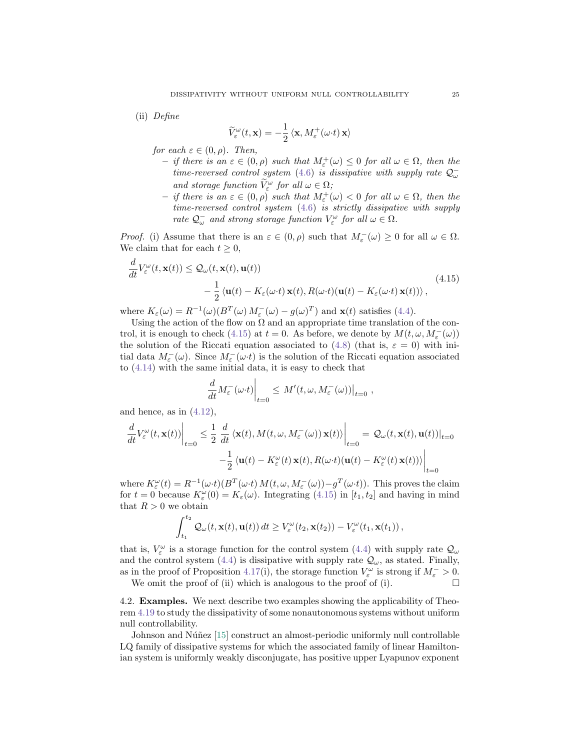(ii) *Define*

$$\widetilde{V}^{\omega}_{\varepsilon}(t,\mathbf{x}) = -\frac{1}{2}\,\langle \mathbf{x}, M^{+}_{\varepsilon}(\omega{\cdot}t)\,\mathbf{x}\rangle$$

*for each* $\varepsilon \in (0,\rho)$. *Then,*

- *if there is an* $\varepsilon \in (0,\rho)$ *such that* $M^{+}_{\varepsilon}(\omega) \le 0$ *for all* $\omega \in \Omega$, *then the time-reversed control system* (4.6) *is dissipative with supply rate* $\mathcal{Q}^{-}_{\omega}$ *and storage function* $\widetilde{V}^{\omega}_{\varepsilon}$ *for all* $\omega \in \Omega$;
- *if there is an* $\varepsilon \in (0,\rho)$ *such that* $M^{+}_{\varepsilon}(\omega) < 0$ *for all* $\omega \in \Omega$, *then the time-reversed control system* (4.6) *is strictly dissipative with supply rate* $\mathcal{Q}^{-}_{\omega}$ *and strong storage function* $V^{\omega}_{\varepsilon}$ *for all* $\omega \in \Omega$.

*Proof.* (i) Assume that there is an $\varepsilon \in (0,\rho)$ such that $M^{-}_{\varepsilon}(\omega) \ge 0$ for all $\omega \in \Omega$. We claim that for each $t \ge 0$,

$$\begin{aligned}\frac{d}{dt}V^{\omega}_{\varepsilon}(t,\mathbf{x}(t)) \le{}& \mathcal{Q}_{\omega}(t,\mathbf{x}(t),\mathbf{u}(t))\\ &-\frac{1}{2}\,\langle \mathbf{u}(t)-K_{\varepsilon}(\omega{\cdot}t)\,\mathbf{x}(t), R(\omega{\cdot}t)(\mathbf{u}(t)-K_{\varepsilon}(\omega{\cdot}t)\,\mathbf{x}(t))\rangle\,,\end{aligned} \tag{4.15}$$

where $K_{\varepsilon}(\omega) = R^{-1}(\omega)(B^{T}(\omega)\,M^{-}_{\varepsilon}(\omega) - g(\omega)^{T})$ and $\mathbf{x}(t)$ satisfies (4.4).

Using the action of the flow on $\Omega$ and an appropriate time translation of the control, it is enough to check (4.15) at $t=0$. As before, we denote by $M(t,\omega,M^{-}_{\varepsilon}(\omega))$ the solution of the Riccati equation associated to (4.8) (that is, $\varepsilon = 0$) with initial data $M^{-}_{\varepsilon}(\omega)$. Since $M^{-}_{\varepsilon}(\omega{\cdot}t)$ is the solution of the Riccati equation associated to (4.14) with the same initial data, it is easy to check that

$$\left.\frac{d}{dt}M^{-}_{\varepsilon}(\omega{\cdot}t)\right|_{t=0} \le \left. M'(t,\omega,M^{-}_{\varepsilon}(\omega))\right|_{t=0}\,,$$

and hence, as in (4.12),

$$\begin{aligned}\left.\frac{d}{dt}V^{\omega}_{\varepsilon}(t,\mathbf{x}(t))\right|_{t=0} &\le \left.\frac{1}{2}\,\frac{d}{dt}\,\langle \mathbf{x}(t), M(t,\omega,M^{-}_{\varepsilon}(\omega))\,\mathbf{x}(t)\rangle\right|_{t=0} = \left.\mathcal{Q}_{\omega}(t,\mathbf{x}(t),\mathbf{u}(t))\right|_{t=0}\\ &\quad\left.-\frac{1}{2}\,\langle \mathbf{u}(t)-K^{\omega}_{\varepsilon}(t)\,\mathbf{x}(t), R(\omega{\cdot}t)(\mathbf{u}(t)-K^{\omega}_{\varepsilon}(t)\,\mathbf{x}(t))\rangle\right|_{t=0}\end{aligned}$$

where $K^{\omega}_{\varepsilon}(t) = R^{-1}(\omega{\cdot}t)(B^{T}(\omega{\cdot}t)\,M(t,\omega,M^{-}_{\varepsilon}(\omega)) - g^{T}(\omega{\cdot}t))$. This proves the claim for $t=0$ because $K^{\omega}_{\varepsilon}(0) = K_{\varepsilon}(\omega)$. Integrating (4.15) in $[t_1,t_2]$ and having in mind that $R > 0$ we obtain

$$\int_{t_1}^{t_2} \mathcal{Q}_{\omega}(t,\mathbf{x}(t),\mathbf{u}(t))\,dt \ge V^{\omega}_{\varepsilon}(t_2,\mathbf{x}(t_2)) - V^{\omega}_{\varepsilon}(t_1,\mathbf{x}(t_1))\,,$$

that is, $V^{\omega}_{\varepsilon}$ is a storage function for the control system (4.4) with supply rate $\mathcal{Q}_{\omega}$ and the control system (4.4) is dissipative with supply rate $\mathcal{Q}_{\omega}$, as stated. Finally, as in the proof of Proposition 4.17(i), the storage function $V^{\omega}_{\varepsilon}$ is strong if $M^{-}_{\varepsilon} > 0$.

We omit the proof of (ii) which is analogous to the proof of (i). □

4.2. **Examples.** We next describe two examples showing the applicability of Theorem 4.19 to study the dissipativity of some nonautonomous systems without uniform null controllability.

Johnson and Núñez [15] construct an almost-periodic uniformly null controllable LQ family of dissipative systems for which the associated family of linear Hamiltonian system is uniformly weakly disconjugate, has positive upper Lyapunov exponent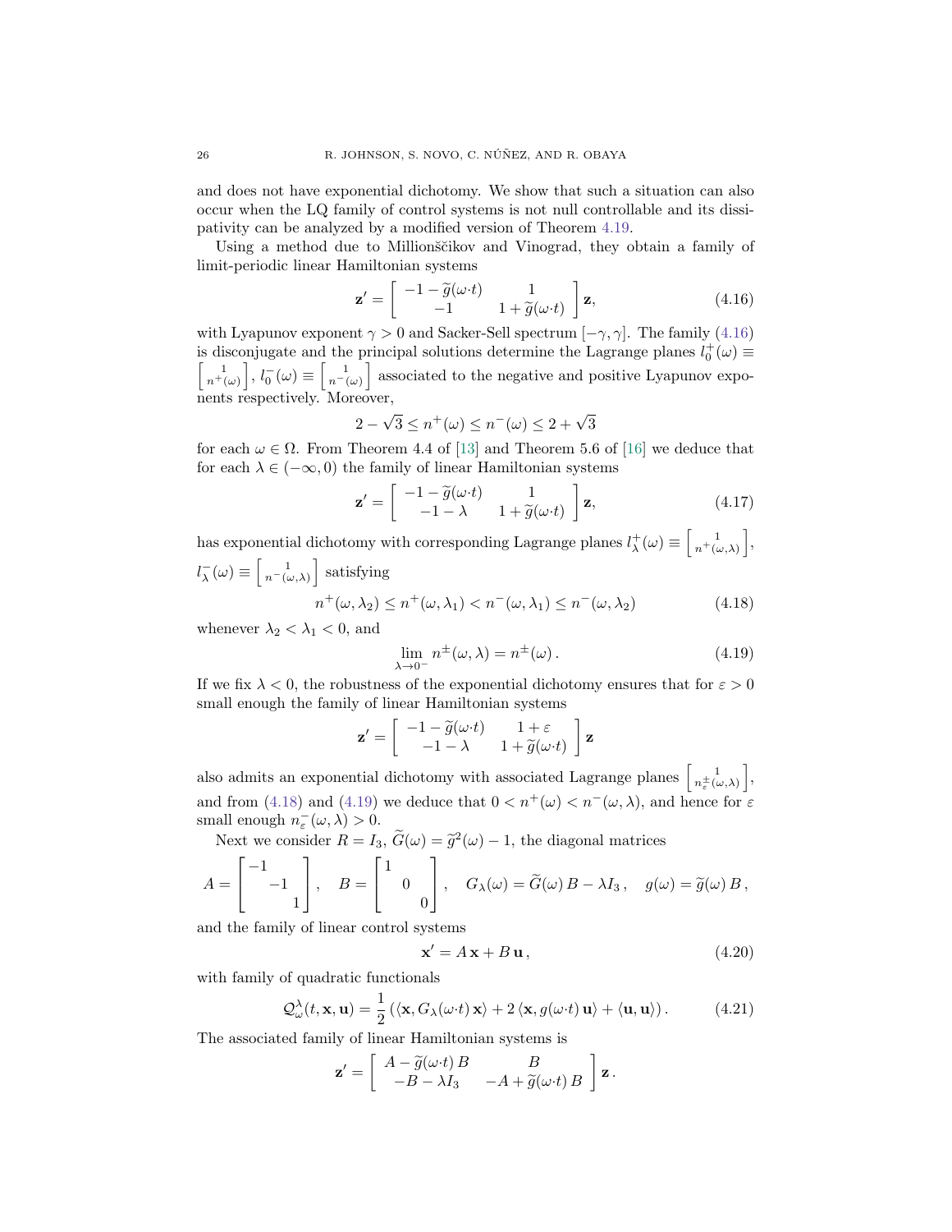and does not have exponential dichotomy. We show that such a situation can also occur when the LQ family of control systems is not null controllable and its dissipativity can be analyzed by a modified version of Theorem 4.19.

Using a method due to Millionščikov and Vinograd, they obtain a family of limit-periodic linear Hamiltonian systems

$$\mathbf{z}' = \begin{bmatrix} -1-\widetilde{g}(\omega{\cdot}t) & 1 \\ -1 & 1+\widetilde{g}(\omega{\cdot}t) \end{bmatrix} \mathbf{z}, \tag{4.16}$$

with Lyapunov exponent $\gamma > 0$ and Sacker-Sell spectrum $[-\gamma, \gamma]$. The family (4.16) is disconjugate and the principal solutions determine the Lagrange planes $l_0^+(\omega) \equiv \left[\begin{smallmatrix} 1 \\ n^+(\omega) \end{smallmatrix}\right]$, $l_0^-(\omega) \equiv \left[\begin{smallmatrix} 1 \\ n^-(\omega) \end{smallmatrix}\right]$ associated to the negative and positive Lyapunov exponents respectively. Moreover,

$$2-\sqrt{3} \le n^+(\omega) \le n^-(\omega) \le 2+\sqrt{3}$$

for each $\omega \in \Omega$. From Theorem 4.4 of [13] and Theorem 5.6 of [16] we deduce that for each $\lambda \in (-\infty, 0)$ the family of linear Hamiltonian systems

$$\mathbf{z}' = \begin{bmatrix} -1-\widetilde{g}(\omega{\cdot}t) & 1 \\ -1-\lambda & 1+\widetilde{g}(\omega{\cdot}t) \end{bmatrix} \mathbf{z}, \tag{4.17}$$

has exponential dichotomy with corresponding Lagrange planes $l_\lambda^+(\omega) \equiv \left[\begin{smallmatrix} 1 \\ n^+(\omega,\lambda) \end{smallmatrix}\right]$, $l_\lambda^-(\omega) \equiv \left[\begin{smallmatrix} 1 \\ n^-(\omega,\lambda) \end{smallmatrix}\right]$ satisfying

$$n^+(\omega,\lambda_2) \le n^+(\omega,\lambda_1) < n^-(\omega,\lambda_1) \le n^-(\omega,\lambda_2) \tag{4.18}$$

whenever $\lambda_2 < \lambda_1 < 0$, and

$$\lim_{\lambda\to 0^-} n^{\pm}(\omega,\lambda) = n^{\pm}(\omega)\,. \tag{4.19}$$

If we fix $\lambda < 0$, the robustness of the exponential dichotomy ensures that for $\varepsilon > 0$ small enough the family of linear Hamiltonian systems

$$\mathbf{z}' = \begin{bmatrix} -1-\widetilde{g}(\omega{\cdot}t) & 1+\varepsilon \\ -1-\lambda & 1+\widetilde{g}(\omega{\cdot}t) \end{bmatrix} \mathbf{z}$$

also admits an exponential dichotomy with associated Lagrange planes $\left[\begin{smallmatrix} 1 \\ n_\varepsilon^{\pm}(\omega,\lambda) \end{smallmatrix}\right]$, and from (4.18) and (4.19) we deduce that $0 < n^+(\omega) < n^-(\omega,\lambda)$, and hence for $\varepsilon$ small enough $n_\varepsilon^-(\omega,\lambda) > 0$.

Next we consider $R = I_3$, $\widetilde{G}(\omega) = \widetilde{g}^2(\omega) - 1$, the diagonal matrices

$$A = \begin{bmatrix} -1 & & \\ & -1 & \\ & & 1 \end{bmatrix}, \quad B = \begin{bmatrix} 1 & & \\ & 0 & \\ & & 0 \end{bmatrix}, \quad G_\lambda(\omega) = \widetilde{G}(\omega)\,B - \lambda I_3\,, \quad g(\omega) = \widetilde{g}(\omega)\,B\,,$$

and the family of linear control systems

$$\mathbf{x}' = A\,\mathbf{x} + B\,\mathbf{u}\,, \tag{4.20}$$

with family of quadratic functionals

$$\mathcal{Q}_\omega^\lambda(t,\mathbf{x},\mathbf{u}) = \frac{1}{2}\left(\langle \mathbf{x}, G_\lambda(\omega{\cdot}t)\,\mathbf{x}\rangle + 2\,\langle \mathbf{x}, g(\omega{\cdot}t)\,\mathbf{u}\rangle + \langle \mathbf{u},\mathbf{u}\rangle\right). \tag{4.21}$$

The associated family of linear Hamiltonian systems is

$$\mathbf{z}' = \begin{bmatrix} A - \widetilde{g}(\omega{\cdot}t)\,B & B \\ -B-\lambda I_3 & -A+\widetilde{g}(\omega{\cdot}t)\,B \end{bmatrix} \mathbf{z}\,.$$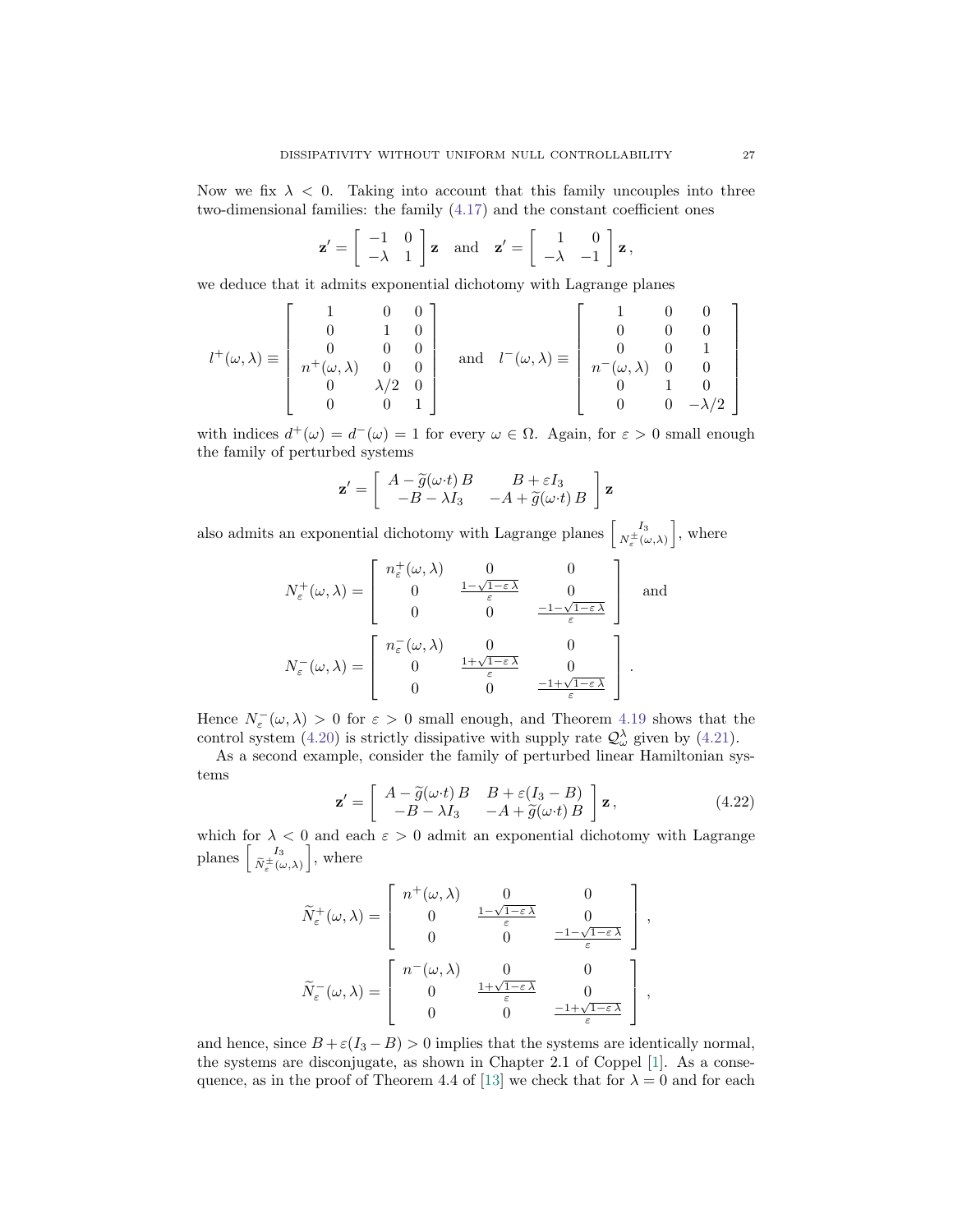Now we fix $\lambda < 0$. Taking into account that this family uncouples into three two-dimensional families: the family (4.17) and the constant coefficient ones

$$\mathbf{z}' = \begin{bmatrix} -1 & 0 \\ -\lambda & 1 \end{bmatrix} \mathbf{z} \quad \text{and} \quad \mathbf{z}' = \begin{bmatrix} 1 & 0 \\ -\lambda & -1 \end{bmatrix} \mathbf{z}\,,$$

we deduce that it admits exponential dichotomy with Lagrange planes

$$l^+(\omega,\lambda) \equiv \begin{bmatrix} 1 & 0 & 0 \\ 0 & 1 & 0 \\ 0 & 0 & 0 \\ n^+(\omega,\lambda) & 0 & 0 \\ 0 & \lambda/2 & 0 \\ 0 & 0 & 1 \end{bmatrix} \quad \text{and} \quad l^-(\omega,\lambda) \equiv \begin{bmatrix} 1 & 0 & 0 \\ 0 & 0 & 0 \\ 0 & 0 & 1 \\ n^-(\omega,\lambda) & 0 & 0 \\ 0 & 1 & 0 \\ 0 & 0 & -\lambda/2 \end{bmatrix}$$

with indices $d^+(\omega) = d^-(\omega) = 1$ for every $\omega \in \Omega$. Again, for $\varepsilon > 0$ small enough the family of perturbed systems

$$\mathbf{z}' = \begin{bmatrix} A - \widetilde{g}(\omega{\cdot}t)\, B & B + \varepsilon I_3 \\ -B - \lambda I_3 & -A + \widetilde{g}(\omega{\cdot}t)\, B \end{bmatrix} \mathbf{z}$$

also admits an exponential dichotomy with Lagrange planes $\left[\begin{smallmatrix} I_3 \\ N^\pm_\varepsilon(\omega,\lambda) \end{smallmatrix}\right]$, where

$$N^+_\varepsilon(\omega,\lambda) = \begin{bmatrix} n^+_\varepsilon(\omega,\lambda) & 0 & 0 \\ 0 & \frac{1-\sqrt{1-\varepsilon\,\lambda}}{\varepsilon} & 0 \\ 0 & 0 & \frac{-1-\sqrt{1-\varepsilon\,\lambda}}{\varepsilon} \end{bmatrix} \quad \text{and}$$

$$N^-_\varepsilon(\omega,\lambda) = \begin{bmatrix} n^-_\varepsilon(\omega,\lambda) & 0 & 0 \\ 0 & \frac{1+\sqrt{1-\varepsilon\,\lambda}}{\varepsilon} & 0 \\ 0 & 0 & \frac{-1+\sqrt{1-\varepsilon\,\lambda}}{\varepsilon} \end{bmatrix}.$$

Hence $N^-_\varepsilon(\omega,\lambda) > 0$ for $\varepsilon > 0$ small enough, and Theorem 4.19 shows that the control system (4.20) is strictly dissipative with supply rate $\mathcal{Q}^\lambda_\omega$ given by (4.21).

As a second example, consider the family of perturbed linear Hamiltonian systems

$$\mathbf{z}' = \begin{bmatrix} A - \widetilde{g}(\omega{\cdot}t)\, B & B + \varepsilon(I_3 - B) \\ -B - \lambda I_3 & -A + \widetilde{g}(\omega{\cdot}t)\, B \end{bmatrix} \mathbf{z}\,, \tag{4.22}$$

which for $\lambda < 0$ and each $\varepsilon > 0$ admit an exponential dichotomy with Lagrange planes $\left[\begin{smallmatrix} I_3 \\ \widetilde{N}^\pm_\varepsilon(\omega,\lambda) \end{smallmatrix}\right]$, where

$$\widetilde{N}^+_\varepsilon(\omega,\lambda) = \begin{bmatrix} n^+(\omega,\lambda) & 0 & 0 \\ 0 & \frac{1-\sqrt{1-\varepsilon\,\lambda}}{\varepsilon} & 0 \\ 0 & 0 & \frac{-1-\sqrt{1-\varepsilon\,\lambda}}{\varepsilon} \end{bmatrix},$$

$$\widetilde{N}^-_\varepsilon(\omega,\lambda) = \begin{bmatrix} n^-(\omega,\lambda) & 0 & 0 \\ 0 & \frac{1+\sqrt{1-\varepsilon\,\lambda}}{\varepsilon} & 0 \\ 0 & 0 & \frac{-1+\sqrt{1-\varepsilon\,\lambda}}{\varepsilon} \end{bmatrix},$$

and hence, since $B + \varepsilon(I_3 - B) > 0$ implies that the systems are identically normal, the systems are disconjugate, as shown in Chapter 2.1 of Coppel [1]. As a consequence, as in the proof of Theorem 4.4 of [13] we check that for $\lambda = 0$ and for each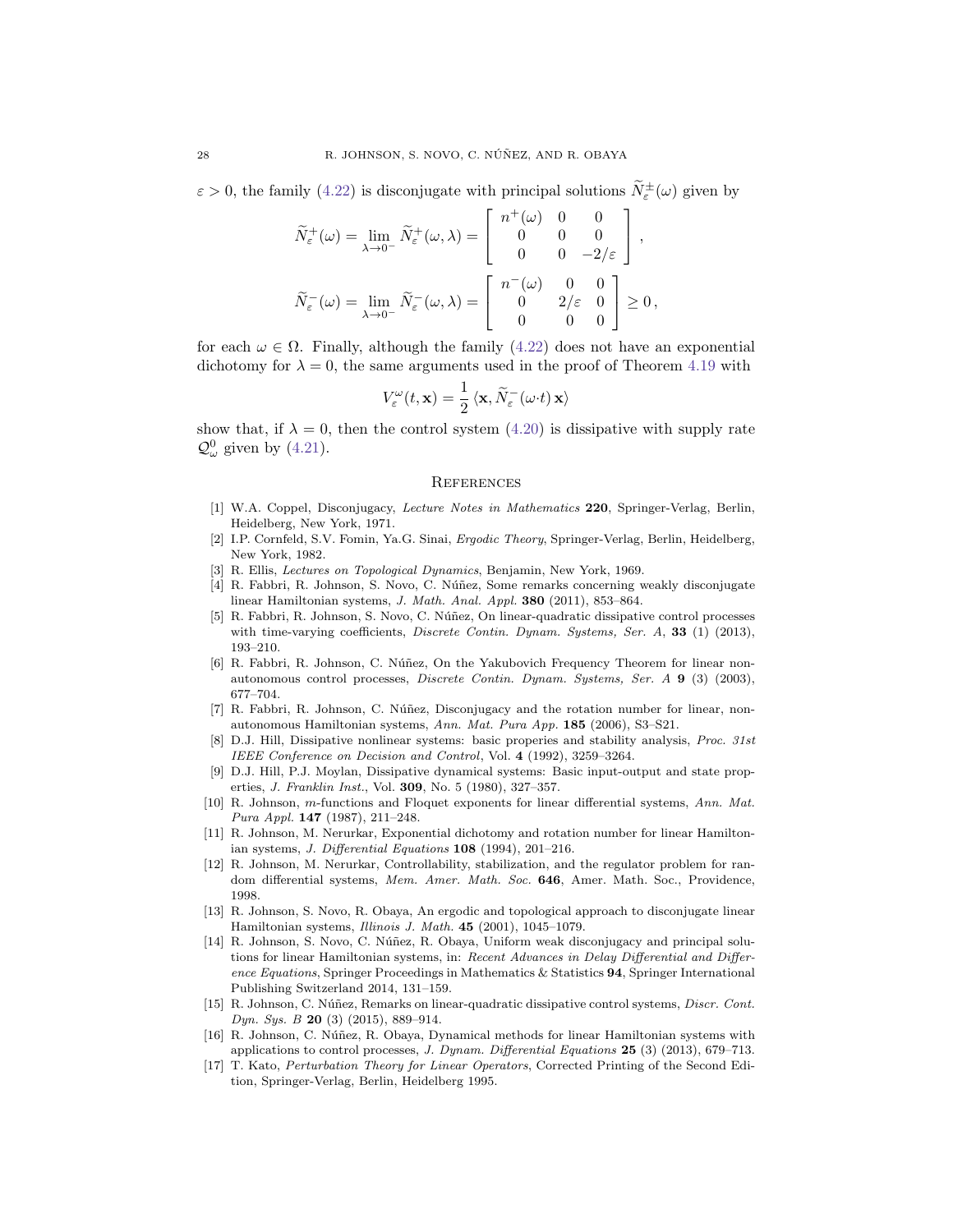$\varepsilon > 0$, the family (4.22) is disconjugate with principal solutions $\widetilde{N}^{\pm}_{\varepsilon}(\omega)$ given by

$$\widetilde{N}^{+}_{\varepsilon}(\omega) = \lim_{\lambda\to 0^{-}} \widetilde{N}^{+}_{\varepsilon}(\omega,\lambda) = \begin{bmatrix} n^{+}(\omega) & 0 & 0 \\ 0 & 0 & 0 \\ 0 & 0 & -2/\varepsilon \end{bmatrix},$$

$$\widetilde{N}^{-}_{\varepsilon}(\omega) = \lim_{\lambda\to 0^{-}} \widetilde{N}^{-}_{\varepsilon}(\omega,\lambda) = \begin{bmatrix} n^{-}(\omega) & 0 & 0 \\ 0 & 2/\varepsilon & 0 \\ 0 & 0 & 0 \end{bmatrix} \geq 0\,,$$

for each $\omega \in \Omega$. Finally, although the family (4.22) does not have an exponential dichotomy for $\lambda = 0$, the same arguments used in the proof of Theorem 4.19 with

$$V^{\omega}_{\varepsilon}(t,\mathbf{x}) = \frac{1}{2}\,\langle \mathbf{x}, \widetilde{N}^{-}_{\varepsilon}(\omega{\cdot}t)\,\mathbf{x}\rangle$$

show that, if $\lambda = 0$, then the control system (4.20) is dissipative with supply rate $\mathcal{Q}^{0}_{\omega}$ given by (4.21).

## References

[1] W.A. Coppel, Disconjugacy, *Lecture Notes in Mathematics* **220**, Springer-Verlag, Berlin, Heidelberg, New York, 1971.

[2] I.P. Cornfeld, S.V. Fomin, Ya.G. Sinai, *Ergodic Theory*, Springer-Verlag, Berlin, Heidelberg, New York, 1982.

[3] R. Ellis, *Lectures on Topological Dynamics*, Benjamin, New York, 1969.

[4] R. Fabbri, R. Johnson, S. Novo, C. Núñez, Some remarks concerning weakly disconjugate linear Hamiltonian systems, *J. Math. Anal. Appl.* **380** (2011), 853–864.

[5] R. Fabbri, R. Johnson, S. Novo, C. Núñez, On linear-quadratic dissipative control processes with time-varying coefficients, *Discrete Contin. Dynam. Systems, Ser. A*, **33** (1) (2013), 193–210.

[6] R. Fabbri, R. Johnson, C. Núñez, On the Yakubovich Frequency Theorem for linear non-autonomous control processes, *Discrete Contin. Dynam. Systems, Ser. A* **9** (3) (2003), 677–704.

[7] R. Fabbri, R. Johnson, C. Núñez, Disconjugacy and the rotation number for linear, non-autonomous Hamiltonian systems, *Ann. Mat. Pura App.* **185** (2006), S3–S21.

[8] D.J. Hill, Dissipative nonlinear systems: basic properies and stability analysis, *Proc. 31st IEEE Conference on Decision and Control*, Vol. **4** (1992), 3259–3264.

[9] D.J. Hill, P.J. Moylan, Dissipative dynamical systems: Basic input-output and state properties, *J. Franklin Inst.*, Vol. **309**, No. 5 (1980), 327–357.

[10] R. Johnson, $m$-functions and Floquet exponents for linear differential systems, *Ann. Mat. Pura Appl.* **147** (1987), 211–248.

[11] R. Johnson, M. Nerurkar, Exponential dichotomy and rotation number for linear Hamiltonian systems, *J. Differential Equations* **108** (1994), 201–216.

[12] R. Johnson, M. Nerurkar, Controllability, stabilization, and the regulator problem for random differential systems, *Mem. Amer. Math. Soc.* **646**, Amer. Math. Soc., Providence, 1998.

[13] R. Johnson, S. Novo, R. Obaya, An ergodic and topological approach to disconjugate linear Hamiltonian systems, *Illinois J. Math.* **45** (2001), 1045–1079.

[14] R. Johnson, S. Novo, C. Núñez, R. Obaya, Uniform weak disconjugacy and principal solutions for linear Hamiltonian systems, in: *Recent Advances in Delay Differential and Difference Equations*, Springer Proceedings in Mathematics & Statistics **94**, Springer International Publishing Switzerland 2014, 131–159.

[15] R. Johnson, C. Núñez, Remarks on linear-quadratic dissipative control systems, *Discr. Cont. Dyn. Sys. B* **20** (3) (2015), 889–914.

[16] R. Johnson, C. Núñez, R. Obaya, Dynamical methods for linear Hamiltonian systems with applications to control processes, *J. Dynam. Differential Equations* **25** (3) (2013), 679–713.

[17] T. Kato, *Perturbation Theory for Linear Operators*, Corrected Printing of the Second Edition, Springer-Verlag, Berlin, Heidelberg 1995.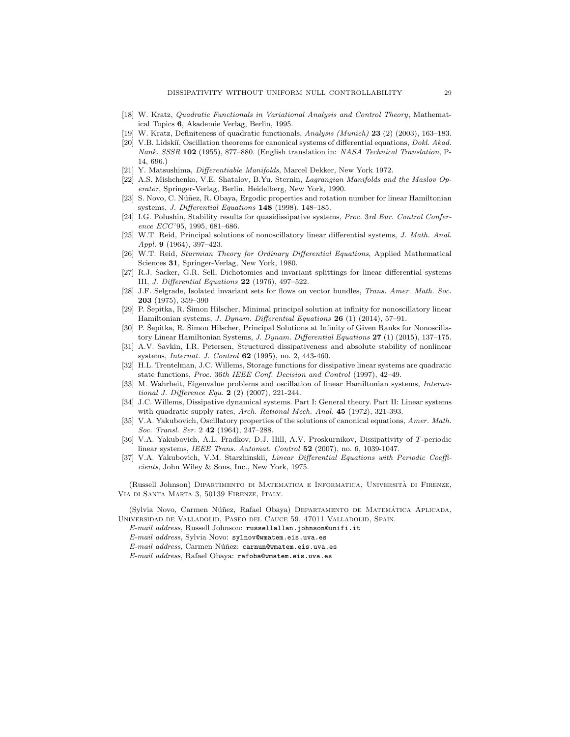[18] W. Kratz, *Quadratic Functionals in Variational Analysis and Control Theory*, Mathematical Topics **6**, Akademie Verlag, Berlin, 1995.

[19] W. Kratz, Definiteness of quadratic functionals, *Analysis (Munich)* **23** (2) (2003), 163–183.

[20] V.B. Lidskiĭ, Oscillation theorems for canonical systems of differential equations, *Dokl. Akad. Nank. SSSR* **102** (1955), 877–880. (English translation in: *NASA Technical Translation*, P-14, 696.)

[21] Y. Matsushima, *Differentiable Manifolds*, Marcel Dekker, New York 1972.

[22] A.S. Mishchenko, V.E. Shatalov, B.Yu. Sternin, *Lagrangian Manifolds and the Maslov Operator*, Springer-Verlag, Berlin, Heidelberg, New York, 1990.

[23] S. Novo, C. Núñez, R. Obaya, Ergodic properties and rotation number for linear Hamiltonian systems, *J. Differential Equations* **148** (1998), 148–185.

[24] I.G. Polushin, Stability results for quasidissipative systems, *Proc. 3rd Eur. Control Conference ECC'95*, 1995, 681–686.

[25] W.T. Reid, Principal solutions of nonoscillatory linear differential systems, *J. Math. Anal. Appl.* **9** (1964), 397–423.

[26] W.T. Reid, *Sturmian Theory for Ordinary Differential Equations*, Applied Mathematical Sciences **31**, Springer-Verlag, New York, 1980.

[27] R.J. Sacker, G.R. Sell, Dichotomies and invariant splittings for linear differential systems III, *J. Differential Equations* **22** (1976), 497–522.

[28] J.F. Selgrade, Isolated invariant sets for flows on vector bundles, *Trans. Amer. Math. Soc.* **203** (1975), 359–390

[29] P. Šepitka, R. Šimon Hilscher, Minimal principal solution at infinity for nonoscillatory linear Hamiltonian systems, *J. Dynam. Differential Equations* **26** (1) (2014), 57–91.

[30] P. Šepitka, R. Šimon Hilscher, Principal Solutions at Infinity of Given Ranks for Nonoscillatory Linear Hamiltonian Systems, *J. Dynam. Differential Equations* **27** (1) (2015), 137–175.

[31] A.V. Savkin, I.R. Petersen, Structured dissipativeness and absolute stability of nonlinear systems, *Internat. J. Control* **62** (1995), no. 2, 443-460.

[32] H.L. Trentelman, J.C. Willems, Storage functions for dissipative linear systems are quadratic state functions, *Proc. 36th IEEE Conf. Decision and Control* (1997), 42–49.

[33] M. Wahrheit, Eigenvalue problems and oscillation of linear Hamiltonian systems, *International J. Difference Equ.* **2** (2) (2007), 221-244.

[34] J.C. Willems, Dissipative dynamical systems. Part I: General theory. Part II: Linear systems with quadratic supply rates, *Arch. Rational Mech. Anal.* **45** (1972), 321-393.

[35] V.A. Yakubovich, Oscillatory properties of the solutions of canonical equations, *Amer. Math. Soc. Transl. Ser.* 2 **42** (1964), 247–288.

[36] V.A. Yakubovich, A.L. Fradkov, D.J. Hill, A.V. Proskurnikov, Dissipativity of $T$-periodic linear systems, *IEEE Trans. Automat. Control* **52** (2007), no. 6, 1039-1047.

[37] V.A. Yakubovich, V.M. Starzhinskii, *Linear Differential Equations with Periodic Coefficients*, John Wiley & Sons, Inc., New York, 1975.

(Russell Johnson) Dipartimento di Matematica e Informatica, Università di Firenze, Via di Santa Marta 3, 50139 Firenze, Italy.

(Sylvia Novo, Carmen Núñez, Rafael Obaya) Departamento de Matemática Aplicada, Universidad de Valladolid, Paseo del Cauce 59, 47011 Valladolid, Spain.

*E-mail address*, Russell Johnson: russellallan.johnson@unifi.it

*E-mail address*, Sylvia Novo: sylnov@wmatem.eis.uva.es

*E-mail address*, Carmen Núñez: carnun@wmatem.eis.uva.es

*E-mail address*, Rafael Obaya: rafoba@wmatem.eis.uva.es